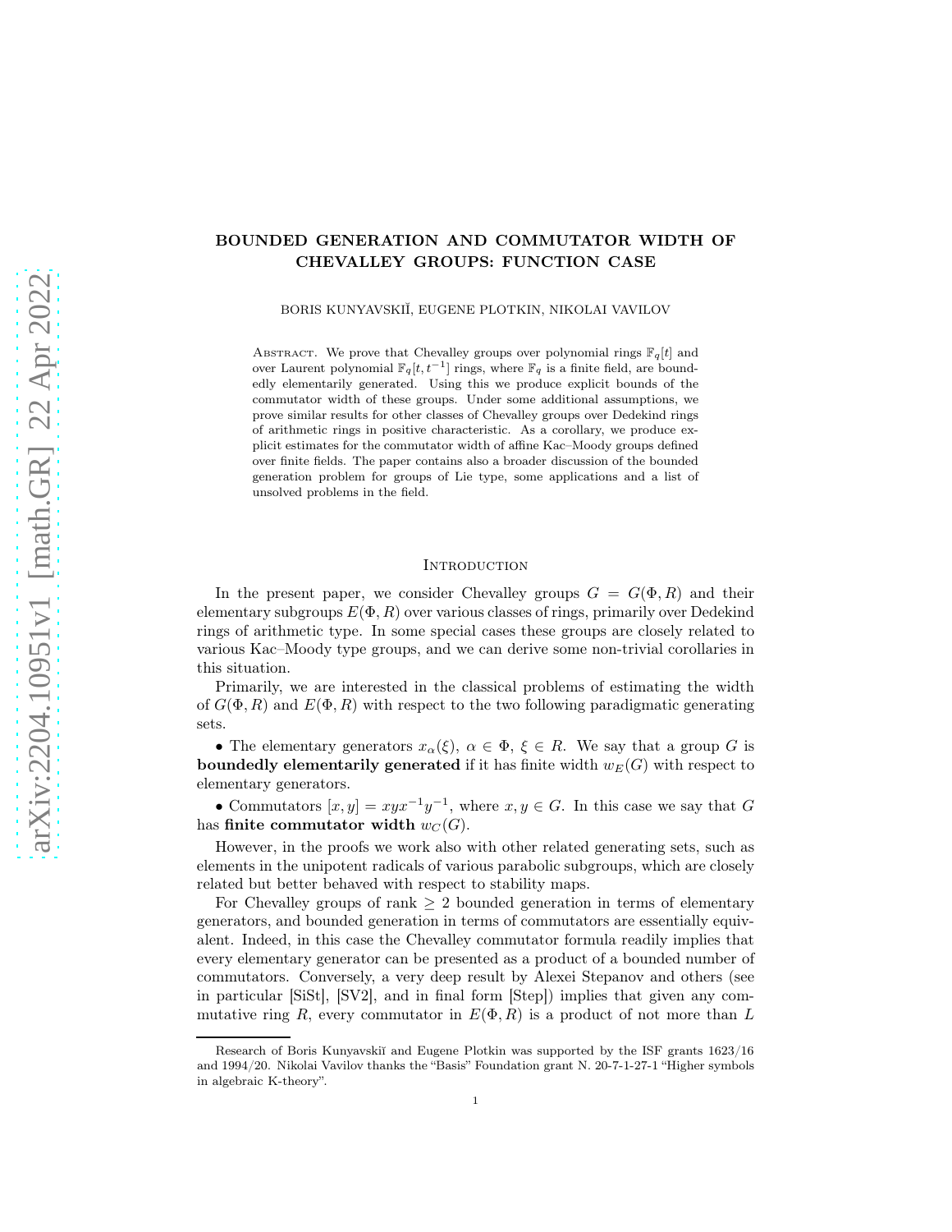# BOUNDED GENERATION AND COMMUTATOR WIDTH OF CHEVALLEY GROUPS: FUNCTION CASE

BORIS KUNYAVSKIĬ, EUGENE PLOTKIN, NIKOLAI VAVILOV

Abstract. We prove that Chevalley groups over polynomial rings $\mathbb{F}_q[t]$ and over Laurent polynomial $\mathbb{F}_q[t, t^{-1}]$ rings, where $\mathbb{F}_q$ is a finite field, are boundedly elementarily generated. Using this we produce explicit bounds of the commutator width of these groups. Under some additional assumptions, we prove similar results for other classes of Chevalley groups over Dedekind rings of arithmetic rings in positive characteristic. As a corollary, we produce explicit estimates for the commutator width of affine Kac–Moody groups defined over finite fields. The paper contains also a broader discussion of the bounded generation problem for groups of Lie type, some applications and a list of unsolved problems in the field.

## Introduction

In the present paper, we consider Chevalley groups $G = G(\Phi, R)$ and their elementary subgroups $E(\Phi, R)$ over various classes of rings, primarily over Dedekind rings of arithmetic type. In some special cases these groups are closely related to various Kac–Moody type groups, and we can derive some non-trivial corollaries in this situation.

Primarily, we are interested in the classical problems of estimating the width of $G(\Phi, R)$ and $E(\Phi, R)$ with respect to the two following paradigmatic generating sets.

• The elementary generators $x_\alpha(\xi)$, $\alpha \in \Phi$, $\xi \in R$. We say that a group $G$ is **boundedly elementarily generated** if it has finite width $w_E(G)$ with respect to elementary generators.

• Commutators $[x, y] = xyx^{-1}y^{-1}$, where $x, y \in G$. In this case we say that $G$ has **finite commutator width** $w_C(G)$.

However, in the proofs we work also with other related generating sets, such as elements in the unipotent radicals of various parabolic subgroups, which are closely related but better behaved with respect to stability maps.

For Chevalley groups of rank $\geq 2$ bounded generation in terms of elementary generators, and bounded generation in terms of commutators are essentially equivalent. Indeed, in this case the Chevalley commutator formula readily implies that every elementary generator can be presented as a product of a bounded number of commutators. Conversely, a very deep result by Alexei Stepanov and others (see in particular [SiSt], [SV2], and in final form [Step]) implies that given any commutative ring $R$, every commutator in $E(\Phi, R)$ is a product of not more than $L$

---

Research of Boris Kunyavskiĭ and Eugene Plotkin was supported by the ISF grants 1623/16 and 1994/20. Nikolai Vavilov thanks the "Basis" Foundation grant N. 20-7-1-27-1 "Higher symbols in algebraic K-theory".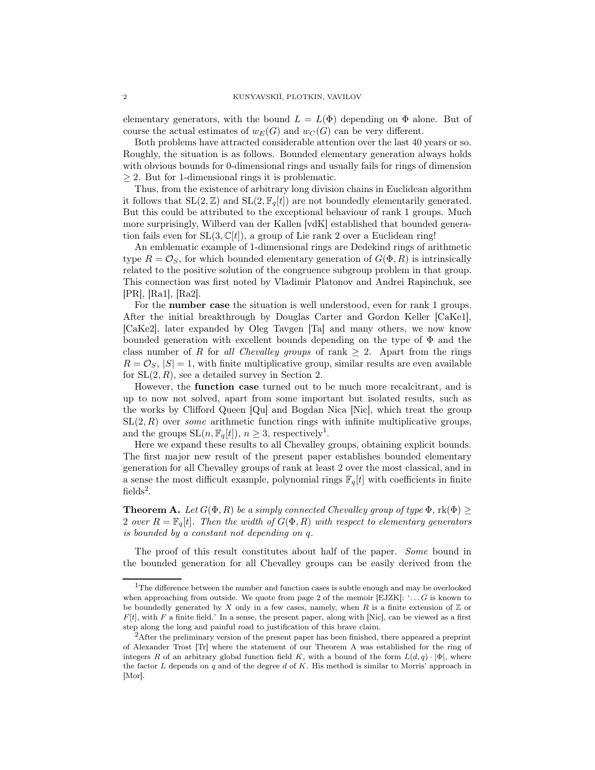elementary generators, with the bound $L = L(\Phi)$ depending on $\Phi$ alone. But of course the actual estimates of $w_E(G)$ and $w_C(G)$ can be very different.

Both problems have attracted considerable attention over the last 40 years or so. Roughly, the situation is as follows. Bounded elementary generation always holds with obvious bounds for 0-dimensional rings and usually fails for rings of dimension $\geq 2$. But for 1-dimensional rings it is problematic.

Thus, from the existence of arbitrary long division chains in Euclidean algorithm it follows that $\mathrm{SL}(2,\mathbb{Z})$ and $\mathrm{SL}(2,\mathbb{F}_q[t])$ are not boundedly elementarily generated. But this could be attributed to the exceptional behaviour of rank 1 groups. Much more surprisingly, Wilberd van der Kallen [vdK] established that bounded generation fails even for $\mathrm{SL}(3,\mathbb{C}[t])$, a group of Lie rank 2 over a Euclidean ring!

An emblematic example of 1-dimensional rings are Dedekind rings of arithmetic type $R = \mathcal{O}_S$, for which bounded elementary generation of $G(\Phi, R)$ is intrinsically related to the positive solution of the congruence subgroup problem in that group. This connection was first noted by Vladimir Platonov and Andrei Rapinchuk, see [PR], [Ra1], [Ra2].

For the **number case** the situation is well understood, even for rank 1 groups. After the initial breakthrough by Douglas Carter and Gordon Keller [CaKe1], [CaKe2], later expanded by Oleg Tavgen [Ta] and many others, we now know bounded generation with excellent bounds depending on the type of $\Phi$ and the class number of $R$ for *all Chevalley groups* of rank $\geq 2$. Apart from the rings $R = \mathcal{O}_S$, $|S| = 1$, with finite multiplicative group, similar results are even available for $\mathrm{SL}(2, R)$, see a detailed survey in Section 2.

However, the **function case** turned out to be much more recalcitrant, and is up to now not solved, apart from some important but isolated results, such as the works by Clifford Queen [Qu] and Bogdan Nica [Nic], which treat the group $\mathrm{SL}(2, R)$ over *some* arithmetic function rings with infinite multiplicative groups, and the groups $\mathrm{SL}(n, \mathbb{F}_q[t])$, $n \geq 3$, respectively[1].

Here we expand these results to all Chevalley groups, obtaining explicit bounds. The first major new result of the present paper establishes bounded elementary generation for all Chevalley groups of rank at least 2 over the most classical, and in a sense the most difficult example, polynomial rings $\mathbb{F}_q[t]$ with coefficients in finite fields[2].

**Theorem A.** *Let $G(\Phi, R)$ be a simply connected Chevalley group of type $\Phi$, $\mathrm{rk}(\Phi) \geq 2$ over $R = \mathbb{F}_q[t]$. Then the width of $G(\Phi, R)$ with respect to elementary generators is bounded by a constant not depending on $q$.*

The proof of this result constitutes about half of the paper. *Some* bound in the bounded generation for all Chevalley groups can be easily derived from the

---

[1] The difference between the number and function cases is subtle enough and may be overlooked when approaching from outside. We quote from page 2 of the memoir [EJZK]: '…$G$ is known to be boundedly generated by $X$ only in a few cases, namely, when $R$ is a finite extension of $\mathbb{Z}$ or $F[t]$, with $F$ a finite field.' In a sense, the present paper, along with [Nic], can be viewed as a first step along the long and painful road to justification of this brave claim.

[2] After the preliminary version of the present paper has been finished, there appeared a preprint of Alexander Trost [Tr] where the statement of our Theorem A was established for the ring of integers $R$ of an arbitrary global function field $K$, with a bound of the form $L(d, q) \cdot |\Phi|$, where the factor $L$ depends on $q$ and of the degree $d$ of $K$. His method is similar to Morris' approach in [Mor].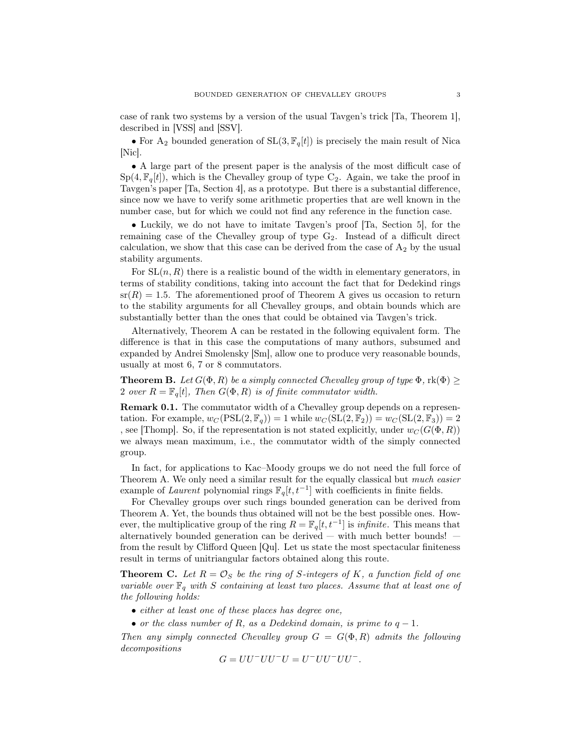case of rank two systems by a version of the usual Tavgen's trick [Ta, Theorem 1], described in [VSS] and [SSV].

• For $\mathrm{A}_2$ bounded generation of $\mathrm{SL}(3, \mathbb{F}_q[t])$ is precisely the main result of Nica [Nic].

• A large part of the present paper is the analysis of the most difficult case of $\mathrm{Sp}(4, \mathbb{F}_q[t])$, which is the Chevalley group of type $\mathrm{C}_2$. Again, we take the proof in Tavgen's paper [Ta, Section 4], as a prototype. But there is a substantial difference, since now we have to verify some arithmetic properties that are well known in the number case, but for which we could not find any reference in the function case.

• Luckily, we do not have to imitate Tavgen's proof [Ta, Section 5], for the remaining case of the Chevalley group of type $\mathrm{G}_2$. Instead of a difficult direct calculation, we show that this case can be derived from the case of $\mathrm{A}_2$ by the usual stability arguments.

For $\mathrm{SL}(n, R)$ there is a realistic bound of the width in elementary generators, in terms of stability conditions, taking into account the fact that for Dedekind rings $\mathrm{sr}(R) = 1.5$. The aforementioned proof of Theorem A gives us occasion to return to the stability arguments for all Chevalley groups, and obtain bounds which are substantially better than the ones that could be obtained via Tavgen's trick.

Alternatively, Theorem A can be restated in the following equivalent form. The difference is that in this case the computations of many authors, subsumed and expanded by Andrei Smolensky [Sm], allow one to produce very reasonable bounds, usually at most 6, 7 or 8 commutators.

**Theorem B.** *Let $G(\Phi, R)$ be a simply connected Chevalley group of type $\Phi$, $\mathrm{rk}(\Phi) \geq 2$ over $R = \mathbb{F}_q[t]$, Then $G(\Phi, R)$ is of finite commutator width.*

**Remark 0.1.** The commutator width of a Chevalley group depends on a representation. For example, $w_C(\mathrm{PSL}(2, \mathbb{F}_q)) = 1$ while $w_C(\mathrm{SL}(2, \mathbb{F}_2)) = w_C(\mathrm{SL}(2, \mathbb{F}_3)) = 2$ , see [Thomp]. So, if the representation is not stated explicitly, under $w_C(G(\Phi, R))$ we always mean maximum, i.e., the commutator width of the simply connected group.

In fact, for applications to Kac–Moody groups we do not need the full force of Theorem A. We only need a similar result for the equally classical but *much easier* example of *Laurent* polynomial rings $\mathbb{F}_q[t, t^{-1}]$ with coefficients in finite fields.

For Chevalley groups over such rings bounded generation can be derived from Theorem A. Yet, the bounds thus obtained will not be the best possible ones. However, the multiplicative group of the ring $R = \mathbb{F}_q[t, t^{-1}]$ is *infinite*. This means that alternatively bounded generation can be derived — with much better bounds! — from the result by Clifford Queen [Qu]. Let us state the most spectacular finiteness result in terms of unitriangular factors obtained along this route.

**Theorem C.** *Let $R = \mathcal{O}_S$ be the ring of $S$-integers of $K$, a function field of one variable over $\mathbb{F}_q$ with $S$ containing at least two places. Assume that at least one of the following holds:*

- *either at least one of these places has degree one,*
- *or the class number of $R$, as a Dedekind domain, is prime to $q - 1$.*

*Then any simply connected Chevalley group $G = G(\Phi, R)$ admits the following decompositions*

$$G = UU^-UU^-U = U^-UU^-UU^-.$$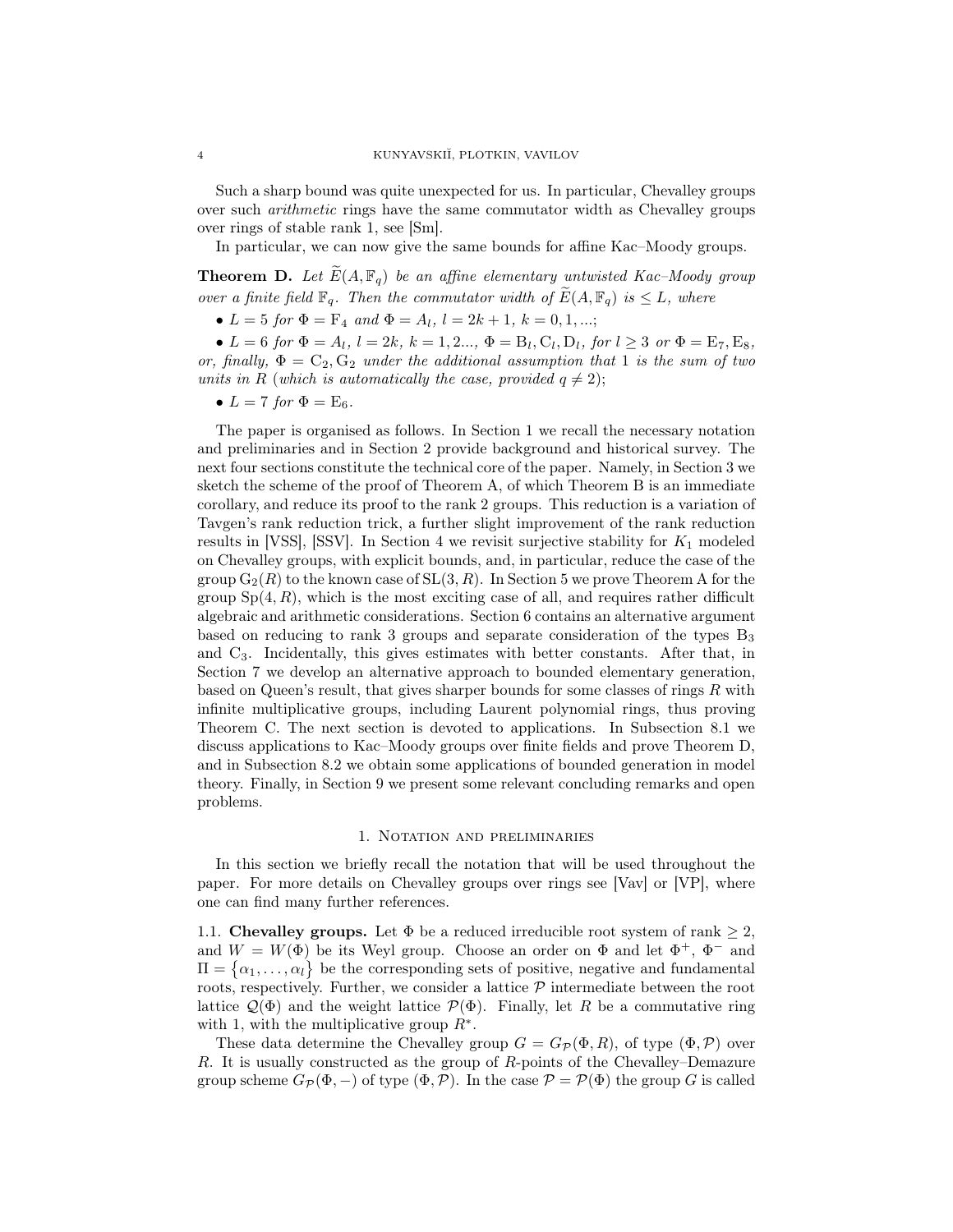Such a sharp bound was quite unexpected for us. In particular, Chevalley groups over such *arithmetic* rings have the same commutator width as Chevalley groups over rings of stable rank 1, see [Sm].

In particular, we can now give the same bounds for affine Kac–Moody groups.

**Theorem D.** *Let $\widetilde{E}(A, \mathbb{F}_q)$ be an affine elementary untwisted Kac–Moody group over a finite field $\mathbb{F}_q$. Then the commutator width of $\widetilde{E}(A, \mathbb{F}_q)$ is $\leq L$, where*

- *$L = 5$ for $\Phi = \mathrm{F}_4$ and $\Phi = A_l$, $l = 2k+1$, $k = 0, 1, \ldots$;*
- *$L = 6$ for $\Phi = A_l$, $l = 2k$, $k = 1, 2 \ldots$, $\Phi = \mathrm{B}_l, \mathrm{C}_l, \mathrm{D}_l$, for $l \geq 3$ or $\Phi = \mathrm{E}_7, \mathrm{E}_8$, or, finally, $\Phi = \mathrm{C}_2, \mathrm{G}_2$ under the additional assumption that 1 is the sum of two units in $R$ (which is automatically the case, provided $q \neq 2$);*
- *$L = 7$ for $\Phi = \mathrm{E}_6$.*

The paper is organised as follows. In Section 1 we recall the necessary notation and preliminaries and in Section 2 provide background and historical survey. The next four sections constitute the technical core of the paper. Namely, in Section 3 we sketch the scheme of the proof of Theorem A, of which Theorem B is an immediate corollary, and reduce its proof to the rank 2 groups. This reduction is a variation of Tavgen's rank reduction trick, a further slight improvement of the rank reduction results in [VSS], [SSV]. In Section 4 we revisit surjective stability for $K_1$ modeled on Chevalley groups, with explicit bounds, and, in particular, reduce the case of the group $\mathrm{G}_2(R)$ to the known case of $\mathrm{SL}(3, R)$. In Section 5 we prove Theorem A for the group $\mathrm{Sp}(4, R)$, which is the most exciting case of all, and requires rather difficult algebraic and arithmetic considerations. Section 6 contains an alternative argument based on reducing to rank 3 groups and separate consideration of the types $\mathrm{B}_3$ and $\mathrm{C}_3$. Incidentally, this gives estimates with better constants. After that, in Section 7 we develop an alternative approach to bounded elementary generation, based on Queen's result, that gives sharper bounds for some classes of rings $R$ with infinite multiplicative groups, including Laurent polynomial rings, thus proving Theorem C. The next section is devoted to applications. In Subsection 8.1 we discuss applications to Kac–Moody groups over finite fields and prove Theorem D, and in Subsection 8.2 we obtain some applications of bounded generation in model theory. Finally, in Section 9 we present some relevant concluding remarks and open problems.

## 1. Notation and preliminaries

In this section we briefly recall the notation that will be used throughout the paper. For more details on Chevalley groups over rings see [Vav] or [VP], where one can find many further references.

1.1. **Chevalley groups.** Let $\Phi$ be a reduced irreducible root system of rank $\geq 2$, and $W = W(\Phi)$ be its Weyl group. Choose an order on $\Phi$ and let $\Phi^+$, $\Phi^-$ and $\Pi = \{\alpha_1, \ldots, \alpha_l\}$ be the corresponding sets of positive, negative and fundamental roots, respectively. Further, we consider a lattice $\mathcal{P}$ intermediate between the root lattice $\mathcal{Q}(\Phi)$ and the weight lattice $\mathcal{P}(\Phi)$. Finally, let $R$ be a commutative ring with 1, with the multiplicative group $R^*$.

These data determine the Chevalley group $G = G_{\mathcal{P}}(\Phi, R)$, of type $(\Phi, \mathcal{P})$ over $R$. It is usually constructed as the group of $R$-points of the Chevalley–Demazure group scheme $G_{\mathcal{P}}(\Phi, -)$ of type $(\Phi, \mathcal{P})$. In the case $\mathcal{P} = \mathcal{P}(\Phi)$ the group $G$ is called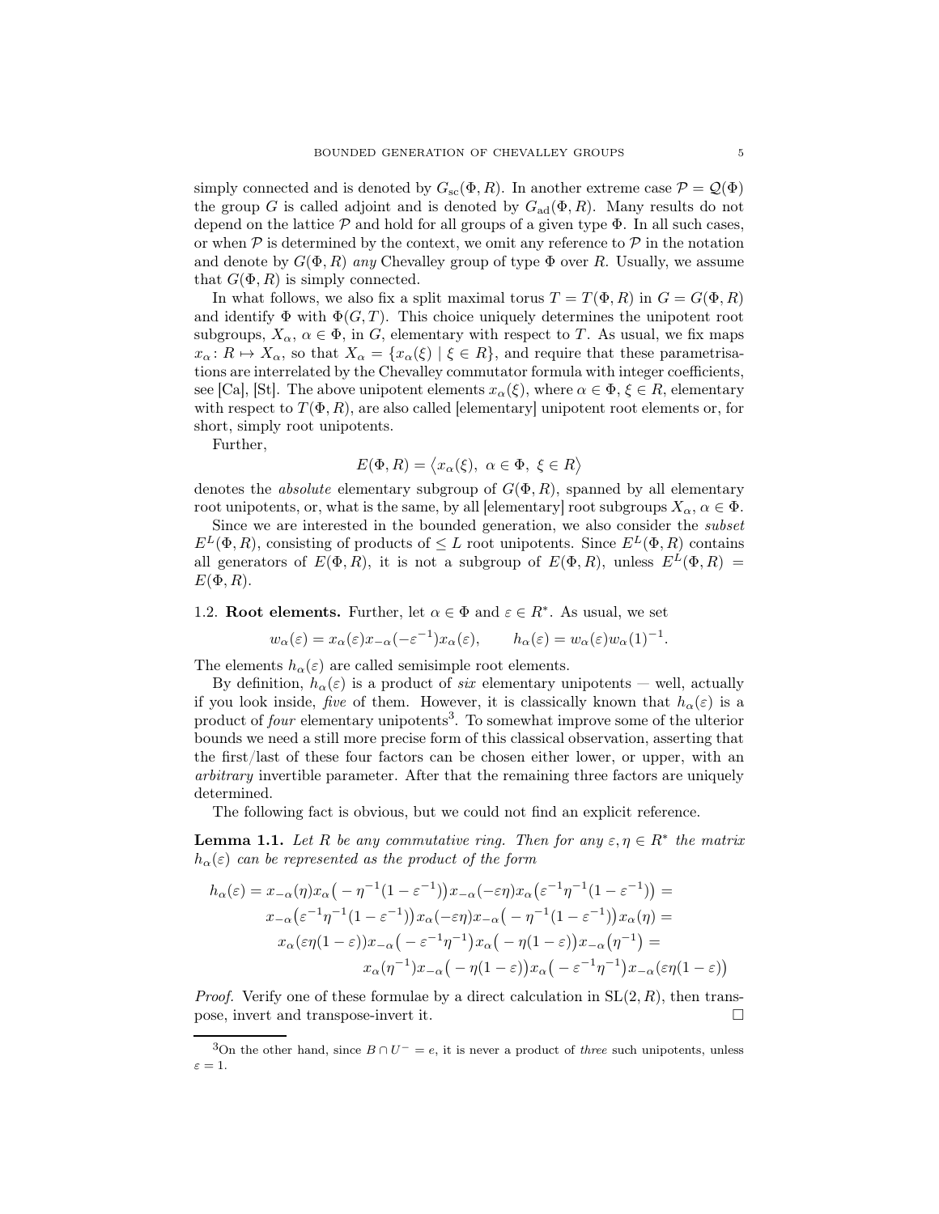simply connected and is denoted by $G_{\mathrm{sc}}(\Phi, R)$. In another extreme case $\mathcal{P} = \mathcal{Q}(\Phi)$ the group $G$ is called adjoint and is denoted by $G_{\mathrm{ad}}(\Phi, R)$. Many results do not depend on the lattice $\mathcal{P}$ and hold for all groups of a given type $\Phi$. In all such cases, or when $\mathcal{P}$ is determined by the context, we omit any reference to $\mathcal{P}$ in the notation and denote by $G(\Phi, R)$ *any* Chevalley group of type $\Phi$ over $R$. Usually, we assume that $G(\Phi, R)$ is simply connected.

In what follows, we also fix a split maximal torus $T = T(\Phi, R)$ in $G = G(\Phi, R)$ and identify $\Phi$ with $\Phi(G, T)$. This choice uniquely determines the unipotent root subgroups, $X_\alpha$, $\alpha \in \Phi$, in $G$, elementary with respect to $T$. As usual, we fix maps $x_\alpha \colon R \mapsto X_\alpha$, so that $X_\alpha = \{x_\alpha(\xi) \mid \xi \in R\}$, and require that these parametrisations are interrelated by the Chevalley commutator formula with integer coefficients, see [Ca], [St]. The above unipotent elements $x_\alpha(\xi)$, where $\alpha \in \Phi$, $\xi \in R$, elementary with respect to $T(\Phi, R)$, are also called [elementary] unipotent root elements or, for short, simply root unipotents.

Further,

$$E(\Phi, R) = \langle x_\alpha(\xi),\ \alpha \in \Phi,\ \xi \in R \rangle$$

denotes the *absolute* elementary subgroup of $G(\Phi, R)$, spanned by all elementary root unipotents, or, what is the same, by all [elementary] root subgroups $X_\alpha$, $\alpha \in \Phi$.

Since we are interested in the bounded generation, we also consider the *subset* $E^L(\Phi, R)$, consisting of products of $\leq L$ root unipotents. Since $E^L(\Phi, R)$ contains all generators of $E(\Phi, R)$, it is not a subgroup of $E(\Phi, R)$, unless $E^L(\Phi, R) = E(\Phi, R)$.

1.2. **Root elements.** Further, let $\alpha \in \Phi$ and $\varepsilon \in R^*$. As usual, we set

$$w_\alpha(\varepsilon) = x_\alpha(\varepsilon) x_{-\alpha}(-\varepsilon^{-1}) x_\alpha(\varepsilon), \qquad h_\alpha(\varepsilon) = w_\alpha(\varepsilon) w_\alpha(1)^{-1}.$$

The elements $h_\alpha(\varepsilon)$ are called semisimple root elements.

By definition, $h_\alpha(\varepsilon)$ is a product of *six* elementary unipotents — well, actually if you look inside, *five* of them. However, it is classically known that $h_\alpha(\varepsilon)$ is a product of *four* elementary unipotents[3]. To somewhat improve some of the ulterior bounds we need a still more precise form of this classical observation, asserting that the first/last of these four factors can be chosen either lower, or upper, with an *arbitrary* invertible parameter. After that the remaining three factors are uniquely determined.

The following fact is obvious, but we could not find an explicit reference.

**Lemma 1.1.** *Let $R$ be any commutative ring. Then for any $\varepsilon, \eta \in R^*$ the matrix $h_\alpha(\varepsilon)$ can be represented as the product of the form*

$$\begin{aligned}
h_\alpha(\varepsilon) &= x_{-\alpha}(\eta) x_\alpha\big(-\eta^{-1}(1-\varepsilon^{-1})\big) x_{-\alpha}(-\varepsilon\eta) x_\alpha\big(\varepsilon^{-1}\eta^{-1}(1-\varepsilon^{-1})\big) = \\
&\quad x_{-\alpha}\big(\varepsilon^{-1}\eta^{-1}(1-\varepsilon^{-1})\big) x_\alpha(-\varepsilon\eta) x_{-\alpha}\big(-\eta^{-1}(1-\varepsilon^{-1})\big) x_\alpha(\eta) = \\
&\quad x_\alpha(\varepsilon\eta(1-\varepsilon)) x_{-\alpha}\big(-\varepsilon^{-1}\eta^{-1}\big) x_\alpha\big(-\eta(1-\varepsilon)\big) x_{-\alpha}\big(\eta^{-1}\big) = \\
&\quad x_\alpha(\eta^{-1}) x_{-\alpha}\big(-\eta(1-\varepsilon)\big) x_\alpha\big(-\varepsilon^{-1}\eta^{-1}\big) x_{-\alpha}(\varepsilon\eta(1-\varepsilon))
\end{aligned}$$

*Proof.* Verify one of these formulae by a direct calculation in $\mathrm{SL}(2, R)$, then transpose, invert and transpose-invert it. $\square$

[3] On the other hand, since $B \cap U^- = e$, it is never a product of *three* such unipotents, unless $\varepsilon = 1$.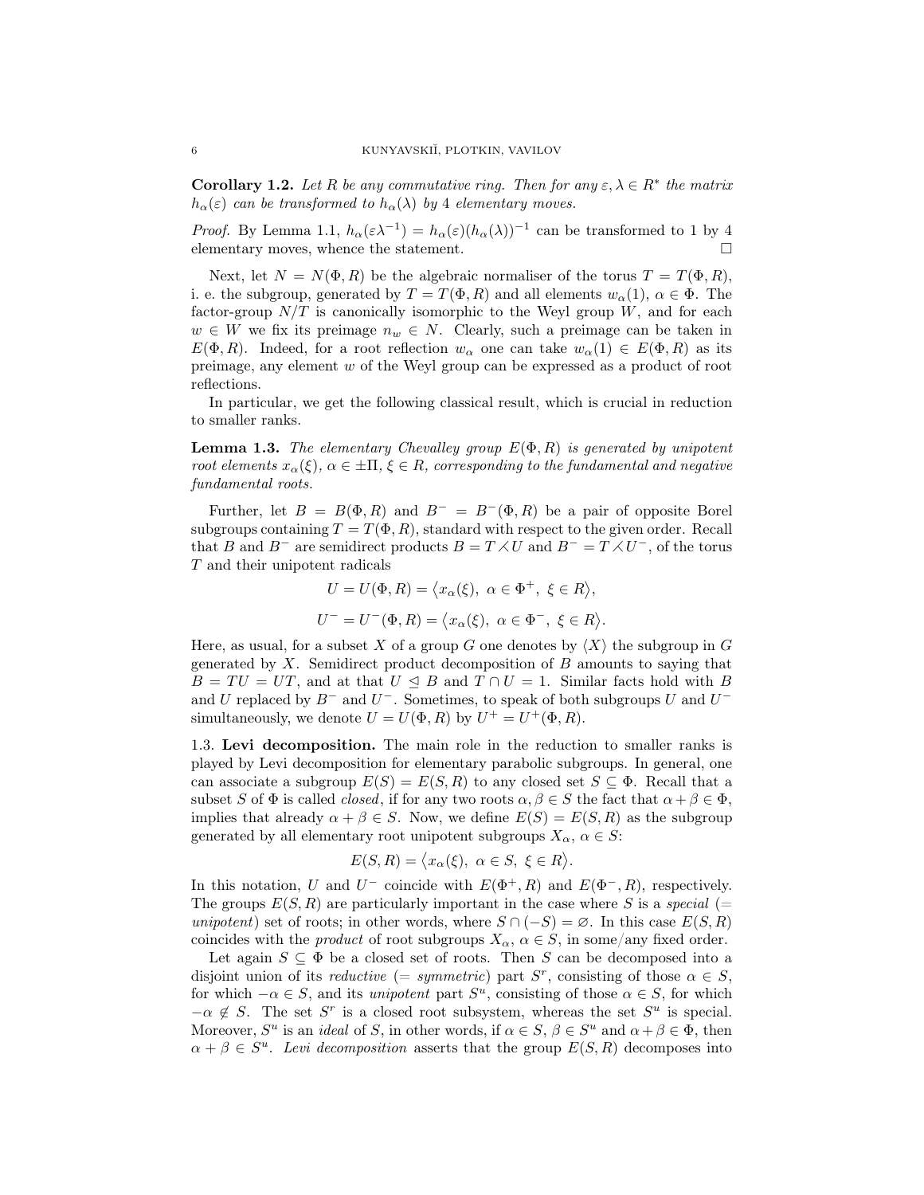**Corollary 1.2.** *Let $R$ be any commutative ring. Then for any $\varepsilon, \lambda \in R^*$ the matrix $h_\alpha(\varepsilon)$ can be transformed to $h_\alpha(\lambda)$ by 4 elementary moves.*

*Proof.* By Lemma 1.1, $h_\alpha(\varepsilon\lambda^{-1}) = h_\alpha(\varepsilon)(h_\alpha(\lambda))^{-1}$ can be transformed to 1 by 4 elementary moves, whence the statement. □

Next, let $N = N(\Phi, R)$ be the algebraic normaliser of the torus $T = T(\Phi, R)$, i. e. the subgroup, generated by $T = T(\Phi, R)$ and all elements $w_\alpha(1)$, $\alpha \in \Phi$. The factor-group $N/T$ is canonically isomorphic to the Weyl group $W$, and for each $w \in W$ we fix its preimage $n_w \in N$. Clearly, such a preimage can be taken in $E(\Phi, R)$. Indeed, for a root reflection $w_\alpha$ one can take $w_\alpha(1) \in E(\Phi, R)$ as its preimage, any element $w$ of the Weyl group can be expressed as a product of root reflections.

In particular, we get the following classical result, which is crucial in reduction to smaller ranks.

**Lemma 1.3.** *The elementary Chevalley group $E(\Phi, R)$ is generated by unipotent root elements $x_\alpha(\xi)$, $\alpha \in \pm\Pi$, $\xi \in R$, corresponding to the fundamental and negative fundamental roots.*

Further, let $B = B(\Phi, R)$ and $B^- = B^-(\Phi, R)$ be a pair of opposite Borel subgroups containing $T = T(\Phi, R)$, standard with respect to the given order. Recall that $B$ and $B^-$ are semidirect products $B = T \rightthreetimes U$ and $B^- = T \rightthreetimes U^-$, of the torus $T$ and their unipotent radicals

$$U = U(\Phi, R) = \langle x_\alpha(\xi),\ \alpha \in \Phi^+,\ \xi \in R \rangle,$$

$$U^- = U^-(\Phi, R) = \langle x_\alpha(\xi),\ \alpha \in \Phi^-,\ \xi \in R \rangle.$$

Here, as usual, for a subset $X$ of a group $G$ one denotes by $\langle X \rangle$ the subgroup in $G$ generated by $X$. Semidirect product decomposition of $B$ amounts to saying that $B = TU = UT$, and at that $U \trianglelefteq B$ and $T \cap U = 1$. Similar facts hold with $B$ and $U$ replaced by $B^-$ and $U^-$. Sometimes, to speak of both subgroups $U$ and $U^-$ simultaneously, we denote $U = U(\Phi, R)$ by $U^+ = U^+(\Phi, R)$.

1.3. **Levi decomposition.** The main role in the reduction to smaller ranks is played by Levi decomposition for elementary parabolic subgroups. In general, one can associate a subgroup $E(S) = E(S, R)$ to any closed set $S \subseteq \Phi$. Recall that a subset $S$ of $\Phi$ is called *closed*, if for any two roots $\alpha, \beta \in S$ the fact that $\alpha + \beta \in \Phi$, implies that already $\alpha + \beta \in S$. Now, we define $E(S) = E(S, R)$ as the subgroup generated by all elementary root unipotent subgroups $X_\alpha$, $\alpha \in S$:

$$E(S, R) = \langle x_\alpha(\xi),\ \alpha \in S,\ \xi \in R \rangle.$$

In this notation, $U$ and $U^-$ coincide with $E(\Phi^+, R)$ and $E(\Phi^-, R)$, respectively. The groups $E(S, R)$ are particularly important in the case where $S$ is a *special* (= *unipotent*) set of roots; in other words, where $S \cap (-S) = \varnothing$. In this case $E(S, R)$ coincides with the *product* of root subgroups $X_\alpha$, $\alpha \in S$, in some/any fixed order.

Let again $S \subseteq \Phi$ be a closed set of roots. Then $S$ can be decomposed into a disjoint union of its *reductive* (= *symmetric*) part $S^r$, consisting of those $\alpha \in S$, for which $-\alpha \in S$, and its *unipotent* part $S^u$, consisting of those $\alpha \in S$, for which $-\alpha \notin S$. The set $S^r$ is a closed root subsystem, whereas the set $S^u$ is special. Moreover, $S^u$ is an *ideal* of $S$, in other words, if $\alpha \in S$, $\beta \in S^u$ and $\alpha + \beta \in \Phi$, then $\alpha + \beta \in S^u$. *Levi decomposition* asserts that the group $E(S, R)$ decomposes into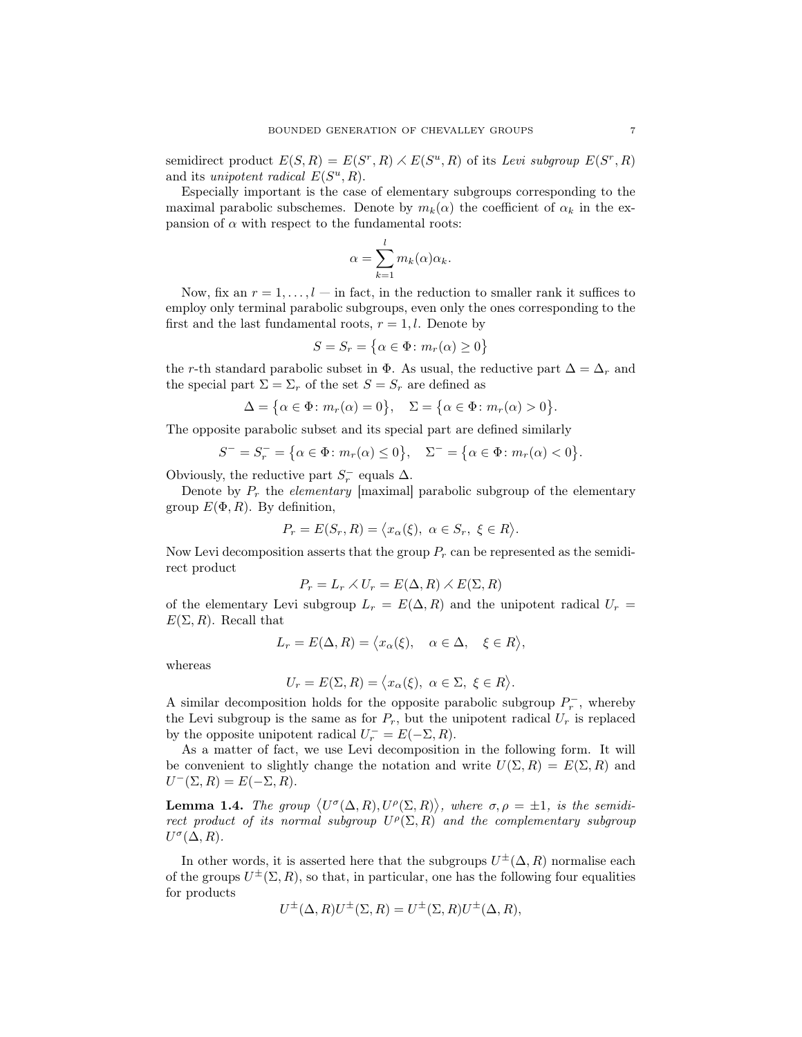semidirect product $E(S,R) = E(S^r,R) \leftthreetimes E(S^u,R)$ of its *Levi subgroup* $E(S^r,R)$ and its *unipotent radical* $E(S^u,R)$.

Especially important is the case of elementary subgroups corresponding to the maximal parabolic subschemes. Denote by $m_k(\alpha)$ the coefficient of $\alpha_k$ in the expansion of $\alpha$ with respect to the fundamental roots:

$$\alpha = \sum_{k=1}^{l} m_k(\alpha)\alpha_k.$$

Now, fix an $r = 1, \dots, l$ — in fact, in the reduction to smaller rank it suffices to employ only terminal parabolic subgroups, even only the ones corresponding to the first and the last fundamental roots, $r = 1, l$. Denote by

$$S = S_r = \{\alpha \in \Phi \colon m_r(\alpha) \geq 0\}$$

the $r$-th standard parabolic subset in $\Phi$. As usual, the reductive part $\Delta = \Delta_r$ and the special part $\Sigma = \Sigma_r$ of the set $S = S_r$ are defined as

$$\Delta = \{\alpha \in \Phi \colon m_r(\alpha) = 0\}, \quad \Sigma = \{\alpha \in \Phi \colon m_r(\alpha) > 0\}.$$

The opposite parabolic subset and its special part are defined similarly

$$S^- = S_r^- = \{\alpha \in \Phi \colon m_r(\alpha) \leq 0\}, \quad \Sigma^- = \{\alpha \in \Phi \colon m_r(\alpha) < 0\}.$$

Obviously, the reductive part $S_r^-$ equals $\Delta$.

Denote by $P_r$ the *elementary* [maximal] parabolic subgroup of the elementary group $E(\Phi,R)$. By definition,

$$P_r = E(S_r,R) = \langle x_\alpha(\xi),\ \alpha \in S_r,\ \xi \in R\rangle.$$

Now Levi decomposition asserts that the group $P_r$ can be represented as the semidirect product

$$P_r = L_r \leftthreetimes U_r = E(\Delta,R) \leftthreetimes E(\Sigma,R)$$

of the elementary Levi subgroup $L_r = E(\Delta,R)$ and the unipotent radical $U_r = E(\Sigma,R)$. Recall that

$$L_r = E(\Delta,R) = \langle x_\alpha(\xi), \quad \alpha \in \Delta, \quad \xi \in R\rangle,$$

whereas

$$U_r = E(\Sigma,R) = \langle x_\alpha(\xi),\ \alpha \in \Sigma,\ \xi \in R\rangle.$$

A similar decomposition holds for the opposite parabolic subgroup $P_r^-$, whereby the Levi subgroup is the same as for $P_r$, but the unipotent radical $U_r$ is replaced by the opposite unipotent radical $U_r^- = E(-\Sigma,R)$.

As a matter of fact, we use Levi decomposition in the following form. It will be convenient to slightly change the notation and write $U(\Sigma,R) = E(\Sigma,R)$ and $U^-(\Sigma,R) = E(-\Sigma,R)$.

**Lemma 1.4.** *The group $\langle U^\sigma(\Delta,R), U^\rho(\Sigma,R)\rangle$, where $\sigma,\rho = \pm 1$, is the semidirect product of its normal subgroup $U^\rho(\Sigma,R)$ and the complementary subgroup $U^\sigma(\Delta,R)$.*

In other words, it is asserted here that the subgroups $U^\pm(\Delta,R)$ normalise each of the groups $U^\pm(\Sigma,R)$, so that, in particular, one has the following four equalities for products

$$U^\pm(\Delta,R)U^\pm(\Sigma,R) = U^\pm(\Sigma,R)U^\pm(\Delta,R),$$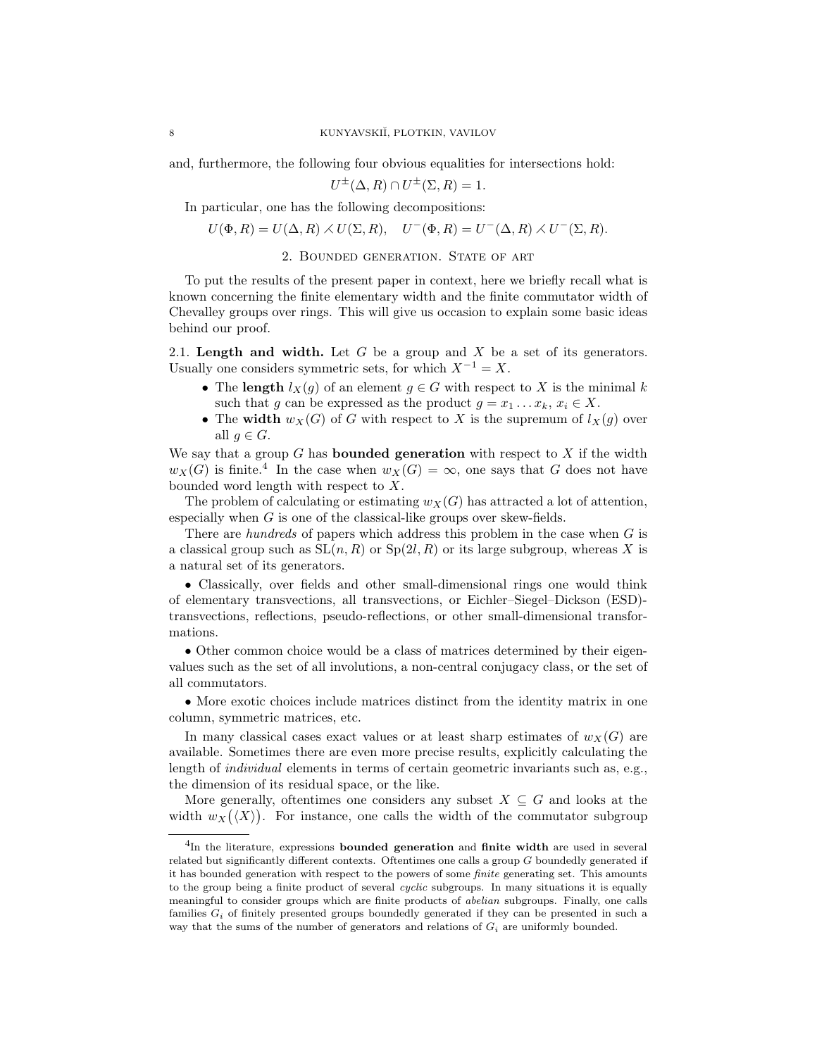and, furthermore, the following four obvious equalities for intersections hold:

$$U^{\pm}(\Delta, R) \cap U^{\pm}(\Sigma, R) = 1.$$

In particular, one has the following decompositions:

$$U(\Phi, R) = U(\Delta, R) \leftthreetimes U(\Sigma, R), \quad U^{-}(\Phi, R) = U^{-}(\Delta, R) \leftthreetimes U^{-}(\Sigma, R).$$

## 2. Bounded generation. State of art

To put the results of the present paper in context, here we briefly recall what is known concerning the finite elementary width and the finite commutator width of Chevalley groups over rings. This will give us occasion to explain some basic ideas behind our proof.

2.1. **Length and width.** Let $G$ be a group and $X$ be a set of its generators. Usually one considers symmetric sets, for which $X^{-1} = X$.

- The **length** $l_X(g)$ of an element $g \in G$ with respect to $X$ is the minimal $k$ such that $g$ can be expressed as the product $g = x_1 \dots x_k$, $x_i \in X$.
- The **width** $w_X(G)$ of $G$ with respect to $X$ is the supremum of $l_X(g)$ over all $g \in G$.

We say that a group $G$ has **bounded generation** with respect to $X$ if the width $w_X(G)$ is finite.[4] In the case when $w_X(G) = \infty$, one says that $G$ does not have bounded word length with respect to $X$.

The problem of calculating or estimating $w_X(G)$ has attracted a lot of attention, especially when $G$ is one of the classical-like groups over skew-fields.

There are *hundreds* of papers which address this problem in the case when $G$ is a classical group such as $\mathrm{SL}(n, R)$ or $\mathrm{Sp}(2l, R)$ or its large subgroup, whereas $X$ is a natural set of its generators.

• Classically, over fields and other small-dimensional rings one would think of elementary transvections, all transvections, or Eichler–Siegel–Dickson (ESD)-transvections, reflections, pseudo-reflections, or other small-dimensional transformations.

• Other common choice would be a class of matrices determined by their eigenvalues such as the set of all involutions, a non-central conjugacy class, or the set of all commutators.

• More exotic choices include matrices distinct from the identity matrix in one column, symmetric matrices, etc.

In many classical cases exact values or at least sharp estimates of $w_X(G)$ are available. Sometimes there are even more precise results, explicitly calculating the length of *individual* elements in terms of certain geometric invariants such as, e.g., the dimension of its residual space, or the like.

More generally, oftentimes one considers any subset $X \subseteq G$ and looks at the width $w_X\big(\langle X \rangle\big)$. For instance, one calls the width of the commutator subgroup

---

[4] In the literature, expressions **bounded generation** and **finite width** are used in several related but significantly different contexts. Oftentimes one calls a group $G$ boundedly generated if it has bounded generation with respect to the powers of some *finite* generating set. This amounts to the group being a finite product of several *cyclic* subgroups. In many situations it is equally meaningful to consider groups which are finite products of *abelian* subgroups. Finally, one calls families $G_i$ of finitely presented groups boundedly generated if they can be presented in such a way that the sums of the number of generators and relations of $G_i$ are uniformly bounded.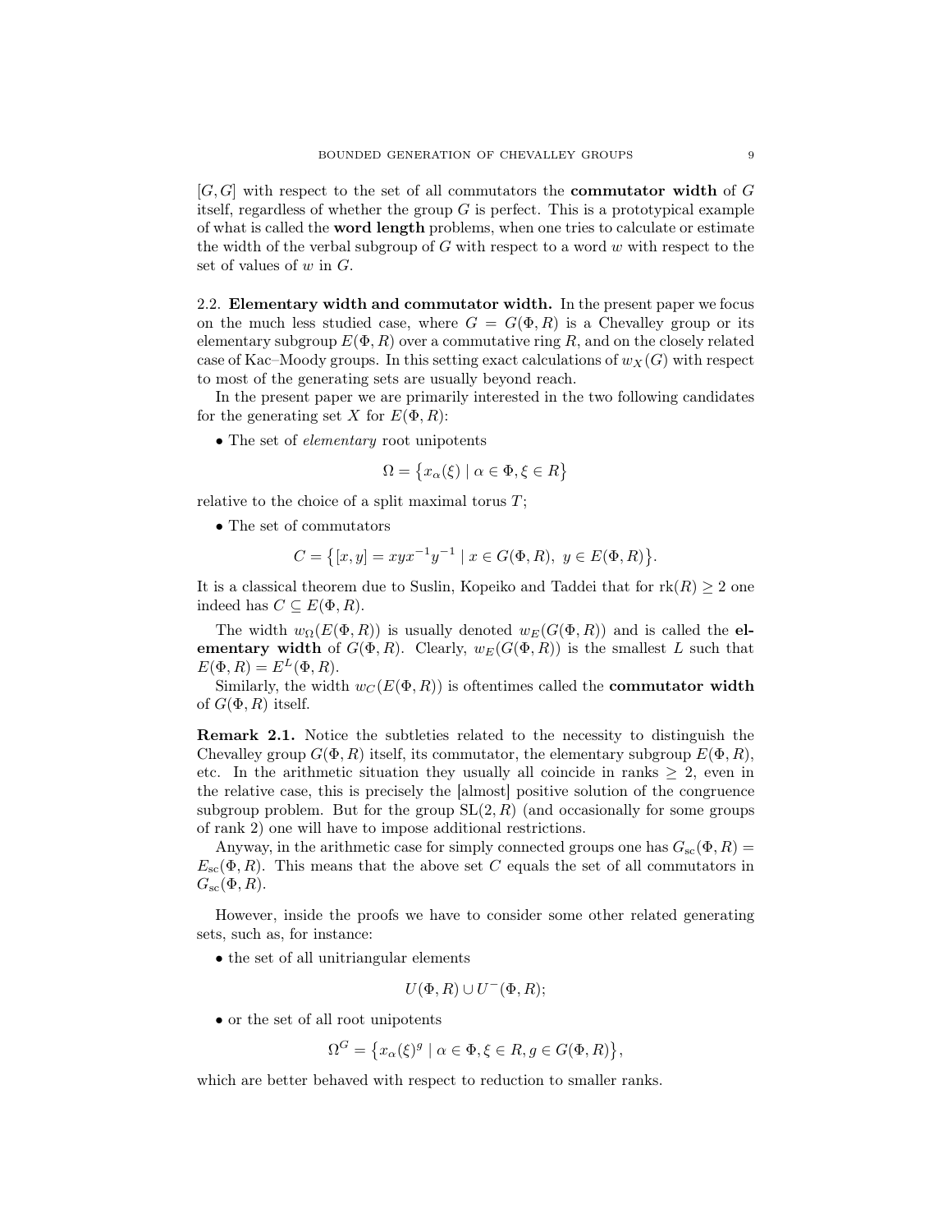$[G, G]$ with respect to the set of all commutators the **commutator width** of $G$ itself, regardless of whether the group $G$ is perfect. This is a prototypical example of what is called the **word length** problems, when one tries to calculate or estimate the width of the verbal subgroup of $G$ with respect to a word $w$ with respect to the set of values of $w$ in $G$.

2.2. **Elementary width and commutator width.** In the present paper we focus on the much less studied case, where $G = G(\Phi, R)$ is a Chevalley group or its elementary subgroup $E(\Phi, R)$ over a commutative ring $R$, and on the closely related case of Kac–Moody groups. In this setting exact calculations of $w_X(G)$ with respect to most of the generating sets are usually beyond reach.

In the present paper we are primarily interested in the two following candidates for the generating set $X$ for $E(\Phi, R)$:

- The set of *elementary* root unipotents

$$\Omega = \{x_\alpha(\xi) \mid \alpha \in \Phi, \xi \in R\}$$

relative to the choice of a split maximal torus $T$;

- The set of commutators

$$C = \{[x, y] = xyx^{-1}y^{-1} \mid x \in G(\Phi, R),\ y \in E(\Phi, R)\}.$$

It is a classical theorem due to Suslin, Kopeiko and Taddei that for $\mathrm{rk}(R) \geq 2$ one indeed has $C \subseteq E(\Phi, R)$.

The width $w_\Omega(E(\Phi, R))$ is usually denoted $w_E(G(\Phi, R))$ and is called the **elementary width** of $G(\Phi, R)$. Clearly, $w_E(G(\Phi, R))$ is the smallest $L$ such that $E(\Phi, R) = E^L(\Phi, R)$.

Similarly, the width $w_C(E(\Phi, R))$ is oftentimes called the **commutator width** of $G(\Phi, R)$ itself.

**Remark 2.1.** Notice the subtleties related to the necessity to distinguish the Chevalley group $G(\Phi, R)$ itself, its commutator, the elementary subgroup $E(\Phi, R)$, etc. In the arithmetic situation they usually all coincide in ranks $\geq 2$, even in the relative case, this is precisely the [almost] positive solution of the congruence subgroup problem. But for the group $\mathrm{SL}(2, R)$ (and occasionally for some groups of rank 2) one will have to impose additional restrictions.

Anyway, in the arithmetic case for simply connected groups one has $G_{\mathrm{sc}}(\Phi, R) = E_{\mathrm{sc}}(\Phi, R)$. This means that the above set $C$ equals the set of all commutators in $G_{\mathrm{sc}}(\Phi, R)$.

However, inside the proofs we have to consider some other related generating sets, such as, for instance:

- the set of all unitriangular elements

$$U(\Phi, R) \cup U^-(\Phi, R);$$

- or the set of all root unipotents

$$\Omega^G = \{x_\alpha(\xi)^g \mid \alpha \in \Phi, \xi \in R, g \in G(\Phi, R)\},$$

which are better behaved with respect to reduction to smaller ranks.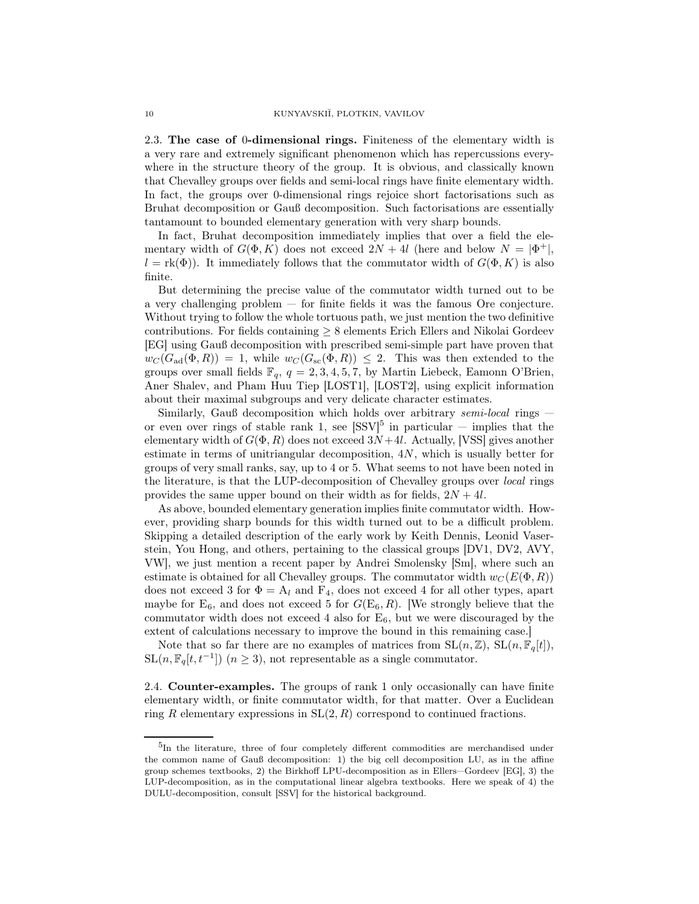### 2.3. **The case of** 0**-dimensional rings.**

Finiteness of the elementary width is a very rare and extremely significant phenomenon which has repercussions everywhere in the structure theory of the group. It is obvious, and classically known that Chevalley groups over fields and semi-local rings have finite elementary width. In fact, the groups over 0-dimensional rings rejoice short factorisations such as Bruhat decomposition or Gauß decomposition. Such factorisations are essentially tantamount to bounded elementary generation with very sharp bounds.

In fact, Bruhat decomposition immediately implies that over a field the elementary width of $G(\Phi, K)$ does not exceed $2N + 4l$ (here and below $N = |\Phi^+|$, $l = \mathrm{rk}(\Phi)$). It immediately follows that the commutator width of $G(\Phi, K)$ is also finite.

But determining the precise value of the commutator width turned out to be a very challenging problem — for finite fields it was the famous Ore conjecture. Without trying to follow the whole tortuous path, we just mention the two definitive contributions. For fields containing $\geq 8$ elements Erich Ellers and Nikolai Gordeev [EG] using Gauß decomposition with prescribed semi-simple part have proven that $w_C(G_{\mathrm{ad}}(\Phi, R)) = 1$, while $w_C(G_{\mathrm{sc}}(\Phi, R)) \leq 2$. This was then extended to the groups over small fields $\mathbb{F}_q$, $q = 2, 3, 4, 5, 7$, by Martin Liebeck, Eamonn O'Brien, Aner Shalev, and Pham Huu Tiep [LOST1], [LOST2], using explicit information about their maximal subgroups and very delicate character estimates.

Similarly, Gauß decomposition which holds over arbitrary *semi-local* rings — or even over rings of stable rank 1, see [SSV][5] in particular — implies that the elementary width of $G(\Phi, R)$ does not exceed $3N + 4l$. Actually, [VSS] gives another estimate in terms of unitriangular decomposition, $4N$, which is usually better for groups of very small ranks, say, up to 4 or 5. What seems to not have been noted in the literature, is that the LUP-decomposition of Chevalley groups over *local* rings provides the same upper bound on their width as for fields, $2N + 4l$.

As above, bounded elementary generation implies finite commutator width. However, providing sharp bounds for this width turned out to be a difficult problem. Skipping a detailed description of the early work by Keith Dennis, Leonid Vaserstein, You Hong, and others, pertaining to the classical groups [DV1, DV2, AVY, VW], we just mention a recent paper by Andrei Smolensky [Sm], where such an estimate is obtained for all Chevalley groups. The commutator width $w_C(E(\Phi, R))$ does not exceed 3 for $\Phi = \mathrm{A}_l$ and $\mathrm{F}_4$, does not exceed 4 for all other types, apart maybe for $\mathrm{E}_6$, and does not exceed 5 for $G(\mathrm{E}_6, R)$. [We strongly believe that the commutator width does not exceed 4 also for $\mathrm{E}_6$, but we were discouraged by the extent of calculations necessary to improve the bound in this remaining case.]

Note that so far there are no examples of matrices from $\mathrm{SL}(n, \mathbb{Z})$, $\mathrm{SL}(n, \mathbb{F}_q[t])$, $\mathrm{SL}(n, \mathbb{F}_q[t, t^{-1}])$ $(n \geq 3)$, not representable as a single commutator.

### 2.4. **Counter-examples.**

The groups of rank 1 only occasionally can have finite elementary width, or finite commutator width, for that matter. Over a Euclidean ring $R$ elementary expressions in $\mathrm{SL}(2, R)$ correspond to continued fractions.

---

[5] In the literature, three of four completely different commodities are merchandised under the common name of Gauß decomposition: 1) the big cell decomposition LU, as in the affine group schemes textbooks, 2) the Birkhoff LPU-decomposition as in Ellers—Gordeev [EG], 3) the LUP-decomposition, as in the computational linear algebra textbooks. Here we speak of 4) the DULU-decomposition, consult [SSV] for the historical background.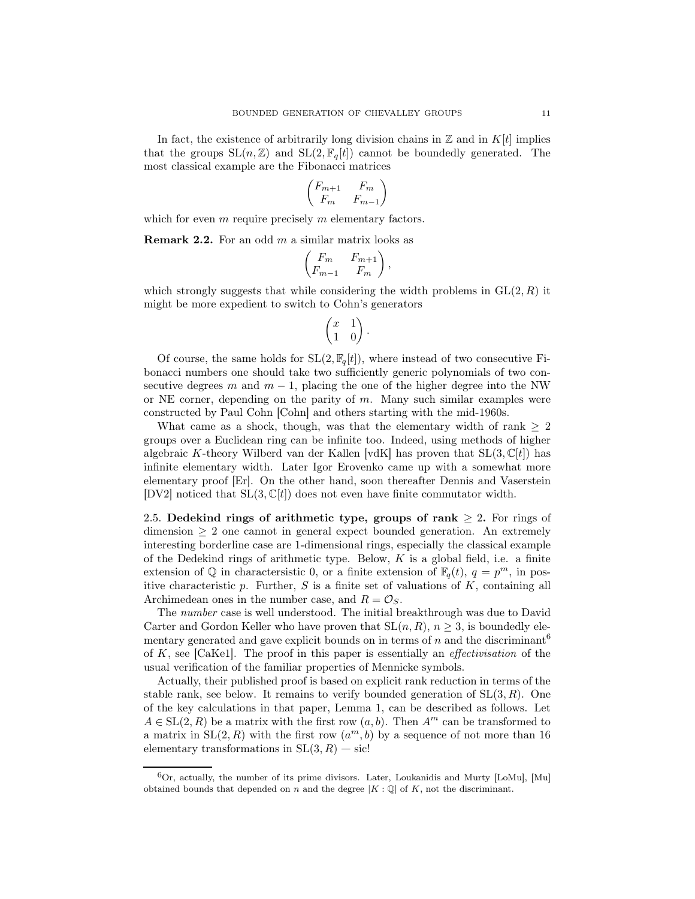In fact, the existence of arbitrarily long division chains in $\mathbb{Z}$ and in $K[t]$ implies that the groups $\mathrm{SL}(n, \mathbb{Z})$ and $\mathrm{SL}(2, \mathbb{F}_q[t])$ cannot be boundedly generated. The most classical example are the Fibonacci matrices

$$\begin{pmatrix} F_{m+1} & F_m \\ F_m & F_{m-1} \end{pmatrix}$$

which for even $m$ require precisely $m$ elementary factors.

**Remark 2.2.** For an odd $m$ a similar matrix looks as

$$\begin{pmatrix} F_m & F_{m+1} \\ F_{m-1} & F_m \end{pmatrix},$$

which strongly suggests that while considering the width problems in $\mathrm{GL}(2, R)$ it might be more expedient to switch to Cohn's generators

$$\begin{pmatrix} x & 1 \\ 1 & 0 \end{pmatrix}.$$

Of course, the same holds for $\mathrm{SL}(2, \mathbb{F}_q[t])$, where instead of two consecutive Fibonacci numbers one should take two sufficiently generic polynomials of two consecutive degrees $m$ and $m-1$, placing the one of the higher degree into the NW or NE corner, depending on the parity of $m$. Many such similar examples were constructed by Paul Cohn [Cohn] and others starting with the mid-1960s.

What came as a shock, though, was that the elementary width of rank $\geq 2$ groups over a Euclidean ring can be infinite too. Indeed, using methods of higher algebraic $K$-theory Wilberd van der Kallen [vdK] has proven that $\mathrm{SL}(3, \mathbb{C}[t])$ has infinite elementary width. Later Igor Erovenko came up with a somewhat more elementary proof [Er]. On the other hand, soon thereafter Dennis and Vaserstein [DV2] noticed that $\mathrm{SL}(3, \mathbb{C}[t])$ does not even have finite commutator width.

2.5. **Dedekind rings of arithmetic type, groups of rank $\geq 2$.** For rings of dimension $\geq 2$ one cannot in general expect bounded generation. An extremely interesting borderline case are 1-dimensional rings, especially the classical example of the Dedekind rings of arithmetic type. Below, $K$ is a global field, i.e. a finite extension of $\mathbb{Q}$ in charactersistic 0, or a finite extension of $\mathbb{F}_q(t)$, $q = p^m$, in positive characteristic $p$. Further, $S$ is a finite set of valuations of $K$, containing all Archimedean ones in the number case, and $R = \mathcal{O}_S$.

The *number* case is well understood. The initial breakthrough was due to David Carter and Gordon Keller who have proven that $\mathrm{SL}(n, R)$, $n \geq 3$, is boundedly elementary generated and gave explicit bounds on in terms of $n$ and the discriminant[6] of $K$, see [CaKe1]. The proof in this paper is essentially an *effectivisation* of the usual verification of the familiar properties of Mennicke symbols.

Actually, their published proof is based on explicit rank reduction in terms of the stable rank, see below. It remains to verify bounded generation of $\mathrm{SL}(3, R)$. One of the key calculations in that paper, Lemma 1, can be described as follows. Let $A \in \mathrm{SL}(2, R)$ be a matrix with the first row $(a, b)$. Then $A^m$ can be transformed to a matrix in $\mathrm{SL}(2, R)$ with the first row $(a^m, b)$ by a sequence of not more than 16 elementary transformations in $\mathrm{SL}(3, R)$ — sic!

[6] Or, actually, the number of its prime divisors. Later, Loukanidis and Murty [LoMu], [Mu] obtained bounds that depended on $n$ and the degree $|K : \mathbb{Q}|$ of $K$, not the discriminant.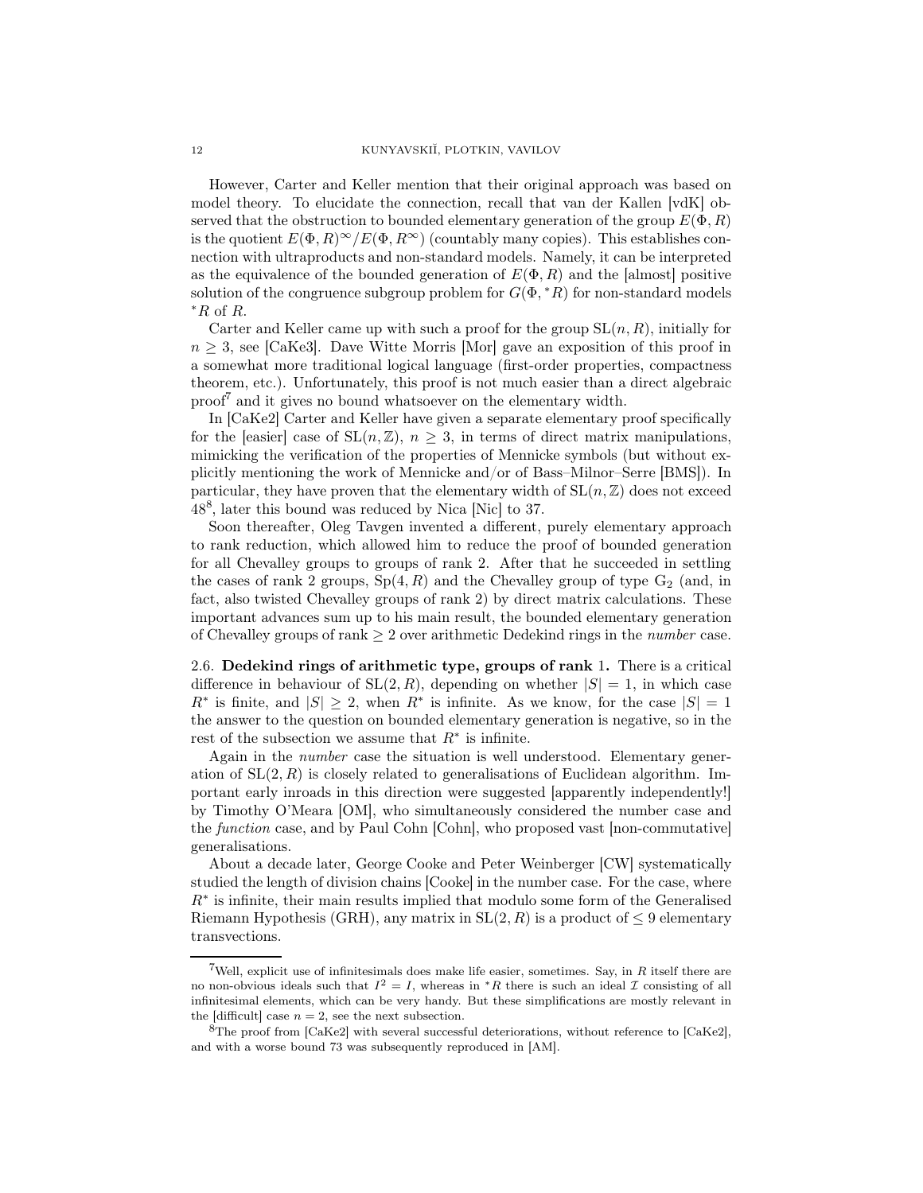However, Carter and Keller mention that their original approach was based on model theory. To elucidate the connection, recall that van der Kallen [vdK] observed that the obstruction to bounded elementary generation of the group $E(\Phi, R)$ is the quotient $E(\Phi, R)^{\infty}/E(\Phi, R^{\infty})$ (countably many copies). This establishes connection with ultraproducts and non-standard models. Namely, it can be interpreted as the equivalence of the bounded generation of $E(\Phi, R)$ and the [almost] positive solution of the congruence subgroup problem for $G(\Phi, {}^*R)$ for non-standard models ${}^*R$ of $R$.

Carter and Keller came up with such a proof for the group $\mathrm{SL}(n, R)$, initially for $n \geq 3$, see [CaKe3]. Dave Witte Morris [Mor] gave an exposition of this proof in a somewhat more traditional logical language (first-order properties, compactness theorem, etc.). Unfortunately, this proof is not much easier than a direct algebraic proof[7] and it gives no bound whatsoever on the elementary width.

In [CaKe2] Carter and Keller have given a separate elementary proof specifically for the [easier] case of $\mathrm{SL}(n, \mathbb{Z})$, $n \geq 3$, in terms of direct matrix manipulations, mimicking the verification of the properties of Mennicke symbols (but without explicitly mentioning the work of Mennicke and/or of Bass–Milnor–Serre [BMS]). In particular, they have proven that the elementary width of $\mathrm{SL}(n, \mathbb{Z})$ does not exceed 48[8], later this bound was reduced by Nica [Nic] to 37.

Soon thereafter, Oleg Tavgen invented a different, purely elementary approach to rank reduction, which allowed him to reduce the proof of bounded generation for all Chevalley groups to groups of rank 2. After that he succeeded in settling the cases of rank 2 groups, $\mathrm{Sp}(4, R)$ and the Chevalley group of type $\mathrm{G}_2$ (and, in fact, also twisted Chevalley groups of rank 2) by direct matrix calculations. These important advances sum up to his main result, the bounded elementary generation of Chevalley groups of rank $\geq 2$ over arithmetic Dedekind rings in the *number* case.

**2.6. Dedekind rings of arithmetic type, groups of rank 1.** There is a critical difference in behaviour of $\mathrm{SL}(2, R)$, depending on whether $|S| = 1$, in which case $R^*$ is finite, and $|S| \geq 2$, when $R^*$ is infinite. As we know, for the case $|S| = 1$ the answer to the question on bounded elementary generation is negative, so in the rest of the subsection we assume that $R^*$ is infinite.

Again in the *number* case the situation is well understood. Elementary generation of $\mathrm{SL}(2, R)$ is closely related to generalisations of Euclidean algorithm. Important early inroads in this direction were suggested [apparently independently!] by Timothy O'Meara [OM], who simultaneously considered the number case and the *function* case, and by Paul Cohn [Cohn], who proposed vast [non-commutative] generalisations.

About a decade later, George Cooke and Peter Weinberger [CW] systematically studied the length of division chains [Cooke] in the number case. For the case, where $R^*$ is infinite, their main results implied that modulo some form of the Generalised Riemann Hypothesis (GRH), any matrix in $\mathrm{SL}(2, R)$ is a product of $\leq 9$ elementary transvections.

---

[7] Well, explicit use of infinitesimals does make life easier, sometimes. Say, in $R$ itself there are no non-obvious ideals such that $I^2 = I$, whereas in ${}^*R$ there is such an ideal $\mathcal{I}$ consisting of all infinitesimal elements, which can be very handy. But these simplifications are mostly relevant in the [difficult] case $n = 2$, see the next subsection.

[8] The proof from [CaKe2] with several successful deteriorations, without reference to [CaKe2], and with a worse bound 73 was subsequently reproduced in [AM].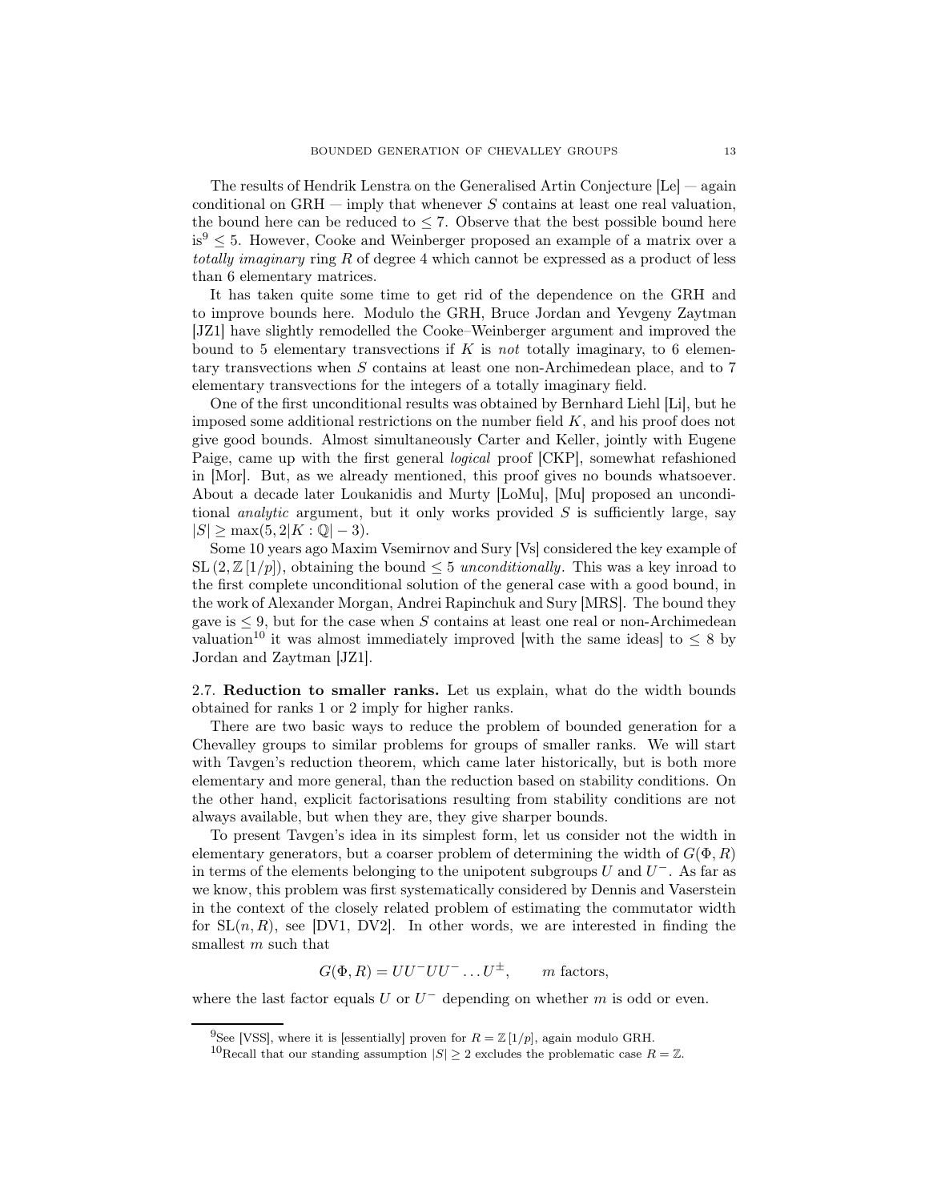The results of Hendrik Lenstra on the Generalised Artin Conjecture [Le] — again conditional on GRH — imply that whenever $S$ contains at least one real valuation, the bound here can be reduced to $\leq 7$. Observe that the best possible bound here is[9] $\leq 5$. However, Cooke and Weinberger proposed an example of a matrix over a *totally imaginary* ring $R$ of degree 4 which cannot be expressed as a product of less than 6 elementary matrices.

It has taken quite some time to get rid of the dependence on the GRH and to improve bounds here. Modulo the GRH, Bruce Jordan and Yevgeny Zaytman [JZ1] have slightly remodelled the Cooke–Weinberger argument and improved the bound to 5 elementary transvections if $K$ is *not* totally imaginary, to 6 elementary transvections when $S$ contains at least one non-Archimedean place, and to 7 elementary transvections for the integers of a totally imaginary field.

One of the first unconditional results was obtained by Bernhard Liehl [Li], but he imposed some additional restrictions on the number field $K$, and his proof does not give good bounds. Almost simultaneously Carter and Keller, jointly with Eugene Paige, came up with the first general *logical* proof [CKP], somewhat refashioned in [Mor]. But, as we already mentioned, this proof gives no bounds whatsoever. About a decade later Loukanidis and Murty [LoMu], [Mu] proposed an unconditional *analytic* argument, but it only works provided $S$ is sufficiently large, say $|S| \geq \max(5, 2|K : \mathbb{Q}| - 3)$.

Some 10 years ago Maxim Vsemirnov and Sury [Vs] considered the key example of $\mathrm{SL}(2, \mathbb{Z}[1/p])$, obtaining the bound $\leq 5$ *unconditionally*. This was a key inroad to the first complete unconditional solution of the general case with a good bound, in the work of Alexander Morgan, Andrei Rapinchuk and Sury [MRS]. The bound they gave is $\leq 9$, but for the case when $S$ contains at least one real or non-Archimedean valuation[10] it was almost immediately improved [with the same ideas] to $\leq 8$ by Jordan and Zaytman [JZ1].

**2.7. Reduction to smaller ranks.** Let us explain, what do the width bounds obtained for ranks 1 or 2 imply for higher ranks.

There are two basic ways to reduce the problem of bounded generation for a Chevalley groups to similar problems for groups of smaller ranks. We will start with Tavgen's reduction theorem, which came later historically, but is both more elementary and more general, than the reduction based on stability conditions. On the other hand, explicit factorisations resulting from stability conditions are not always available, but when they are, they give sharper bounds.

To present Tavgen's idea in its simplest form, let us consider not the width in elementary generators, but a coarser problem of determining the width of $G(\Phi, R)$ in terms of the elements belonging to the unipotent subgroups $U$ and $U^-$. As far as we know, this problem was first systematically considered by Dennis and Vaserstein in the context of the closely related problem of estimating the commutator width for $\mathrm{SL}(n, R)$, see [DV1, DV2]. In other words, we are interested in finding the smallest $m$ such that

$$G(\Phi, R) = UU^-UU^- \dots U^{\pm}, \qquad m \text{ factors},$$

where the last factor equals $U$ or $U^-$ depending on whether $m$ is odd or even.

---

[9] See [VSS], where it is [essentially] proven for $R = \mathbb{Z}[1/p]$, again modulo GRH.

[10] Recall that our standing assumption $|S| \geq 2$ excludes the problematic case $R = \mathbb{Z}$.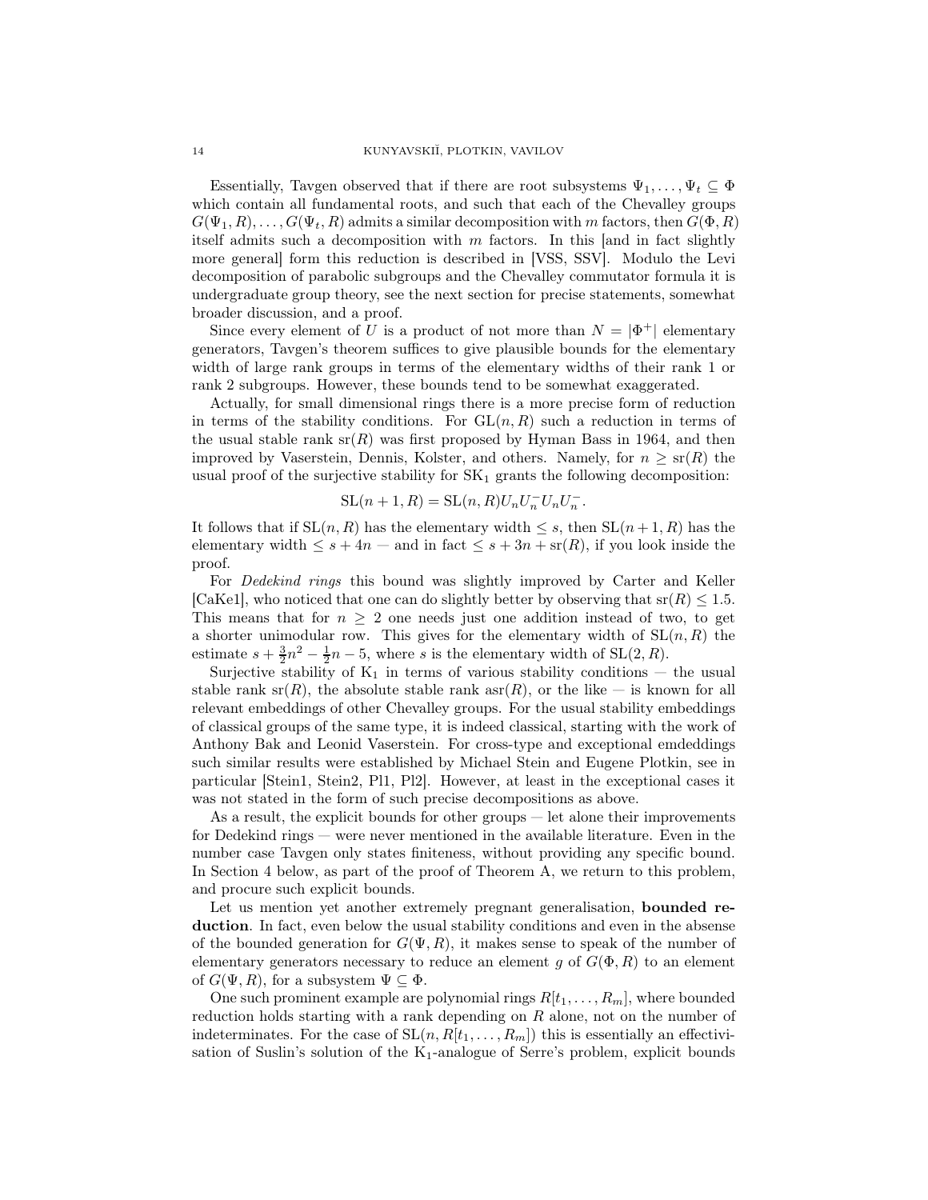Essentially, Tavgen observed that if there are root subsystems $\Psi_1, \dots, \Psi_t \subseteq \Phi$ which contain all fundamental roots, and such that each of the Chevalley groups $G(\Psi_1, R), \dots, G(\Psi_t, R)$ admits a similar decomposition with $m$ factors, then $G(\Phi, R)$ itself admits such a decomposition with $m$ factors. In this [and in fact slightly more general] form this reduction is described in [VSS, SSV]. Modulo the Levi decomposition of parabolic subgroups and the Chevalley commutator formula it is undergraduate group theory, see the next section for precise statements, somewhat broader discussion, and a proof.

Since every element of $U$ is a product of not more than $N = |\Phi^+|$ elementary generators, Tavgen's theorem suffices to give plausible bounds for the elementary width of large rank groups in terms of the elementary widths of their rank 1 or rank 2 subgroups. However, these bounds tend to be somewhat exaggerated.

Actually, for small dimensional rings there is a more precise form of reduction in terms of the stability conditions. For $\mathrm{GL}(n, R)$ such a reduction in terms of the usual stable rank $\mathrm{sr}(R)$ was first proposed by Hyman Bass in 1964, and then improved by Vaserstein, Dennis, Kolster, and others. Namely, for $n \geq \mathrm{sr}(R)$ the usual proof of the surjective stability for $\mathrm{SK}_1$ grants the following decomposition:

$$\mathrm{SL}(n+1, R) = \mathrm{SL}(n, R) U_n U_n^- U_n U_n^-.$$

It follows that if $\mathrm{SL}(n, R)$ has the elementary width $\leq s$, then $\mathrm{SL}(n+1, R)$ has the elementary width $\leq s + 4n$ — and in fact $\leq s + 3n + \mathrm{sr}(R)$, if you look inside the proof.

For *Dedekind rings* this bound was slightly improved by Carter and Keller [CaKe1], who noticed that one can do slightly better by observing that $\mathrm{sr}(R) \leq 1.5$. This means that for $n \geq 2$ one needs just one addition instead of two, to get a shorter unimodular row. This gives for the elementary width of $\mathrm{SL}(n, R)$ the estimate $s + \frac{3}{2}n^2 - \frac{1}{2}n - 5$, where $s$ is the elementary width of $\mathrm{SL}(2, R)$.

Surjective stability of $\mathrm{K}_1$ in terms of various stability conditions — the usual stable rank $\mathrm{sr}(R)$, the absolute stable rank $\mathrm{asr}(R)$, or the like — is known for all relevant embeddings of other Chevalley groups. For the usual stability embeddings of classical groups of the same type, it is indeed classical, starting with the work of Anthony Bak and Leonid Vaserstein. For cross-type and exceptional emdeddings such similar results were established by Michael Stein and Eugene Plotkin, see in particular [Stein1, Stein2, Pl1, Pl2]. However, at least in the exceptional cases it was not stated in the form of such precise decompositions as above.

As a result, the explicit bounds for other groups — let alone their improvements for Dedekind rings — were never mentioned in the available literature. Even in the number case Tavgen only states finiteness, without providing any specific bound. In Section 4 below, as part of the proof of Theorem A, we return to this problem, and procure such explicit bounds.

Let us mention yet another extremely pregnant generalisation, **bounded reduction**. In fact, even below the usual stability conditions and even in the absense of the bounded generation for $G(\Psi, R)$, it makes sense to speak of the number of elementary generators necessary to reduce an element $g$ of $G(\Phi, R)$ to an element of $G(\Psi, R)$, for a subsystem $\Psi \subseteq \Phi$.

One such prominent example are polynomial rings $R[t_1, \dots, R_m]$, where bounded reduction holds starting with a rank depending on $R$ alone, not on the number of indeterminates. For the case of $\mathrm{SL}(n, R[t_1, \dots, R_m])$ this is essentially an effectivisation of Suslin's solution of the $\mathrm{K}_1$-analogue of Serre's problem, explicit bounds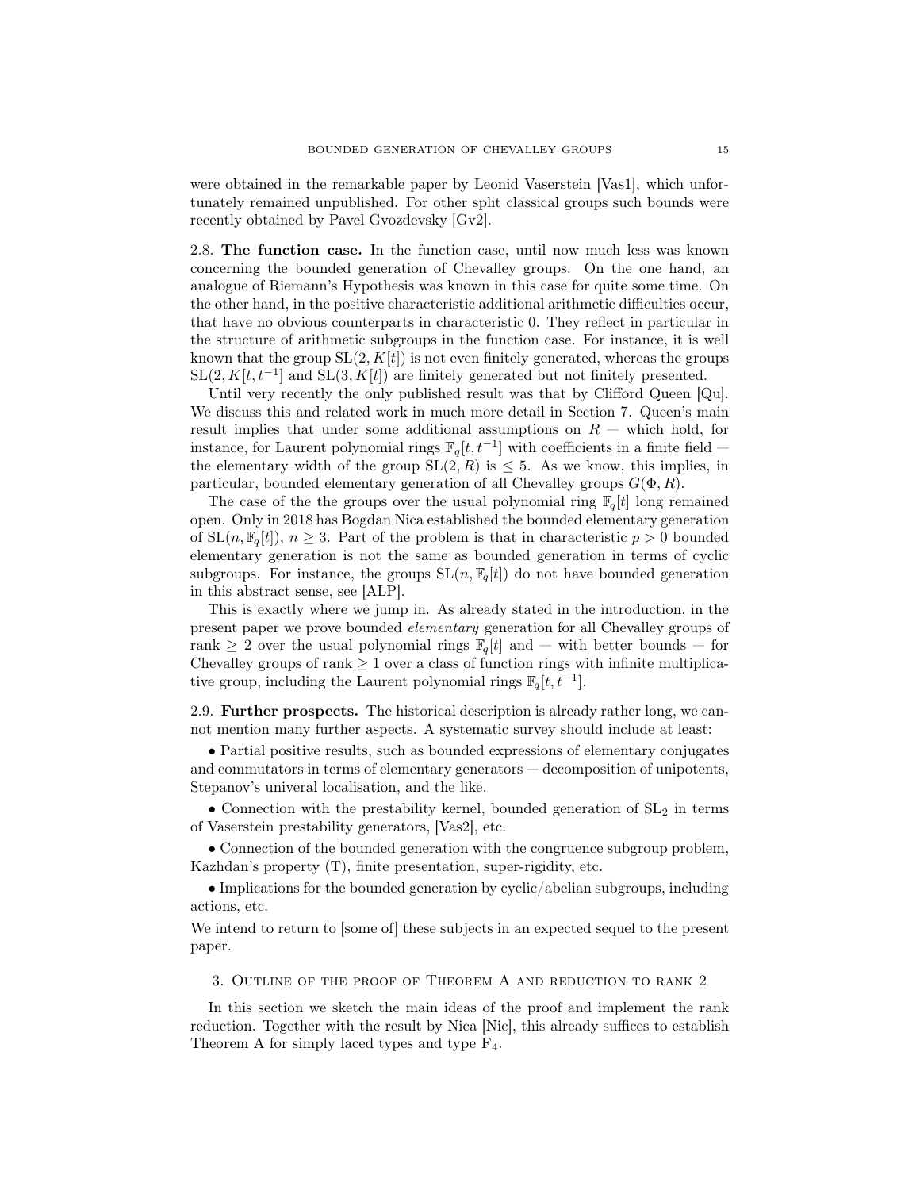were obtained in the remarkable paper by Leonid Vaserstein [Vas1], which unfortunately remained unpublished. For other split classical groups such bounds were recently obtained by Pavel Gvozdevsky [Gv2].

**2.8. The function case.** In the function case, until now much less was known concerning the bounded generation of Chevalley groups. On the one hand, an analogue of Riemann's Hypothesis was known in this case for quite some time. On the other hand, in the positive characteristic additional arithmetic difficulties occur, that have no obvious counterparts in characteristic 0. They reflect in particular in the structure of arithmetic subgroups in the function case. For instance, it is well known that the group $\mathrm{SL}(2, K[t])$ is not even finitely generated, whereas the groups $\mathrm{SL}(2, K[t, t^{-1}]$ and $\mathrm{SL}(3, K[t])$ are finitely generated but not finitely presented.

Until very recently the only published result was that by Clifford Queen [Qu]. We discuss this and related work in much more detail in Section 7. Queen's main result implies that under some additional assumptions on $R$ — which hold, for instance, for Laurent polynomial rings $\mathbb{F}_q[t, t^{-1}]$ with coefficients in a finite field — the elementary width of the group $\mathrm{SL}(2, R)$ is $\leq 5$. As we know, this implies, in particular, bounded elementary generation of all Chevalley groups $G(\Phi, R)$.

The case of the the groups over the usual polynomial ring $\mathbb{F}_q[t]$ long remained open. Only in 2018 has Bogdan Nica established the bounded elementary generation of $\mathrm{SL}(n, \mathbb{F}_q[t])$, $n \geq 3$. Part of the problem is that in characteristic $p > 0$ bounded elementary generation is not the same as bounded generation in terms of cyclic subgroups. For instance, the groups $\mathrm{SL}(n, \mathbb{F}_q[t])$ do not have bounded generation in this abstract sense, see [ALP].

This is exactly where we jump in. As already stated in the introduction, in the present paper we prove bounded *elementary* generation for all Chevalley groups of rank $\geq 2$ over the usual polynomial rings $\mathbb{F}_q[t]$ and — with better bounds — for Chevalley groups of rank $\geq 1$ over a class of function rings with infinite multiplicative group, including the Laurent polynomial rings $\mathbb{F}_q[t, t^{-1}]$.

**2.9. Further prospects.** The historical description is already rather long, we cannot mention many further aspects. A systematic survey should include at least:

• Partial positive results, such as bounded expressions of elementary conjugates and commutators in terms of elementary generators — decomposition of unipotents, Stepanov's univeral localisation, and the like.

• Connection with the prestability kernel, bounded generation of $\mathrm{SL}_2$ in terms of Vaserstein prestability generators, [Vas2], etc.

• Connection of the bounded generation with the congruence subgroup problem, Kazhdan's property (T), finite presentation, super-rigidity, etc.

• Implications for the bounded generation by cyclic/abelian subgroups, including actions, etc.

We intend to return to [some of] these subjects in an expected sequel to the present paper.

## 3. Outline of the proof of Theorem A and reduction to rank 2

In this section we sketch the main ideas of the proof and implement the rank reduction. Together with the result by Nica [Nic], this already suffices to establish Theorem A for simply laced types and type $\mathrm{F}_4$.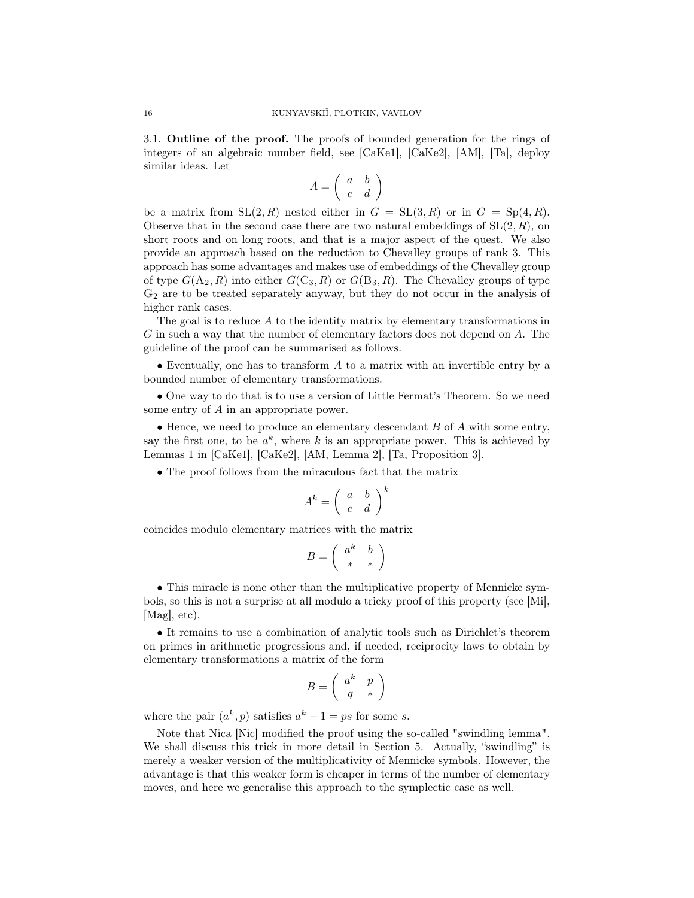3.1. **Outline of the proof.** The proofs of bounded generation for the rings of integers of an algebraic number field, see [CaKe1], [CaKe2], [AM], [Ta], deploy similar ideas. Let

$$A = \begin{pmatrix} a & b \\ c & d \end{pmatrix}$$

be a matrix from $\mathrm{SL}(2,R)$ nested either in $G = \mathrm{SL}(3,R)$ or in $G = \mathrm{Sp}(4,R)$. Observe that in the second case there are two natural embeddings of $\mathrm{SL}(2,R)$, on short roots and on long roots, and that is a major aspect of the quest. We also provide an approach based on the reduction to Chevalley groups of rank 3. This approach has some advantages and makes use of embeddings of the Chevalley group of type $G(\mathrm{A}_2, R)$ into either $G(\mathrm{C}_3, R)$ or $G(\mathrm{B}_3, R)$. The Chevalley groups of type $\mathrm{G}_2$ are to be treated separately anyway, but they do not occur in the analysis of higher rank cases.

The goal is to reduce $A$ to the identity matrix by elementary transformations in $G$ in such a way that the number of elementary factors does not depend on $A$. The guideline of the proof can be summarised as follows.

• Eventually, one has to transform $A$ to a matrix with an invertible entry by a bounded number of elementary transformations.

• One way to do that is to use a version of Little Fermat's Theorem. So we need some entry of $A$ in an appropriate power.

• Hence, we need to produce an elementary descendant $B$ of $A$ with some entry, say the first one, to be $a^k$, where $k$ is an appropriate power. This is achieved by Lemmas 1 in [CaKe1], [CaKe2], [AM, Lemma 2], [Ta, Proposition 3].

• The proof follows from the miraculous fact that the matrix

$$A^k = \begin{pmatrix} a & b \\ c & d \end{pmatrix}^k$$

coincides modulo elementary matrices with the matrix

$$B = \begin{pmatrix} a^k & b \\ * & * \end{pmatrix}$$

• This miracle is none other than the multiplicative property of Mennicke symbols, so this is not a surprise at all modulo a tricky proof of this property (see [Mi], [Mag], etc).

• It remains to use a combination of analytic tools such as Dirichlet's theorem on primes in arithmetic progressions and, if needed, reciprocity laws to obtain by elementary transformations a matrix of the form

$$B = \begin{pmatrix} a^k & p \\ q & * \end{pmatrix}$$

where the pair $(a^k, p)$ satisfies $a^k - 1 = ps$ for some $s$.

Note that Nica [Nic] modified the proof using the so-called "swindling lemma". We shall discuss this trick in more detail in Section 5. Actually, "swindling" is merely a weaker version of the multiplicativity of Mennicke symbols. However, the advantage is that this weaker form is cheaper in terms of the number of elementary moves, and here we generalise this approach to the symplectic case as well.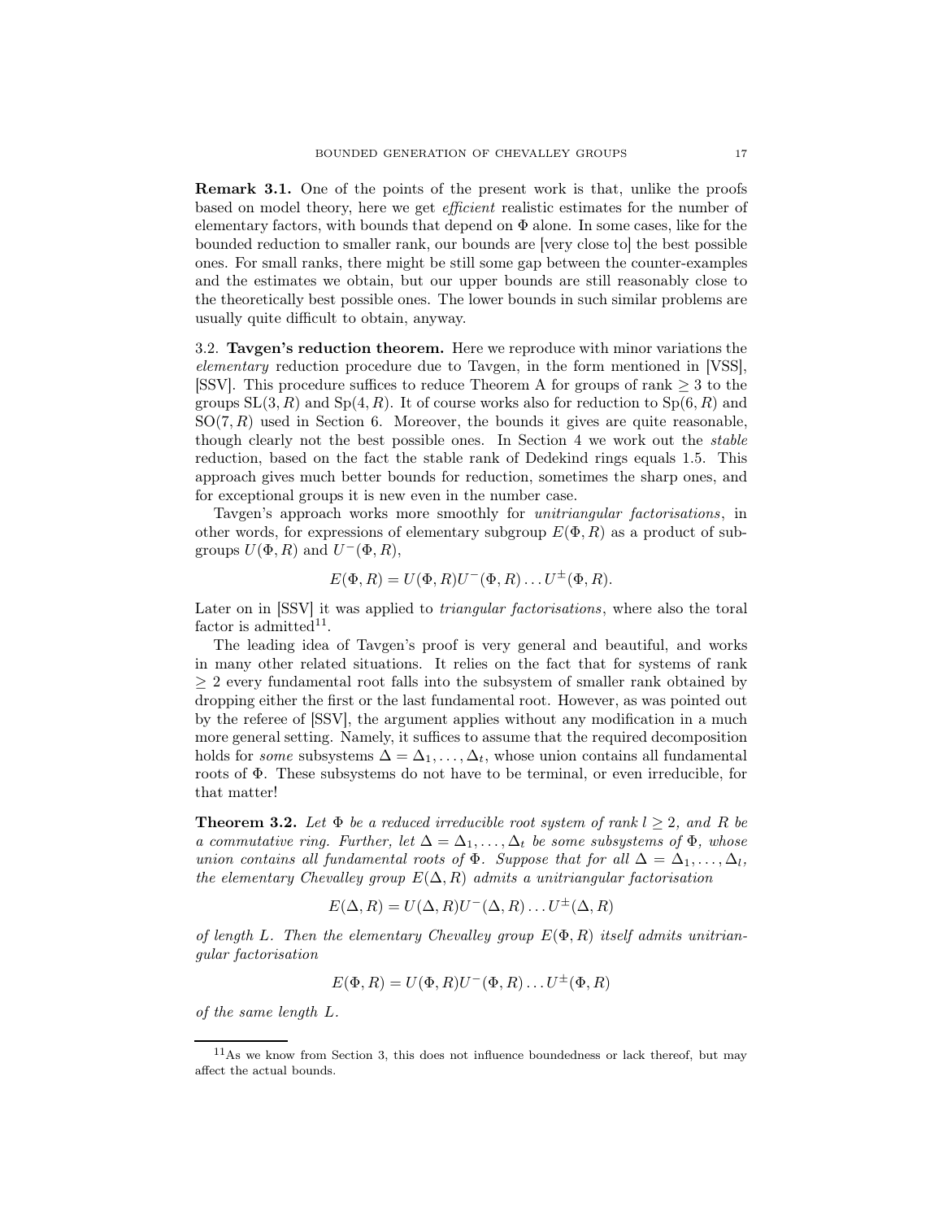**Remark 3.1.** One of the points of the present work is that, unlike the proofs based on model theory, here we get *efficient* realistic estimates for the number of elementary factors, with bounds that depend on $\Phi$ alone. In some cases, like for the bounded reduction to smaller rank, our bounds are [very close to] the best possible ones. For small ranks, there might be still some gap between the counter-examples and the estimates we obtain, but our upper bounds are still reasonably close to the theoretically best possible ones. The lower bounds in such similar problems are usually quite difficult to obtain, anyway.

3.2. **Tavgen's reduction theorem.** Here we reproduce with minor variations the *elementary* reduction procedure due to Tavgen, in the form mentioned in [VSS], [SSV]. This procedure suffices to reduce Theorem A for groups of rank $\geq 3$ to the groups $\mathrm{SL}(3, R)$ and $\mathrm{Sp}(4, R)$. It of course works also for reduction to $\mathrm{Sp}(6, R)$ and $\mathrm{SO}(7, R)$ used in Section 6. Moreover, the bounds it gives are quite reasonable, though clearly not the best possible ones. In Section 4 we work out the *stable* reduction, based on the fact the stable rank of Dedekind rings equals 1.5. This approach gives much better bounds for reduction, sometimes the sharp ones, and for exceptional groups it is new even in the number case.

Tavgen's approach works more smoothly for *unitriangular factorisations*, in other words, for expressions of elementary subgroup $E(\Phi, R)$ as a product of subgroups $U(\Phi, R)$ and $U^-(\Phi, R)$,

$$E(\Phi, R) = U(\Phi, R)U^-(\Phi, R) \dots U^{\pm}(\Phi, R).$$

Later on in [SSV] it was applied to *triangular factorisations*, where also the toral factor is admitted[11].

The leading idea of Tavgen's proof is very general and beautiful, and works in many other related situations. It relies on the fact that for systems of rank $\geq 2$ every fundamental root falls into the subsystem of smaller rank obtained by dropping either the first or the last fundamental root. However, as was pointed out by the referee of [SSV], the argument applies without any modification in a much more general setting. Namely, it suffices to assume that the required decomposition holds for *some* subsystems $\Delta = \Delta_1, \dots, \Delta_t$, whose union contains all fundamental roots of $\Phi$. These subsystems do not have to be terminal, or even irreducible, for that matter!

**Theorem 3.2.** *Let $\Phi$ be a reduced irreducible root system of rank $l \geq 2$, and $R$ be a commutative ring. Further, let $\Delta = \Delta_1, \dots, \Delta_t$ be some subsystems of $\Phi$, whose union contains all fundamental roots of $\Phi$. Suppose that for all $\Delta = \Delta_1, \dots, \Delta_t$, the elementary Chevalley group $E(\Delta, R)$ admits a unitriangular factorisation*

$$E(\Delta, R) = U(\Delta, R)U^-(\Delta, R) \dots U^{\pm}(\Delta, R)$$

*of length $L$. Then the elementary Chevalley group $E(\Phi, R)$ itself admits unitriangular factorisation*

$$E(\Phi, R) = U(\Phi, R)U^-(\Phi, R) \dots U^{\pm}(\Phi, R)$$

*of the same length $L$.*

[11] As we know from Section 3, this does not influence boundedness or lack thereof, but may affect the actual bounds.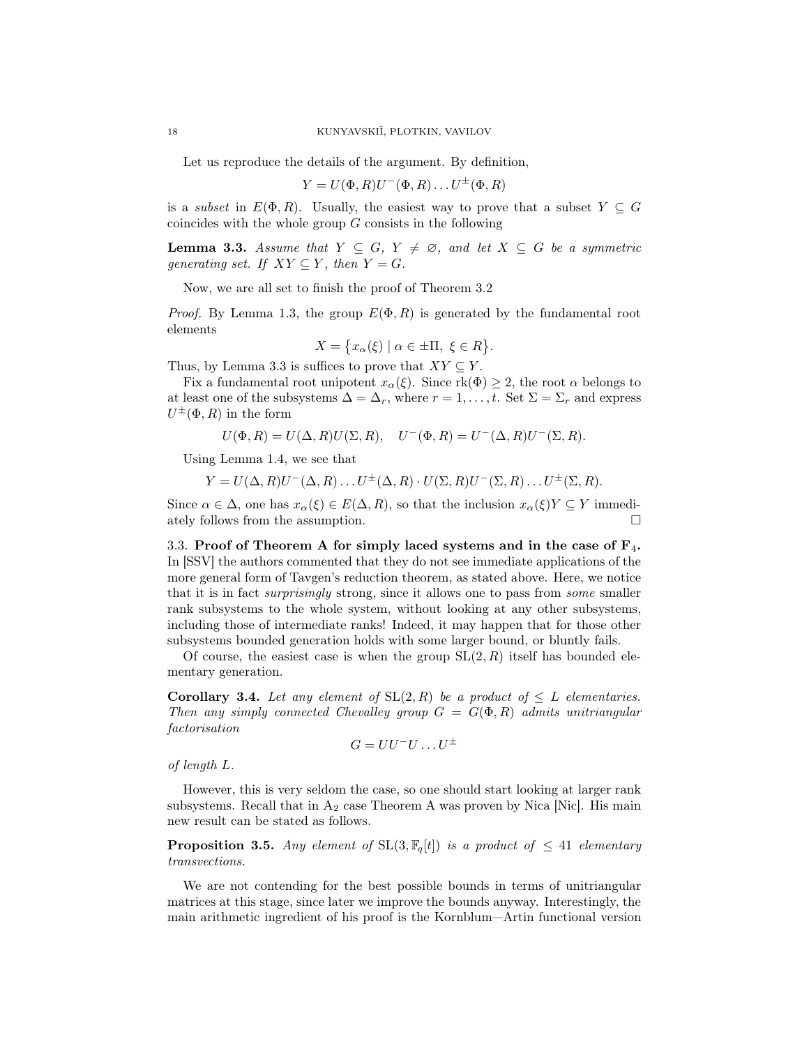Let us reproduce the details of the argument. By definition,

$$Y = U(\Phi, R)U^-(\Phi, R) \dots U^\pm(\Phi, R)$$

is a *subset* in $E(\Phi, R)$. Usually, the easiest way to prove that a subset $Y \subseteq G$ coincides with the whole group $G$ consists in the following

**Lemma 3.3.** *Assume that $Y \subseteq G$, $Y \neq \varnothing$, and let $X \subseteq G$ be a symmetric generating set. If $XY \subseteq Y$, then $Y = G$.*

Now, we are all set to finish the proof of Theorem 3.2

*Proof.* By Lemma 1.3, the group $E(\Phi, R)$ is generated by the fundamental root elements

$$X = \{x_\alpha(\xi) \mid \alpha \in \pm\Pi,\ \xi \in R\}.$$

Thus, by Lemma 3.3 is suffices to prove that $XY \subseteq Y$.

Fix a fundamental root unipotent $x_\alpha(\xi)$. Since $\mathrm{rk}(\Phi) \geq 2$, the root $\alpha$ belongs to at least one of the subsystems $\Delta = \Delta_r$, where $r = 1, \dots, t$. Set $\Sigma = \Sigma_r$ and express $U^\pm(\Phi, R)$ in the form

$$U(\Phi, R) = U(\Delta, R)U(\Sigma, R), \quad U^-(\Phi, R) = U^-(\Delta, R)U^-(\Sigma, R).$$

Using Lemma 1.4, we see that

$$Y = U(\Delta, R)U^-(\Delta, R) \dots U^\pm(\Delta, R) \cdot U(\Sigma, R)U^-(\Sigma, R) \dots U^\pm(\Sigma, R).$$

Since $\alpha \in \Delta$, one has $x_\alpha(\xi) \in E(\Delta, R)$, so that the inclusion $x_\alpha(\xi)Y \subseteq Y$ immediately follows from the assumption. $\square$

3.3. **Proof of Theorem A for simply laced systems and in the case of $\mathrm{F}_4$.** In [SSV] the authors commented that they do not see immediate applications of the more general form of Tavgen's reduction theorem, as stated above. Here, we notice that it is in fact *surprisingly* strong, since it allows one to pass from *some* smaller rank subsystems to the whole system, without looking at any other subsystems, including those of intermediate ranks! Indeed, it may happen that for those other subsystems bounded generation holds with some larger bound, or bluntly fails.

Of course, the easiest case is when the group $\mathrm{SL}(2, R)$ itself has bounded elementary generation.

**Corollary 3.4.** *Let any element of $\mathrm{SL}(2, R)$ be a product of $\leq L$ elementaries. Then any simply connected Chevalley group $G = G(\Phi, R)$ admits unitriangular factorisation*

$$G = UU^-U \dots U^\pm$$

*of length $L$.*

However, this is very seldom the case, so one should start looking at larger rank subsystems. Recall that in $\mathrm{A}_2$ case Theorem A was proven by Nica [Nic]. His main new result can be stated as follows.

**Proposition 3.5.** *Any element of $\mathrm{SL}(3, \mathbb{F}_q[t])$ is a product of $\leq 41$ elementary transvections.*

We are not contending for the best possible bounds in terms of unitriangular matrices at this stage, since later we improve the bounds anyway. Interestingly, the main arithmetic ingredient of his proof is the Kornblum—Artin functional version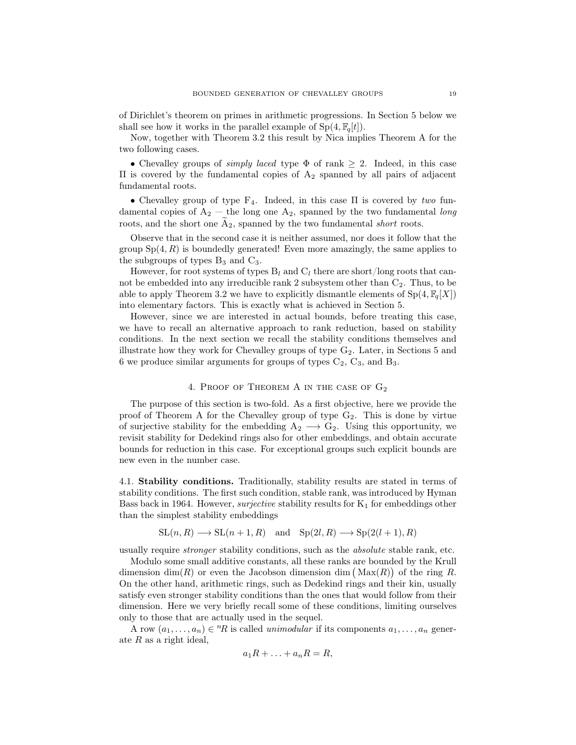of Dirichlet's theorem on primes in arithmetic progressions. In Section 5 below we shall see how it works in the parallel example of $\mathrm{Sp}(4, \mathbb{F}_q[t])$.

Now, together with Theorem 3.2 this result by Nica implies Theorem A for the two following cases.

• Chevalley groups of *simply laced* type $\Phi$ of rank $\geq 2$. Indeed, in this case $\Pi$ is covered by the fundamental copies of $\mathrm{A}_2$ spanned by all pairs of adjacent fundamental roots.

• Chevalley group of type $\mathrm{F}_4$. Indeed, in this case $\Pi$ is covered by *two* fundamental copies of $\mathrm{A}_2$ — the long one $\mathrm{A}_2$, spanned by the two fundamental *long* roots, and the short one $\widetilde{\mathrm{A}}_2$, spanned by the two fundamental *short* roots.

Observe that in the second case it is neither assumed, nor does it follow that the group $\mathrm{Sp}(4, R)$ is boundedly generated! Even more amazingly, the same applies to the subgroups of types $\mathrm{B}_3$ and $\mathrm{C}_3$.

However, for root systems of types $\mathrm{B}_l$ and $\mathrm{C}_l$ there are short/long roots that cannot be embedded into any irreducible rank 2 subsystem other than $\mathrm{C}_2$. Thus, to be able to apply Theorem 3.2 we have to explicitly dismantle elements of $\mathrm{Sp}(4, \mathbb{F}_q[X])$ into elementary factors. This is exactly what is achieved in Section 5.

However, since we are interested in actual bounds, before treating this case, we have to recall an alternative approach to rank reduction, based on stability conditions. In the next section we recall the stability conditions themselves and illustrate how they work for Chevalley groups of type $\mathrm{G}_2$. Later, in Sections 5 and 6 we produce similar arguments for groups of types $\mathrm{C}_2$, $\mathrm{C}_3$, and $\mathrm{B}_3$.

## 4. Proof of Theorem A in the case of $\mathrm{G}_2$

The purpose of this section is two-fold. As a first objective, here we provide the proof of Theorem A for the Chevalley group of type $\mathrm{G}_2$. This is done by virtue of surjective stability for the embedding $\mathrm{A}_2 \longrightarrow \mathrm{G}_2$. Using this opportunity, we revisit stability for Dedekind rings also for other embeddings, and obtain accurate bounds for reduction in this case. For exceptional groups such explicit bounds are new even in the number case.

**4.1. Stability conditions.** Traditionally, stability results are stated in terms of stability conditions. The first such condition, stable rank, was introduced by Hyman Bass back in 1964. However, *surjective* stability results for $\mathrm{K}_1$ for embeddings other than the simplest stability embeddings

$$\mathrm{SL}(n, R) \longrightarrow \mathrm{SL}(n+1, R) \quad \text{and} \quad \mathrm{Sp}(2l, R) \longrightarrow \mathrm{Sp}(2(l+1), R)$$

usually require *stronger* stability conditions, such as the *absolute* stable rank, etc.

Modulo some small additive constants, all these ranks are bounded by the Krull dimension $\dim(R)$ or even the Jacobson dimension $\dim\big(\mathrm{Max}(R)\big)$ of the ring $R$. On the other hand, arithmetic rings, such as Dedekind rings and their kin, usually satisfy even stronger stability conditions than the ones that would follow from their dimension. Here we very briefly recall some of these conditions, limiting ourselves only to those that are actually used in the sequel.

A row $(a_1, \ldots, a_n) \in {}^nR$ is called *unimodular* if its components $a_1, \ldots, a_n$ generate $R$ as a right ideal,

$$a_1R + \ldots + a_nR = R,$$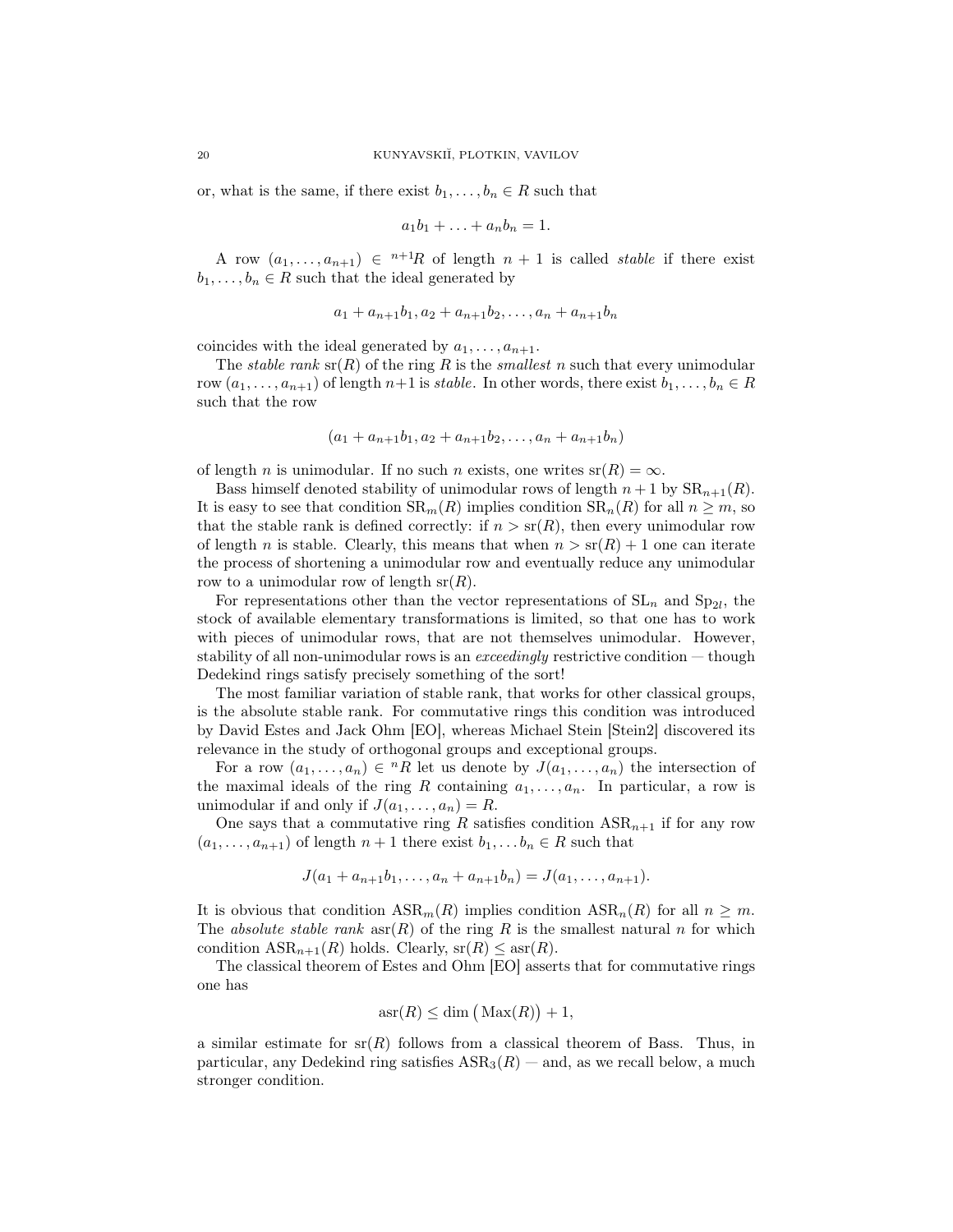or, what is the same, if there exist $b_1, \dots, b_n \in R$ such that

$$a_1 b_1 + \ldots + a_n b_n = 1.$$

A row $(a_1, \dots, a_{n+1}) \in {}^{n+1}R$ of length $n+1$ is called *stable* if there exist $b_1, \dots, b_n \in R$ such that the ideal generated by

$$a_1 + a_{n+1}b_1, a_2 + a_{n+1}b_2, \dots, a_n + a_{n+1}b_n$$

coincides with the ideal generated by $a_1, \dots, a_{n+1}$.

The *stable rank* $\mathrm{sr}(R)$ of the ring $R$ is the *smallest* $n$ such that every unimodular row $(a_1, \dots, a_{n+1})$ of length $n+1$ is *stable*. In other words, there exist $b_1, \dots, b_n \in R$ such that the row

$$(a_1 + a_{n+1}b_1, a_2 + a_{n+1}b_2, \dots, a_n + a_{n+1}b_n)$$

of length $n$ is unimodular. If no such $n$ exists, one writes $\mathrm{sr}(R) = \infty$.

Bass himself denoted stability of unimodular rows of length $n+1$ by $\mathrm{SR}_{n+1}(R)$. It is easy to see that condition $\mathrm{SR}_m(R)$ implies condition $\mathrm{SR}_n(R)$ for all $n \geq m$, so that the stable rank is defined correctly: if $n > \mathrm{sr}(R)$, then every unimodular row of length $n$ is stable. Clearly, this means that when $n > \mathrm{sr}(R) + 1$ one can iterate the process of shortening a unimodular row and eventually reduce any unimodular row to a unimodular row of length $\mathrm{sr}(R)$.

For representations other than the vector representations of $\mathrm{SL}_n$ and $\mathrm{Sp}_{2l}$, the stock of available elementary transformations is limited, so that one has to work with pieces of unimodular rows, that are not themselves unimodular. However, stability of all non-unimodular rows is an *exceedingly* restrictive condition — though Dedekind rings satisfy precisely something of the sort!

The most familiar variation of stable rank, that works for other classical groups, is the absolute stable rank. For commutative rings this condition was introduced by David Estes and Jack Ohm [EO], whereas Michael Stein [Stein2] discovered its relevance in the study of orthogonal groups and exceptional groups.

For a row $(a_1, \dots, a_n) \in {}^{n}R$ let us denote by $J(a_1, \dots, a_n)$ the intersection of the maximal ideals of the ring $R$ containing $a_1, \dots, a_n$. In particular, a row is unimodular if and only if $J(a_1, \dots, a_n) = R$.

One says that a commutative ring $R$ satisfies condition $\mathrm{ASR}_{n+1}$ if for any row $(a_1, \dots, a_{n+1})$ of length $n+1$ there exist $b_1, \dots b_n \in R$ such that

$$J(a_1 + a_{n+1}b_1, \dots, a_n + a_{n+1}b_n) = J(a_1, \dots, a_{n+1}).$$

It is obvious that condition $\mathrm{ASR}_m(R)$ implies condition $\mathrm{ASR}_n(R)$ for all $n \geq m$. The *absolute stable rank* $\mathrm{asr}(R)$ of the ring $R$ is the smallest natural $n$ for which condition $\mathrm{ASR}_{n+1}(R)$ holds. Clearly, $\mathrm{sr}(R) \leq \mathrm{asr}(R)$.

The classical theorem of Estes and Ohm [EO] asserts that for commutative rings one has

$$\mathrm{asr}(R) \leq \dim\big(\mathrm{Max}(R)\big) + 1,$$

a similar estimate for $\mathrm{sr}(R)$ follows from a classical theorem of Bass. Thus, in particular, any Dedekind ring satisfies $\mathrm{ASR}_3(R)$ — and, as we recall below, a much stronger condition.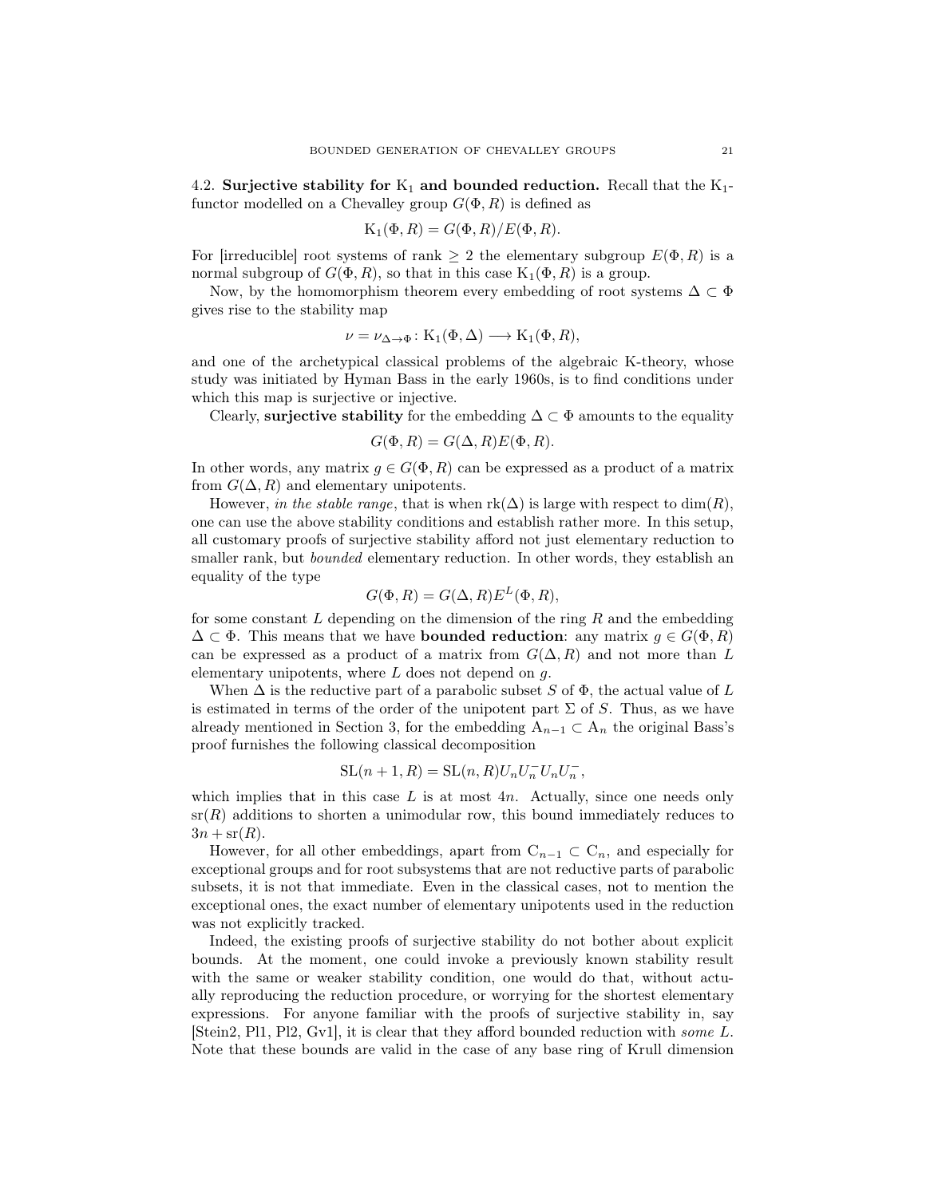### 4.2. Surjective stability for $\mathrm{K}_1$ and bounded reduction.

Recall that the $\mathrm{K}_1$-functor modelled on a Chevalley group $G(\Phi, R)$ is defined as

$$\mathrm{K}_1(\Phi, R) = G(\Phi, R)/E(\Phi, R).$$

For [irreducible] root systems of rank $\geq 2$ the elementary subgroup $E(\Phi, R)$ is a normal subgroup of $G(\Phi, R)$, so that in this case $\mathrm{K}_1(\Phi, R)$ is a group.

Now, by the homomorphism theorem every embedding of root systems $\Delta \subset \Phi$ gives rise to the stability map

$$\nu = \nu_{\Delta \to \Phi} \colon \mathrm{K}_1(\Phi, \Delta) \longrightarrow \mathrm{K}_1(\Phi, R),$$

and one of the archetypical classical problems of the algebraic K-theory, whose study was initiated by Hyman Bass in the early 1960s, is to find conditions under which this map is surjective or injective.

Clearly, **surjective stability** for the embedding $\Delta \subset \Phi$ amounts to the equality

$$G(\Phi, R) = G(\Delta, R)E(\Phi, R).$$

In other words, any matrix $g \in G(\Phi, R)$ can be expressed as a product of a matrix from $G(\Delta, R)$ and elementary unipotents.

However, *in the stable range*, that is when $\mathrm{rk}(\Delta)$ is large with respect to $\dim(R)$, one can use the above stability conditions and establish rather more. In this setup, all customary proofs of surjective stability afford not just elementary reduction to smaller rank, but *bounded* elementary reduction. In other words, they establish an equality of the type

$$G(\Phi, R) = G(\Delta, R)E^L(\Phi, R),$$

for some constant $L$ depending on the dimension of the ring $R$ and the embedding $\Delta \subset \Phi$. This means that we have **bounded reduction**: any matrix $g \in G(\Phi, R)$ can be expressed as a product of a matrix from $G(\Delta, R)$ and not more than $L$ elementary unipotents, where $L$ does not depend on $g$.

When $\Delta$ is the reductive part of a parabolic subset $S$ of $\Phi$, the actual value of $L$ is estimated in terms of the order of the unipotent part $\Sigma$ of $S$. Thus, as we have already mentioned in Section 3, for the embedding $\mathrm{A}_{n-1} \subset \mathrm{A}_n$ the original Bass's proof furnishes the following classical decomposition

$$\mathrm{SL}(n+1, R) = \mathrm{SL}(n, R)U_n U_n^- U_n U_n^-,$$

which implies that in this case $L$ is at most $4n$. Actually, since one needs only $\mathrm{sr}(R)$ additions to shorten a unimodular row, this bound immediately reduces to $3n + \mathrm{sr}(R)$.

However, for all other embeddings, apart from $\mathrm{C}_{n-1} \subset \mathrm{C}_n$, and especially for exceptional groups and for root subsystems that are not reductive parts of parabolic subsets, it is not that immediate. Even in the classical cases, not to mention the exceptional ones, the exact number of elementary unipotents used in the reduction was not explicitly tracked.

Indeed, the existing proofs of surjective stability do not bother about explicit bounds. At the moment, one could invoke a previously known stability result with the same or weaker stability condition, one would do that, without actually reproducing the reduction procedure, or worrying for the shortest elementary expressions. For anyone familiar with the proofs of surjective stability in, say [Stein2, Pl1, Pl2, Gv1], it is clear that they afford bounded reduction with *some* $L$. Note that these bounds are valid in the case of any base ring of Krull dimension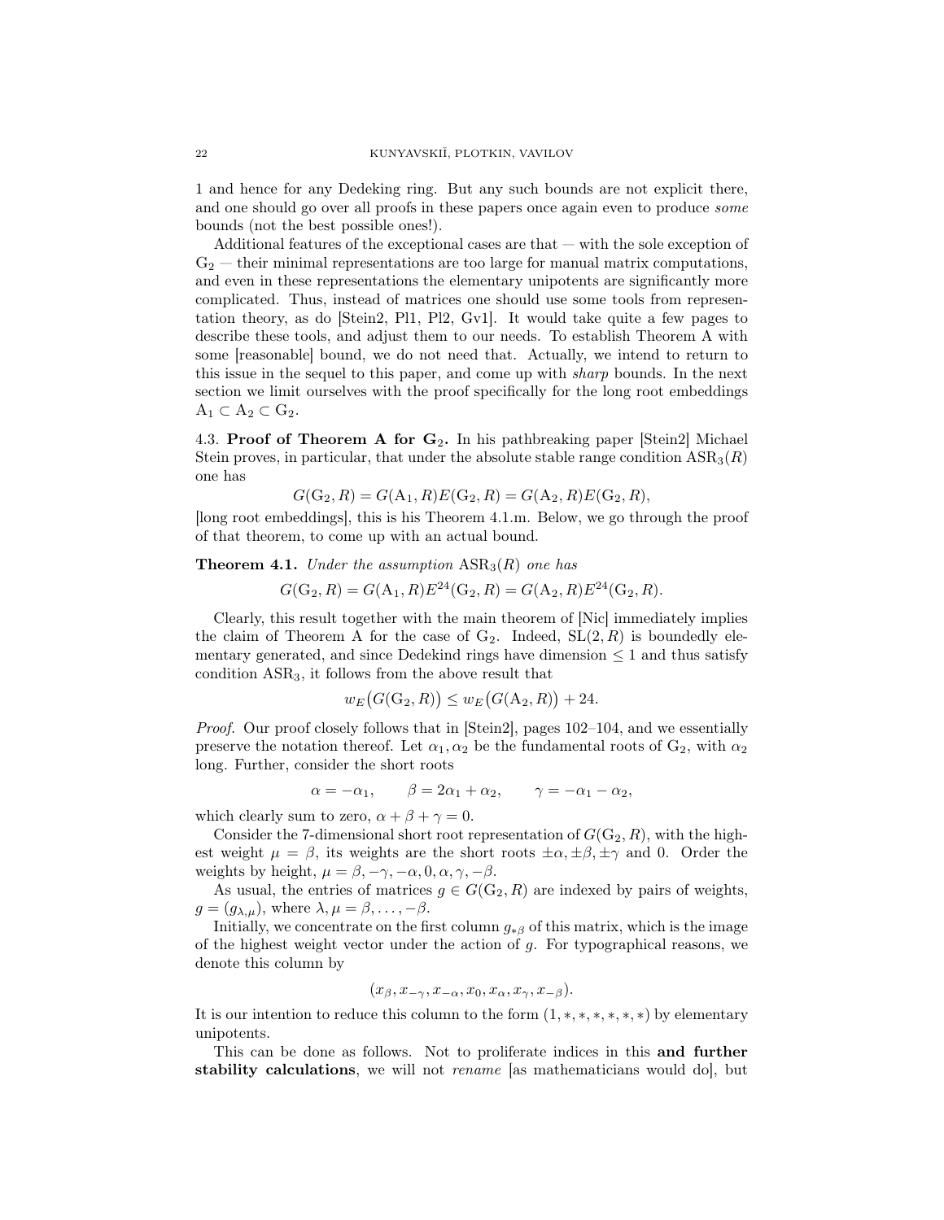1 and hence for any Dedeking ring. But any such bounds are not explicit there, and one should go over all proofs in these papers once again even to produce *some* bounds (not the best possible ones!).

Additional features of the exceptional cases are that — with the sole exception of $G_2$ — their minimal representations are too large for manual matrix computations, and even in these representations the elementary unipotents are significantly more complicated. Thus, instead of matrices one should use some tools from representation theory, as do [Stein2, Pl1, Pl2, Gv1]. It would take quite a few pages to describe these tools, and adjust them to our needs. To establish Theorem A with some [reasonable] bound, we do not need that. Actually, we intend to return to this issue in the sequel to this paper, and come up with *sharp* bounds. In the next section we limit ourselves with the proof specifically for the long root embeddings $A_1 \subset A_2 \subset G_2$.

4.3. **Proof of Theorem A for $G_2$.** In his pathbreaking paper [Stein2] Michael Stein proves, in particular, that under the absolute stable range condition $\mathrm{ASR}_3(R)$ one has

$$G(G_2, R) = G(A_1, R)E(G_2, R) = G(A_2, R)E(G_2, R),$$

[long root embeddings], this is his Theorem 4.1.m. Below, we go through the proof of that theorem, to come up with an actual bound.

**Theorem 4.1.** *Under the assumption* $\mathrm{ASR}_3(R)$ *one has*

$$G(G_2, R) = G(A_1, R)E^{24}(G_2, R) = G(A_2, R)E^{24}(G_2, R).$$

Clearly, this result together with the main theorem of [Nic] immediately implies the claim of Theorem A for the case of $G_2$. Indeed, $\mathrm{SL}(2, R)$ is boundedly elementary generated, and since Dedekind rings have dimension $\leq 1$ and thus satisfy condition $\mathrm{ASR}_3$, it follows from the above result that

$$w_E\big(G(G_2, R)\big) \leq w_E\big(G(A_2, R)\big) + 24.$$

*Proof.* Our proof closely follows that in [Stein2], pages 102–104, and we essentially preserve the notation thereof. Let $\alpha_1, \alpha_2$ be the fundamental roots of $G_2$, with $\alpha_2$ long. Further, consider the short roots

$$\alpha = -\alpha_1, \qquad \beta = 2\alpha_1 + \alpha_2, \qquad \gamma = -\alpha_1 - \alpha_2,$$

which clearly sum to zero, $\alpha + \beta + \gamma = 0$.

Consider the 7-dimensional short root representation of $G(G_2, R)$, with the highest weight $\mu = \beta$, its weights are the short roots $\pm\alpha, \pm\beta, \pm\gamma$ and 0. Order the weights by height, $\mu = \beta, -\gamma, -\alpha, 0, \alpha, \gamma, -\beta$.

As usual, the entries of matrices $g \in G(G_2, R)$ are indexed by pairs of weights, $g = (g_{\lambda,\mu})$, where $\lambda, \mu = \beta, \ldots, -\beta$.

Initially, we concentrate on the first column $g_{*\beta}$ of this matrix, which is the image of the highest weight vector under the action of $g$. For typographical reasons, we denote this column by

$$(x_\beta, x_{-\gamma}, x_{-\alpha}, x_0, x_\alpha, x_\gamma, x_{-\beta}).$$

It is our intention to reduce this column to the form $(1, *, *, *, *, *, *)$ by elementary unipotents.

This can be done as follows. Not to proliferate indices in this **and further stability calculations**, we will not *rename* [as mathematicians would do], but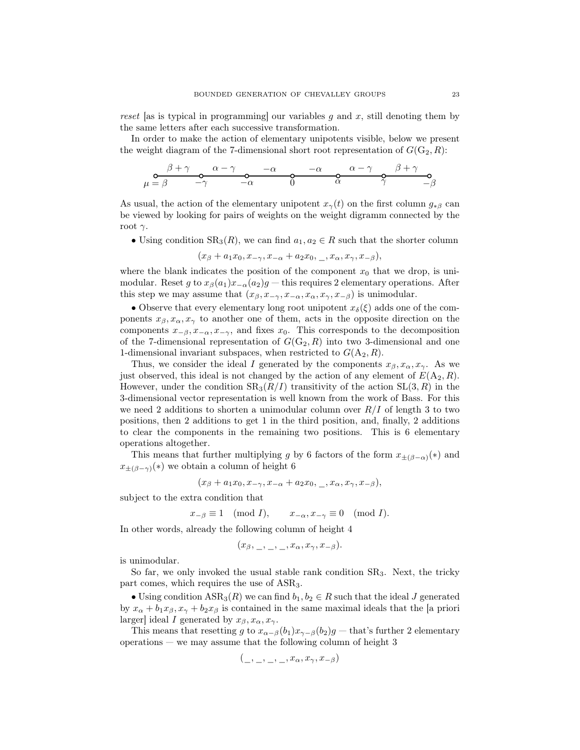*reset* [as is typical in programming] our variables $g$ and $x$, still denoting them by the same letters after each successive transformation.

In order to make the action of elementary unipotents visible, below we present the weight diagram of the 7-dimensional short root representation of $G(\mathrm{G}_2, R)$:

$$\overset{\mu=\beta}{\circ} \xrightarrow{\beta+\gamma} \overset{-\gamma}{\circ} \xrightarrow{\alpha-\gamma} \overset{-\alpha}{\circ} \xrightarrow{-\alpha} \overset{0}{\circ} \xrightarrow{-\alpha} \overset{\alpha}{\circ} \xrightarrow{\alpha-\gamma} \overset{\gamma}{\circ} \xrightarrow{\beta+\gamma} \overset{-\beta}{\circ}$$

As usual, the action of the elementary unipotent $x_\gamma(t)$ on the first column $g_{*\beta}$ can be viewed by looking for pairs of weights on the weight digramm connected by the root $\gamma$.

• Using condition $\mathrm{SR}_3(R)$, we can find $a_1, a_2 \in R$ such that the shorter column

$$(x_\beta + a_1 x_0, x_{-\gamma}, x_{-\alpha} + a_2 x_0, \_, x_\alpha, x_\gamma, x_{-\beta}),$$

where the blank indicates the position of the component $x_0$ that we drop, is unimodular. Reset $g$ to $x_\beta(a_1)x_{-\alpha}(a_2)g$ — this requires 2 elementary operations. After this step we may assume that $(x_\beta, x_{-\gamma}, x_{-\alpha}, x_\alpha, x_\gamma, x_{-\beta})$ is unimodular.

• Observe that every elementary long root unipotent $x_\delta(\xi)$ adds one of the components $x_\beta, x_\alpha, x_\gamma$ to another one of them, acts in the opposite direction on the components $x_{-\beta}, x_{-\alpha}, x_{-\gamma}$, and fixes $x_0$. This corresponds to the decomposition of the 7-dimensional representation of $G(\mathrm{G}_2, R)$ into two 3-dimensional and one 1-dimensional invariant subspaces, when restricted to $G(\mathrm{A}_2, R)$.

Thus, we consider the ideal $I$ generated by the components $x_\beta, x_\alpha, x_\gamma$. As we just observed, this ideal is not changed by the action of any element of $E(\mathrm{A}_2, R)$. However, under the condition $\mathrm{SR}_3(R/I)$ transitivity of the action $\mathrm{SL}(3, R)$ in the 3-dimensional vector representation is well known from the work of Bass. For this we need 2 additions to shorten a unimodular column over $R/I$ of length 3 to two positions, then 2 additions to get 1 in the third position, and, finally, 2 additions to clear the components in the remaining two positions. This is 6 elementary operations altogether.

This means that further multiplying $g$ by 6 factors of the form $x_{\pm(\beta-\alpha)}(*)$ and $x_{\pm(\beta-\gamma)}(*)$ we obtain a column of height 6

$$(x_\beta + a_1 x_0, x_{-\gamma}, x_{-\alpha} + a_2 x_0, \_, x_\alpha, x_\gamma, x_{-\beta}),$$

subject to the extra condition that

$$x_{-\beta} \equiv 1 \pmod{I}, \qquad x_{-\alpha}, x_{-\gamma} \equiv 0 \pmod{I}.$$

In other words, already the following column of height 4

$$(x_\beta, \_, \_, \_, x_\alpha, x_\gamma, x_{-\beta}).$$

is unimodular.

So far, we only invoked the usual stable rank condition $\mathrm{SR}_3$. Next, the tricky part comes, which requires the use of $\mathrm{ASR}_3$.

• Using condition $\mathrm{ASR}_3(R)$ we can find $b_1, b_2 \in R$ such that the ideal $J$ generated by $x_\alpha + b_1 x_\beta, x_\gamma + b_2 x_\beta$ is contained in the same maximal ideals that the [a priori larger] ideal $I$ generated by $x_\beta, x_\alpha, x_\gamma$.

This means that resetting $g$ to $x_{\alpha-\beta}(b_1)x_{\gamma-\beta}(b_2)g$ — that's further 2 elementary operations — we may assume that the following column of height 3

$$(\_, \_, \_, \_, x_\alpha, x_\gamma, x_{-\beta})$$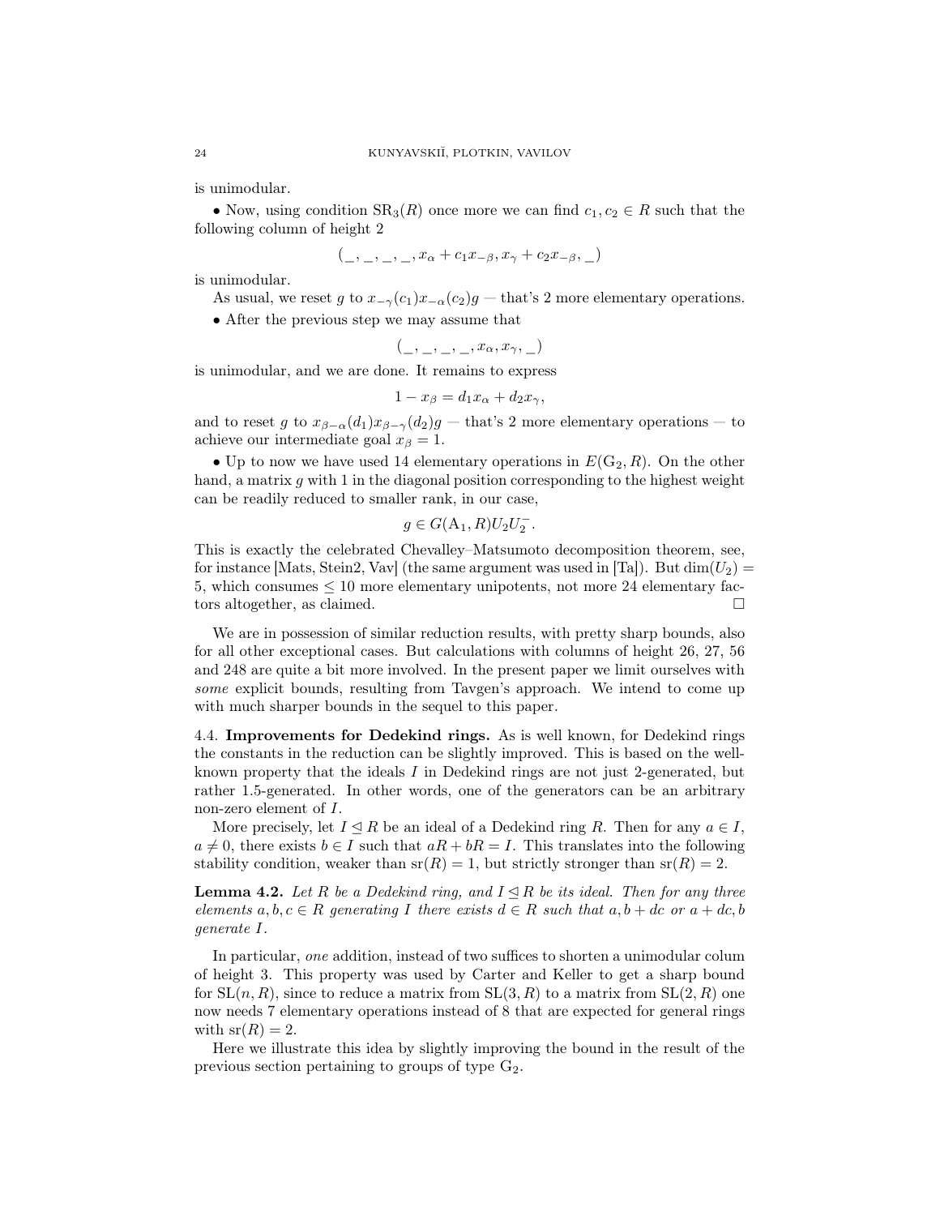is unimodular.

• Now, using condition $\mathrm{SR}_3(R)$ once more we can find $c_1, c_2 \in R$ such that the following column of height 2

$$(\_, \_, \_, \_, x_\alpha + c_1 x_{-\beta}, x_\gamma + c_2 x_{-\beta}, \_)$$

is unimodular.

As usual, we reset $g$ to $x_{-\gamma}(c_1)x_{-\alpha}(c_2)g$ — that's 2 more elementary operations.

• After the previous step we may assume that

$$(\_, \_, \_, \_, x_\alpha, x_\gamma, \_)$$

is unimodular, and we are done. It remains to express

$$1 - x_\beta = d_1 x_\alpha + d_2 x_\gamma,$$

and to reset $g$ to $x_{\beta-\alpha}(d_1)x_{\beta-\gamma}(d_2)g$ — that's 2 more elementary operations — to achieve our intermediate goal $x_\beta = 1$.

• Up to now we have used 14 elementary operations in $E(\mathrm{G}_2, R)$. On the other hand, a matrix $g$ with 1 in the diagonal position corresponding to the highest weight can be readily reduced to smaller rank, in our case,

$$g \in G(\mathrm{A}_1, R)U_2U_2^-.$$

This is exactly the celebrated Chevalley–Matsumoto decomposition theorem, see, for instance [Mats, Stein2, Vav] (the same argument was used in [Ta]). But $\dim(U_2) = 5$, which consumes $\leq 10$ more elementary unipotents, not more 24 elementary factors altogether, as claimed. □

We are in possession of similar reduction results, with pretty sharp bounds, also for all other exceptional cases. But calculations with columns of height 26, 27, 56 and 248 are quite a bit more involved. In the present paper we limit ourselves with *some* explicit bounds, resulting from Tavgen's approach. We intend to come up with much sharper bounds in the sequel to this paper.

4.4. **Improvements for Dedekind rings.** As is well known, for Dedekind rings the constants in the reduction can be slightly improved. This is based on the well-known property that the ideals $I$ in Dedekind rings are not just 2-generated, but rather 1.5-generated. In other words, one of the generators can be an arbitrary non-zero element of $I$.

More precisely, let $I \trianglelefteq R$ be an ideal of a Dedekind ring $R$. Then for any $a \in I$, $a \neq 0$, there exists $b \in I$ such that $aR + bR = I$. This translates into the following stability condition, weaker than $\mathrm{sr}(R) = 1$, but strictly stronger than $\mathrm{sr}(R) = 2$.

**Lemma 4.2.** *Let $R$ be a Dedekind ring, and $I \trianglelefteq R$ be its ideal. Then for any three elements $a, b, c \in R$ generating $I$ there exists $d \in R$ such that $a, b + dc$ or $a + dc, b$ generate $I$.*

In particular, *one* addition, instead of two suffices to shorten a unimodular colum of height 3. This property was used by Carter and Keller to get a sharp bound for $\mathrm{SL}(n, R)$, since to reduce a matrix from $\mathrm{SL}(3, R)$ to a matrix from $\mathrm{SL}(2, R)$ one now needs 7 elementary operations instead of 8 that are expected for general rings with $\mathrm{sr}(R) = 2$.

Here we illustrate this idea by slightly improving the bound in the result of the previous section pertaining to groups of type $\mathrm{G}_2$.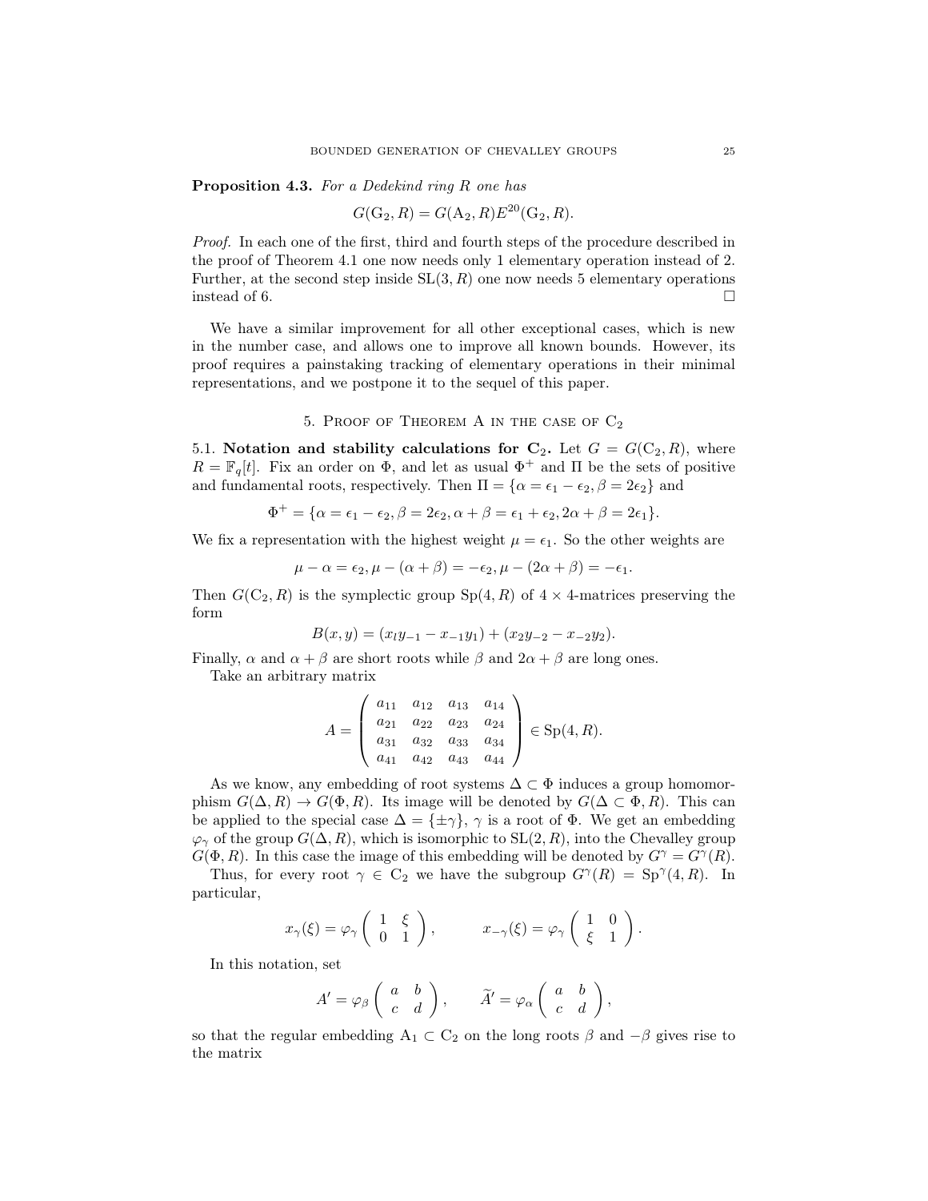**Proposition 4.3.** *For a Dedekind ring $R$ one has*

$$G(\mathrm{G}_2, R) = G(\mathrm{A}_2, R) E^{20}(\mathrm{G}_2, R).$$

*Proof.* In each one of the first, third and fourth steps of the procedure described in the proof of Theorem 4.1 one now needs only 1 elementary operation instead of 2. Further, at the second step inside $\mathrm{SL}(3, R)$ one now needs 5 elementary operations instead of 6. $\square$

We have a similar improvement for all other exceptional cases, which is new in the number case, and allows one to improve all known bounds. However, its proof requires a painstaking tracking of elementary operations in their minimal representations, and we postpone it to the sequel of this paper.

## 5. Proof of Theorem A in the case of $\mathrm{C}_2$

5.1. **Notation and stability calculations for $\mathbf{C}_2$.** Let $G = G(\mathrm{C}_2, R)$, where $R = \mathbb{F}_q[t]$. Fix an order on $\Phi$, and let as usual $\Phi^+$ and $\Pi$ be the sets of positive and fundamental roots, respectively. Then $\Pi = \{\alpha = \epsilon_1 - \epsilon_2, \beta = 2\epsilon_2\}$ and

$$\Phi^+ = \{\alpha = \epsilon_1 - \epsilon_2, \beta = 2\epsilon_2, \alpha + \beta = \epsilon_1 + \epsilon_2, 2\alpha + \beta = 2\epsilon_1\}.$$

We fix a representation with the highest weight $\mu = \epsilon_1$. So the other weights are

$$\mu - \alpha = \epsilon_2, \mu - (\alpha + \beta) = -\epsilon_2, \mu - (2\alpha + \beta) = -\epsilon_1.$$

Then $G(\mathrm{C}_2, R)$ is the symplectic group $\mathrm{Sp}(4, R)$ of $4 \times 4$-matrices preserving the form

$$B(x, y) = (x_l y_{-1} - x_{-1} y_1) + (x_2 y_{-2} - x_{-2} y_2).$$

Finally, $\alpha$ and $\alpha + \beta$ are short roots while $\beta$ and $2\alpha + \beta$ are long ones.

Take an arbitrary matrix

$$A = \begin{pmatrix} a_{11} & a_{12} & a_{13} & a_{14} \\ a_{21} & a_{22} & a_{23} & a_{24} \\ a_{31} & a_{32} & a_{33} & a_{34} \\ a_{41} & a_{42} & a_{43} & a_{44} \end{pmatrix} \in \mathrm{Sp}(4, R).$$

As we know, any embedding of root systems $\Delta \subset \Phi$ induces a group homomorphism $G(\Delta, R) \to G(\Phi, R)$. Its image will be denoted by $G(\Delta \subset \Phi, R)$. This can be applied to the special case $\Delta = \{\pm\gamma\}$, $\gamma$ is a root of $\Phi$. We get an embedding $\varphi_\gamma$ of the group $G(\Delta, R)$, which is isomorphic to $\mathrm{SL}(2, R)$, into the Chevalley group $G(\Phi, R)$. In this case the image of this embedding will be denoted by $G^\gamma = G^\gamma(R)$.

Thus, for every root $\gamma \in \mathrm{C}_2$ we have the subgroup $G^\gamma(R) = \mathrm{Sp}^\gamma(4, R)$. In particular,

$$x_\gamma(\xi) = \varphi_\gamma \begin{pmatrix} 1 & \xi \\ 0 & 1 \end{pmatrix}, \qquad x_{-\gamma}(\xi) = \varphi_\gamma \begin{pmatrix} 1 & 0 \\ \xi & 1 \end{pmatrix}.$$

In this notation, set

$$A' = \varphi_\beta \begin{pmatrix} a & b \\ c & d \end{pmatrix}, \qquad \widetilde{A}' = \varphi_\alpha \begin{pmatrix} a & b \\ c & d \end{pmatrix},$$

so that the regular embedding $\mathrm{A}_1 \subset \mathrm{C}_2$ on the long roots $\beta$ and $-\beta$ gives rise to the matrix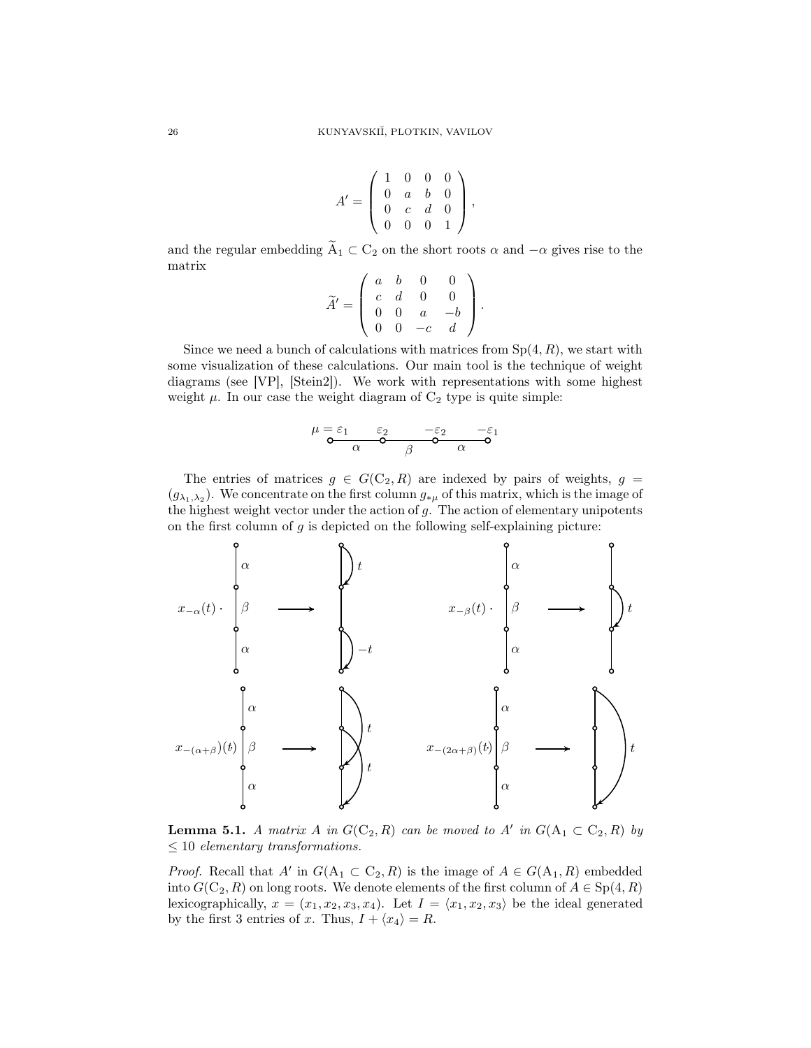$$A' = \begin{pmatrix} 1 & 0 & 0 & 0 \\ 0 & a & b & 0 \\ 0 & c & d & 0 \\ 0 & 0 & 0 & 1 \end{pmatrix},$$

and the regular embedding $\widetilde{\mathrm{A}}_1 \subset \mathrm{C}_2$ on the short roots $\alpha$ and $-\alpha$ gives rise to the matrix

$$\widetilde{A}' = \begin{pmatrix} a & b & 0 & 0 \\ c & d & 0 & 0 \\ 0 & 0 & a & -b \\ 0 & 0 & -c & d \end{pmatrix}.$$

Since we need a bunch of calculations with matrices from $\mathrm{Sp}(4, R)$, we start with some visualization of these calculations. Our main tool is the technique of weight diagrams (see [VP], [Stein2]). We work with representations with some highest weight $\mu$. In our case the weight diagram of $\mathrm{C}_2$ type is quite simple:

$$\mu = \varepsilon_1 \overset{\alpha}{\text{---}} \varepsilon_2 \overset{\beta}{\text{---}} -\varepsilon_2 \overset{\alpha}{\text{---}} -\varepsilon_1$$

The entries of matrices $g \in G(\mathrm{C}_2, R)$ are indexed by pairs of weights, $g = (g_{\lambda_1,\lambda_2})$. We concentrate on the first column $g_{*\mu}$ of this matrix, which is the image of the highest weight vector under the action of $g$. The action of elementary unipotents on the first column of $g$ is depicted on the following self-explaining picture:

[Diagrams: $x_{-\alpha}(t)\cdot$ — arrows labeled $t$ (along first $\alpha$) and $-t$ (along last $\alpha$); $x_{-\beta}(t)\cdot$ — arrow labeled $t$ along $\beta$; $x_{-(\alpha+\beta)}(t)$ — two arrows labeled $t$, $t$; $x_{-(2\alpha+\beta)}(t)$ — one arrow labeled $t$ from top to bottom.]

**Lemma 5.1.** *A matrix $A$ in $G(\mathrm{C}_2, R)$ can be moved to $A'$ in $G(\mathrm{A}_1 \subset \mathrm{C}_2, R)$ by $\leq 10$ elementary transformations.*

*Proof.* Recall that $A'$ in $G(\mathrm{A}_1 \subset \mathrm{C}_2, R)$ is the image of $A \in G(\mathrm{A}_1, R)$ embedded into $G(\mathrm{C}_2, R)$ on long roots. We denote elements of the first column of $A \in \mathrm{Sp}(4, R)$ lexicographically, $x = (x_1, x_2, x_3, x_4)$. Let $I = \langle x_1, x_2, x_3 \rangle$ be the ideal generated by the first 3 entries of $x$. Thus, $I + \langle x_4 \rangle = R$.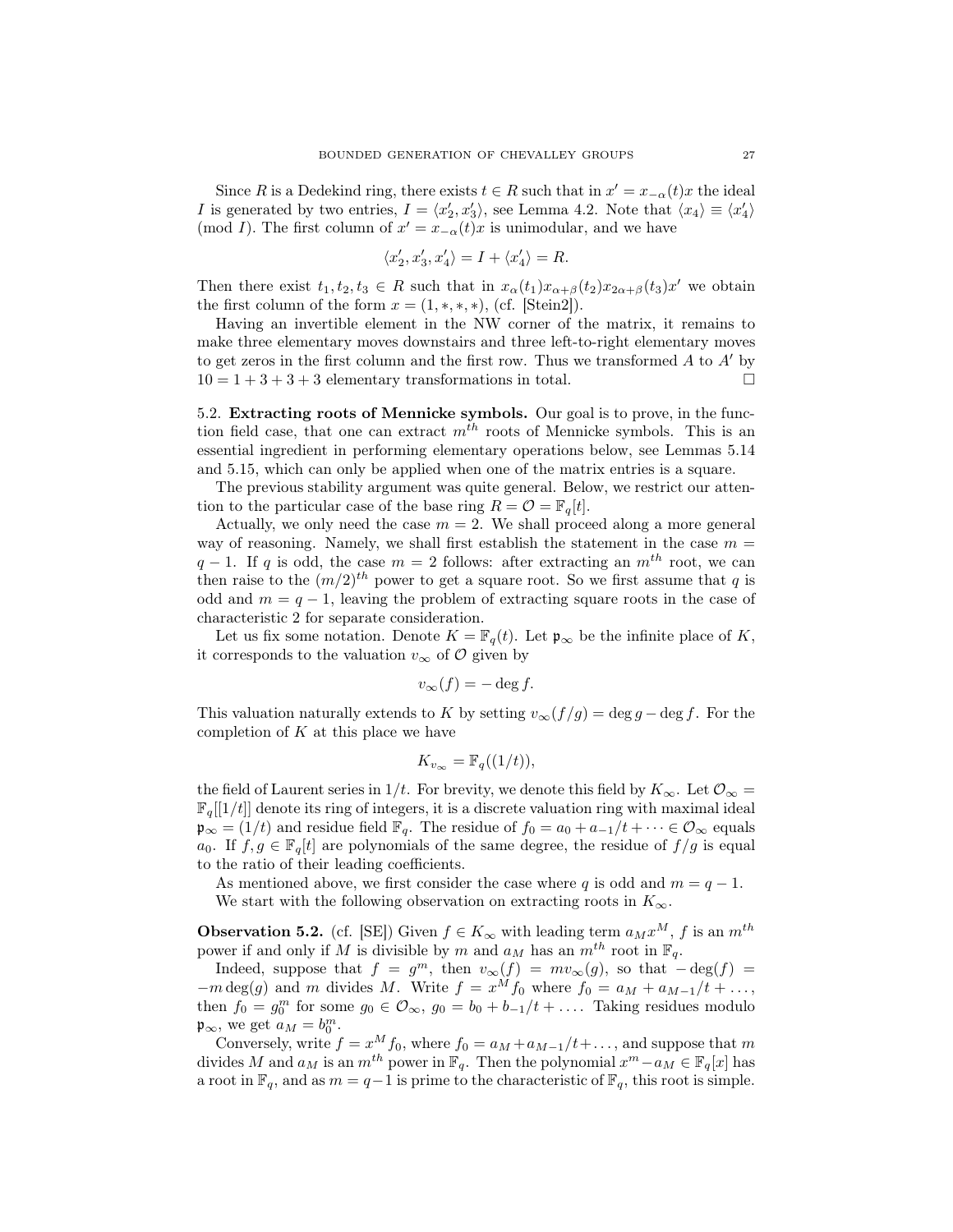Since $R$ is a Dedekind ring, there exists $t \in R$ such that in $x' = x_{-\alpha}(t)x$ the ideal $I$ is generated by two entries, $I = \langle x_2', x_3' \rangle$, see Lemma 4.2. Note that $\langle x_4 \rangle \equiv \langle x_4' \rangle \pmod{I}$. The first column of $x' = x_{-\alpha}(t)x$ is unimodular, and we have

$$\langle x_2', x_3', x_4' \rangle = I + \langle x_4' \rangle = R.$$

Then there exist $t_1, t_2, t_3 \in R$ such that in $x_\alpha(t_1)x_{\alpha+\beta}(t_2)x_{2\alpha+\beta}(t_3)x'$ we obtain the first column of the form $x = (1, *, *, *)$, (cf. [Stein2]).

Having an invertible element in the NW corner of the matrix, it remains to make three elementary moves downstairs and three left-to-right elementary moves to get zeros in the first column and the first row. Thus we transformed $A$ to $A'$ by $10 = 1 + 3 + 3 + 3$ elementary transformations in total. □

### 5.2. Extracting roots of Mennicke symbols.

Our goal is to prove, in the function field case, that one can extract $m^{th}$ roots of Mennicke symbols. This is an essential ingredient in performing elementary operations below, see Lemmas 5.14 and 5.15, which can only be applied when one of the matrix entries is a square.

The previous stability argument was quite general. Below, we restrict our attention to the particular case of the base ring $R = \mathcal{O} = \mathbb{F}_q[t]$.

Actually, we only need the case $m = 2$. We shall proceed along a more general way of reasoning. Namely, we shall first establish the statement in the case $m = q - 1$. If $q$ is odd, the case $m = 2$ follows: after extracting an $m^{th}$ root, we can then raise to the $(m/2)^{th}$ power to get a square root. So we first assume that $q$ is odd and $m = q - 1$, leaving the problem of extracting square roots in the case of characteristic 2 for separate consideration.

Let us fix some notation. Denote $K = \mathbb{F}_q(t)$. Let $\mathfrak{p}_\infty$ be the infinite place of $K$, it corresponds to the valuation $v_\infty$ of $\mathcal{O}$ given by

$$v_\infty(f) = -\deg f.$$

This valuation naturally extends to $K$ by setting $v_\infty(f/g) = \deg g - \deg f$. For the completion of $K$ at this place we have

$$K_{v_\infty} = \mathbb{F}_q((1/t)),$$

the field of Laurent series in $1/t$. For brevity, we denote this field by $K_\infty$. Let $\mathcal{O}_\infty = \mathbb{F}_q[[1/t]]$ denote its ring of integers, it is a discrete valuation ring with maximal ideal $\mathfrak{p}_\infty = (1/t)$ and residue field $\mathbb{F}_q$. The residue of $f_0 = a_0 + a_{-1}/t + \cdots \in \mathcal{O}_\infty$ equals $a_0$. If $f, g \in \mathbb{F}_q[t]$ are polynomials of the same degree, the residue of $f/g$ is equal to the ratio of their leading coefficients.

As mentioned above, we first consider the case where $q$ is odd and $m = q - 1$.

We start with the following observation on extracting roots in $K_\infty$.

**Observation 5.2.** (cf. [SE]) Given $f \in K_\infty$ with leading term $a_M x^M$, $f$ is an $m^{th}$ power if and only if $M$ is divisible by $m$ and $a_M$ has an $m^{th}$ root in $\mathbb{F}_q$.

Indeed, suppose that $f = g^m$, then $v_\infty(f) = m v_\infty(g)$, so that $-\deg(f) = -m\deg(g)$ and $m$ divides $M$. Write $f = x^M f_0$ where $f_0 = a_M + a_{M-1}/t + \dots$, then $f_0 = g_0^m$ for some $g_0 \in \mathcal{O}_\infty$, $g_0 = b_0 + b_{-1}/t + \dots$. Taking residues modulo $\mathfrak{p}_\infty$, we get $a_M = b_0^m$.

Conversely, write $f = x^M f_0$, where $f_0 = a_M + a_{M-1}/t + \dots$, and suppose that $m$ divides $M$ and $a_M$ is an $m^{th}$ power in $\mathbb{F}_q$. Then the polynomial $x^m - a_M \in \mathbb{F}_q[x]$ has a root in $\mathbb{F}_q$, and as $m = q-1$ is prime to the characteristic of $\mathbb{F}_q$, this root is simple.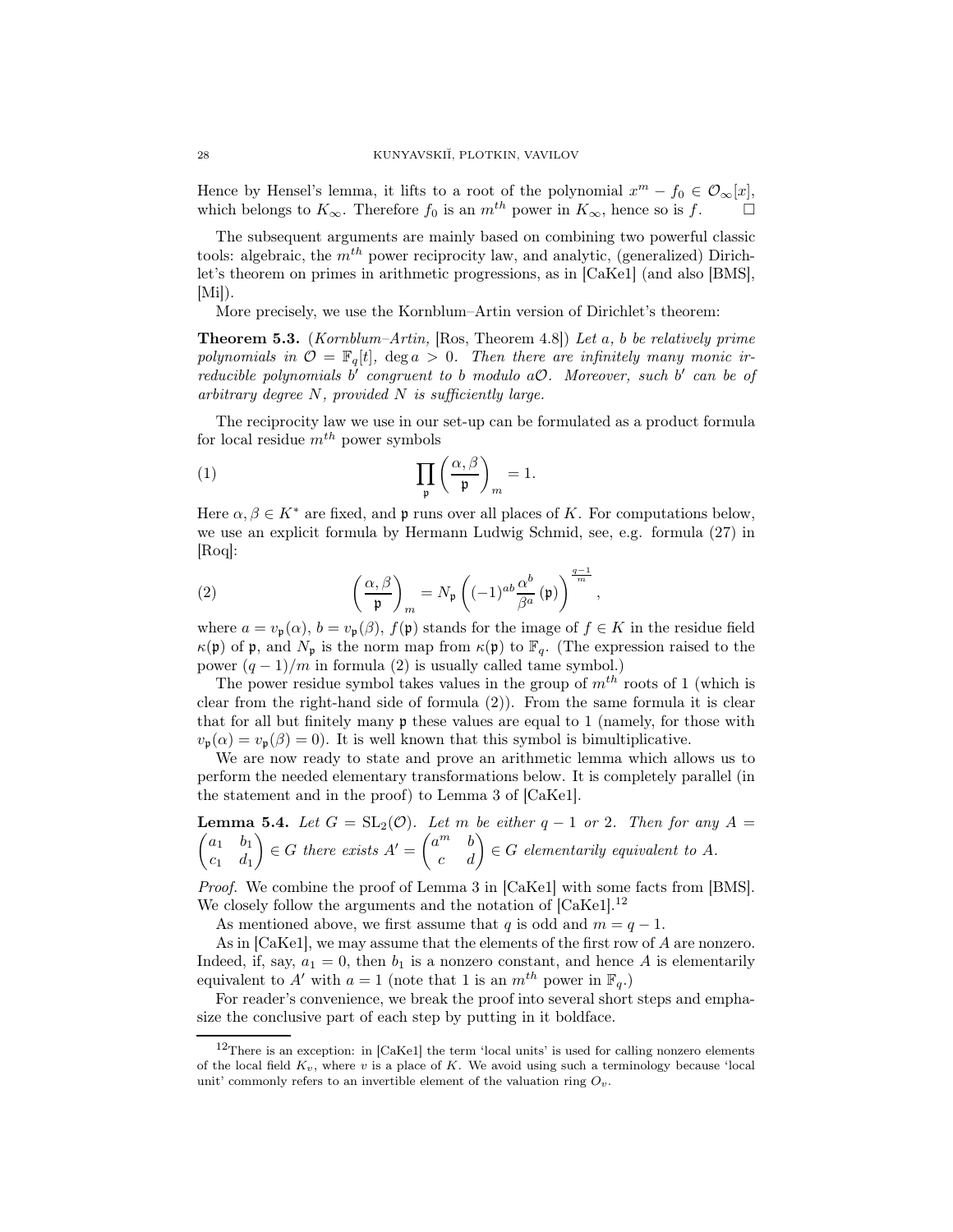Hence by Hensel's lemma, it lifts to a root of the polynomial $x^m - f_0 \in \mathcal{O}_\infty[x]$, which belongs to $K_\infty$. Therefore $f_0$ is an $m^{th}$ power in $K_\infty$, hence so is $f$. $\square$

The subsequent arguments are mainly based on combining two powerful classic tools: algebraic, the $m^{th}$ power reciprocity law, and analytic, (generalized) Dirichlet's theorem on primes in arithmetic progressions, as in [CaKe1] (and also [BMS], [Mi]).

More precisely, we use the Kornblum–Artin version of Dirichlet's theorem:

**Theorem 5.3.** (*Kornblum–Artin,* [Ros, Theorem 4.8]) *Let $a$, $b$ be relatively prime polynomials in $\mathcal{O} = \mathbb{F}_q[t]$, $\deg a > 0$. Then there are infinitely many monic irreducible polynomials $b'$ congruent to $b$ modulo $a\mathcal{O}$. Moreover, such $b'$ can be of arbitrary degree $N$, provided $N$ is sufficiently large.*

The reciprocity law we use in our set-up can be formulated as a product formula for local residue $m^{th}$ power symbols

$$\prod_{\mathfrak{p}} \left(\frac{\alpha, \beta}{\mathfrak{p}}\right)_m = 1. \tag{1}$$

Here $\alpha, \beta \in K^*$ are fixed, and $\mathfrak{p}$ runs over all places of $K$. For computations below, we use an explicit formula by Hermann Ludwig Schmid, see, e.g. formula (27) in [Roq]:

$$\left(\frac{\alpha, \beta}{\mathfrak{p}}\right)_m = N_{\mathfrak{p}} \left((-1)^{ab} \frac{\alpha^b}{\beta^a}(\mathfrak{p})\right)^{\frac{q-1}{m}}, \tag{2}$$

where $a = v_{\mathfrak{p}}(\alpha)$, $b = v_{\mathfrak{p}}(\beta)$, $f(\mathfrak{p})$ stands for the image of $f \in K$ in the residue field $\kappa(\mathfrak{p})$ of $\mathfrak{p}$, and $N_{\mathfrak{p}}$ is the norm map from $\kappa(\mathfrak{p})$ to $\mathbb{F}_q$. (The expression raised to the power $(q-1)/m$ in formula (2) is usually called tame symbol.)

The power residue symbol takes values in the group of $m^{th}$ roots of 1 (which is clear from the right-hand side of formula (2)). From the same formula it is clear that for all but finitely many $\mathfrak{p}$ these values are equal to 1 (namely, for those with $v_{\mathfrak{p}}(\alpha) = v_{\mathfrak{p}}(\beta) = 0$). It is well known that this symbol is bimultiplicative.

We are now ready to state and prove an arithmetic lemma which allows us to perform the needed elementary transformations below. It is completely parallel (in the statement and in the proof) to Lemma 3 of [CaKe1].

**Lemma 5.4.** *Let $G = \mathrm{SL}_2(\mathcal{O})$. Let $m$ be either $q-1$ or 2. Then for any $A = \begin{pmatrix} a_1 & b_1 \\ c_1 & d_1 \end{pmatrix} \in G$ there exists $A' = \begin{pmatrix} a^m & b \\ c & d \end{pmatrix} \in G$ elementarily equivalent to $A$.*

*Proof.* We combine the proof of Lemma 3 in [CaKe1] with some facts from [BMS]. We closely follow the arguments and the notation of [CaKe1].[12]

As mentioned above, we first assume that $q$ is odd and $m = q-1$.

As in [CaKe1], we may assume that the elements of the first row of $A$ are nonzero. Indeed, if, say, $a_1 = 0$, then $b_1$ is a nonzero constant, and hence $A$ is elementarily equivalent to $A'$ with $a = 1$ (note that 1 is an $m^{th}$ power in $\mathbb{F}_q$.)

For reader's convenience, we break the proof into several short steps and emphasize the conclusive part of each step by putting in it boldface.

[12] There is an exception: in [CaKe1] the term 'local units' is used for calling nonzero elements of the local field $K_v$, where $v$ is a place of $K$. We avoid using such a terminology because 'local unit' commonly refers to an invertible element of the valuation ring $O_v$.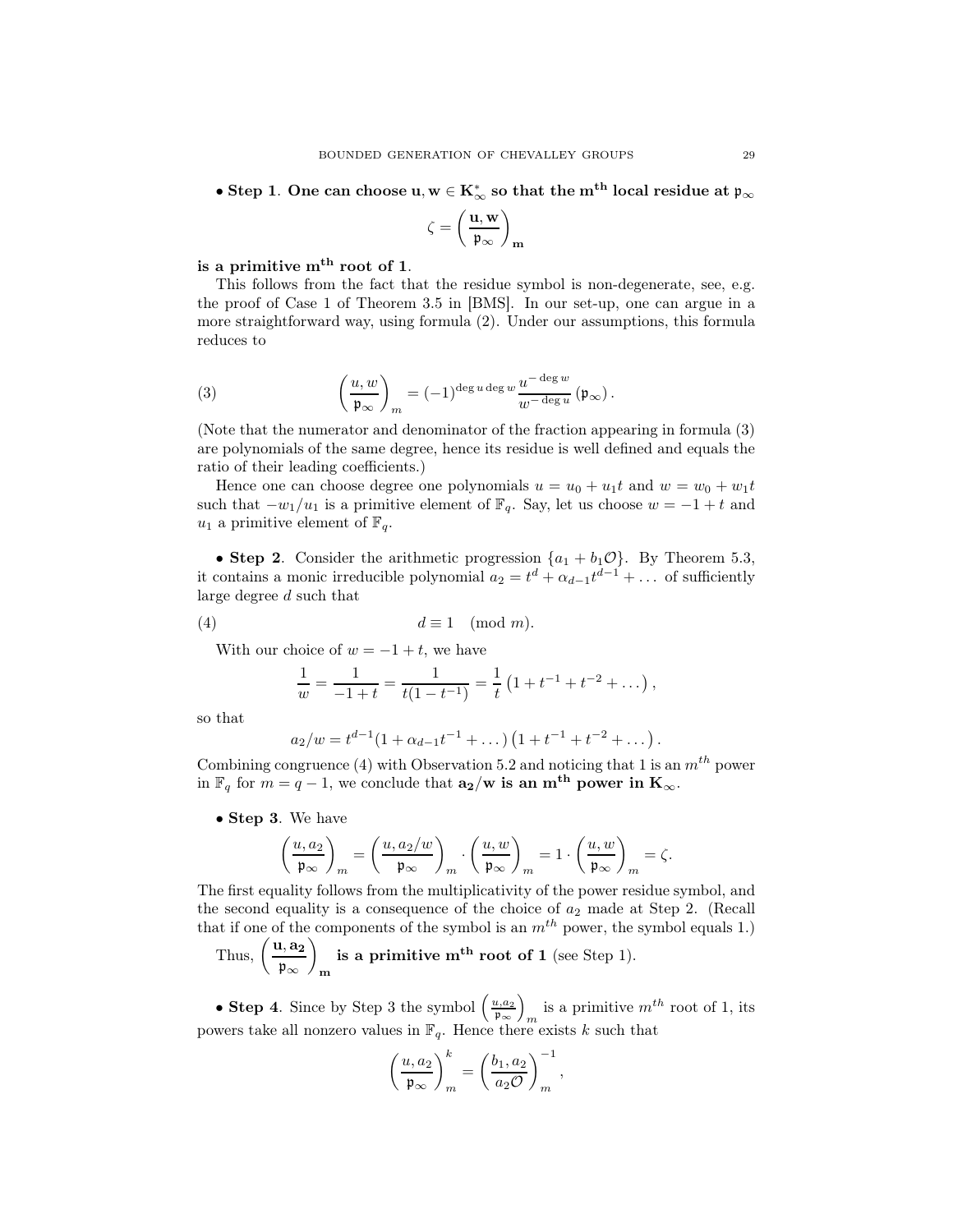• **Step 1**. **One can choose $\mathbf{u}, \mathbf{w} \in \mathbf{K}_\infty^*$ so that the $\mathbf{m^{th}}$ local residue at $\mathfrak{p}_\infty$**

$$\zeta = \left(\frac{\mathbf{u}, \mathbf{w}}{\mathfrak{p}_\infty}\right)_{\mathbf{m}}$$

**is a primitive $\mathbf{m^{th}}$ root of 1**.

This follows from the fact that the residue symbol is non-degenerate, see, e.g. the proof of Case 1 of Theorem 3.5 in [BMS]. In our set-up, one can argue in a more straightforward way, using formula (2). Under our assumptions, this formula reduces to

$$\left(\frac{u, w}{\mathfrak{p}_\infty}\right)_m = (-1)^{\deg u \deg w} \frac{u^{-\deg w}}{w^{-\deg u}} (\mathfrak{p}_\infty). \tag{3}$$

(Note that the numerator and denominator of the fraction appearing in formula (3) are polynomials of the same degree, hence its residue is well defined and equals the ratio of their leading coefficients.)

Hence one can choose degree one polynomials $u = u_0 + u_1 t$ and $w = w_0 + w_1 t$ such that $-w_1/u_1$ is a primitive element of $\mathbb{F}_q$. Say, let us choose $w = -1 + t$ and $u_1$ a primitive element of $\mathbb{F}_q$.

• **Step 2**. Consider the arithmetic progression $\{a_1 + b_1\mathcal{O}\}$. By Theorem 5.3, it contains a monic irreducible polynomial $a_2 = t^d + \alpha_{d-1}t^{d-1} + \dots$ of sufficiently large degree $d$ such that

$$d \equiv 1 \pmod{m}. \tag{4}$$

With our choice of $w = -1 + t$, we have

$$\frac{1}{w} = \frac{1}{-1+t} = \frac{1}{t(1-t^{-1})} = \frac{1}{t}\left(1 + t^{-1} + t^{-2} + \dots\right),$$

so that

$$a_2/w = t^{d-1}(1 + \alpha_{d-1}t^{-1} + \dots)\left(1 + t^{-1} + t^{-2} + \dots\right).$$

Combining congruence (4) with Observation 5.2 and noticing that 1 is an $m^{th}$ power in $\mathbb{F}_q$ for $m = q - 1$, we conclude that **$\mathbf{a_2/w}$ is an $\mathbf{m^{th}}$ power in $\mathbf{K}_\infty$**.

• **Step 3**. We have

$$\left(\frac{u, a_2}{\mathfrak{p}_\infty}\right)_m = \left(\frac{u, a_2/w}{\mathfrak{p}_\infty}\right)_m \cdot \left(\frac{u, w}{\mathfrak{p}_\infty}\right)_m = 1 \cdot \left(\frac{u, w}{\mathfrak{p}_\infty}\right)_m = \zeta.$$

The first equality follows from the multiplicativity of the power residue symbol, and the second equality is a consequence of the choice of $a_2$ made at Step 2. (Recall that if one of the components of the symbol is an $m^{th}$ power, the symbol equals 1.)

Thus, $\left(\frac{\mathbf{u}, \mathbf{a_2}}{\mathfrak{p}_\infty}\right)_{\mathbf{m}}$ **is a primitive $\mathbf{m^{th}}$ root of 1** (see Step 1).

• **Step 4**. Since by Step 3 the symbol $\left(\frac{u, a_2}{\mathfrak{p}_\infty}\right)_m$ is a primitive $m^{th}$ root of 1, its powers take all nonzero values in $\mathbb{F}_q$. Hence there exists $k$ such that

$$\left(\frac{u, a_2}{\mathfrak{p}_\infty}\right)_m^k = \left(\frac{b_1, a_2}{a_2\mathcal{O}}\right)_m^{-1},$$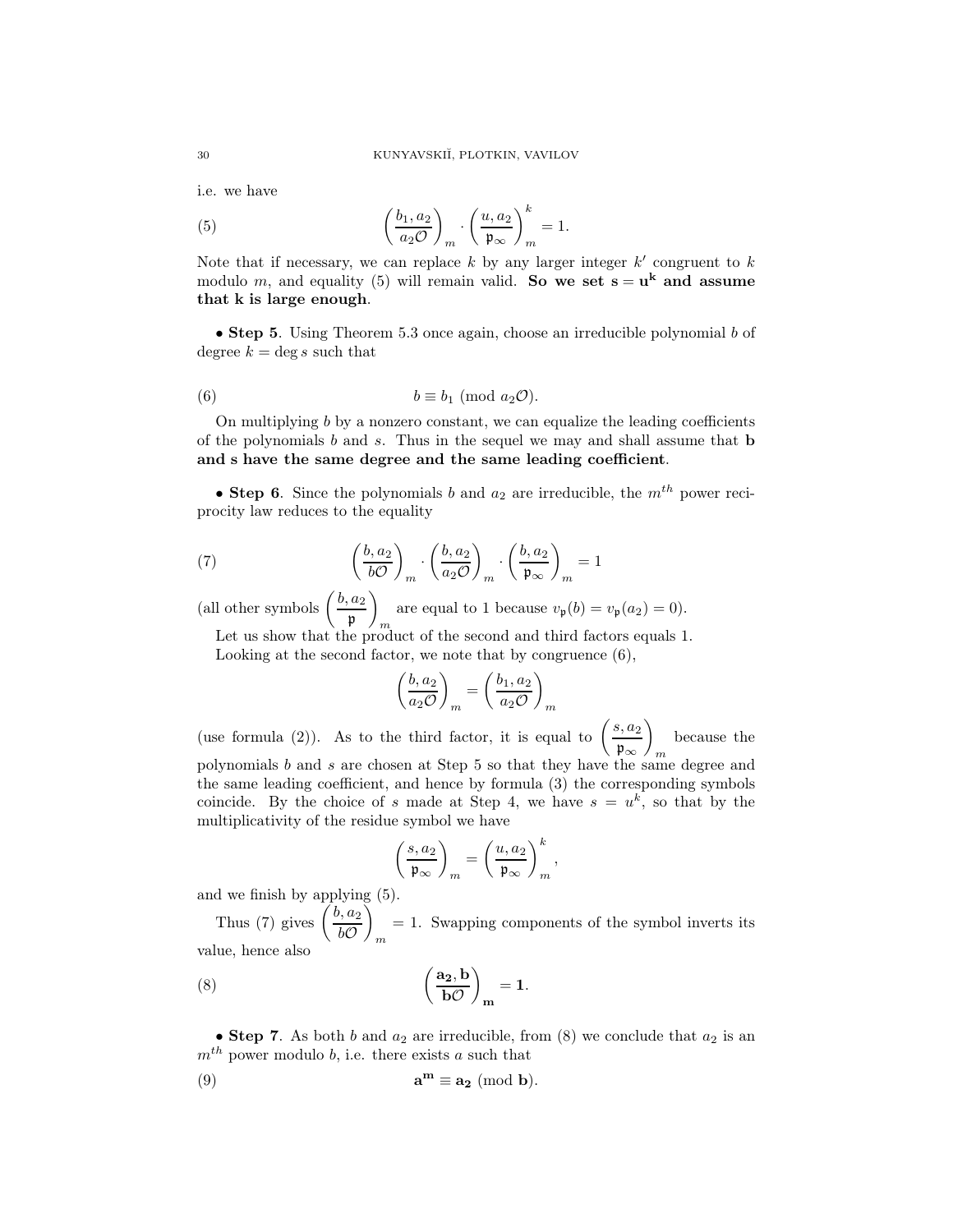i.e. we have

$$\left(\frac{b_1, a_2}{a_2\mathcal{O}}\right)_m \cdot \left(\frac{u, a_2}{\mathfrak{p}_\infty}\right)_m^k = 1. \tag{5}$$

Note that if necessary, we can replace $k$ by any larger integer $k'$ congruent to $k$ modulo $m$, and equality (5) will remain valid. **So we set $\mathbf{s = u^k}$ and assume that k is large enough**.

• **Step 5**. Using Theorem 5.3 once again, choose an irreducible polynomial $b$ of degree $k = \deg s$ such that

$$b \equiv b_1 \pmod{a_2\mathcal{O}}. \tag{6}$$

On multiplying $b$ by a nonzero constant, we can equalize the leading coefficients of the polynomials $b$ and $s$. Thus in the sequel we may and shall assume that **b and s have the same degree and the same leading coefficient**.

• **Step 6**. Since the polynomials $b$ and $a_2$ are irreducible, the $m^{th}$ power reciprocity law reduces to the equality

$$\left(\frac{b, a_2}{b\mathcal{O}}\right)_m \cdot \left(\frac{b, a_2}{a_2\mathcal{O}}\right)_m \cdot \left(\frac{b, a_2}{\mathfrak{p}_\infty}\right)_m = 1 \tag{7}$$

(all other symbols $\left(\frac{b, a_2}{\mathfrak{p}}\right)_m$ are equal to 1 because $v_\mathfrak{p}(b) = v_\mathfrak{p}(a_2) = 0$).

Let us show that the product of the second and third factors equals 1.

Looking at the second factor, we note that by congruence (6),

$$\left(\frac{b, a_2}{a_2\mathcal{O}}\right)_m = \left(\frac{b_1, a_2}{a_2\mathcal{O}}\right)_m$$

(use formula (2)). As to the third factor, it is equal to $\left(\frac{s, a_2}{\mathfrak{p}_\infty}\right)_m$ because the polynomials $b$ and $s$ are chosen at Step 5 so that they have the same degree and the same leading coefficient, and hence by formula (3) the corresponding symbols coincide. By the choice of $s$ made at Step 4, we have $s = u^k$, so that by the multiplicativity of the residue symbol we have

$$\left(\frac{s, a_2}{\mathfrak{p}_\infty}\right)_m = \left(\frac{u, a_2}{\mathfrak{p}_\infty}\right)_m^k,$$

and we finish by applying (5).

Thus (7) gives $\left(\frac{b, a_2}{b\mathcal{O}}\right)_m = 1$. Swapping components of the symbol inverts its value, hence also

$$\left(\frac{\mathbf{a_2}, \mathbf{b}}{\mathbf{b}\mathcal{O}}\right)_\mathbf{m} = \mathbf{1}. \tag{8}$$

• **Step 7**. As both $b$ and $a_2$ are irreducible, from (8) we conclude that $a_2$ is an $m^{th}$ power modulo $b$, i.e. there exists $a$ such that

$$\mathbf{a^m \equiv a_2 \pmod{b}}. \tag{9}$$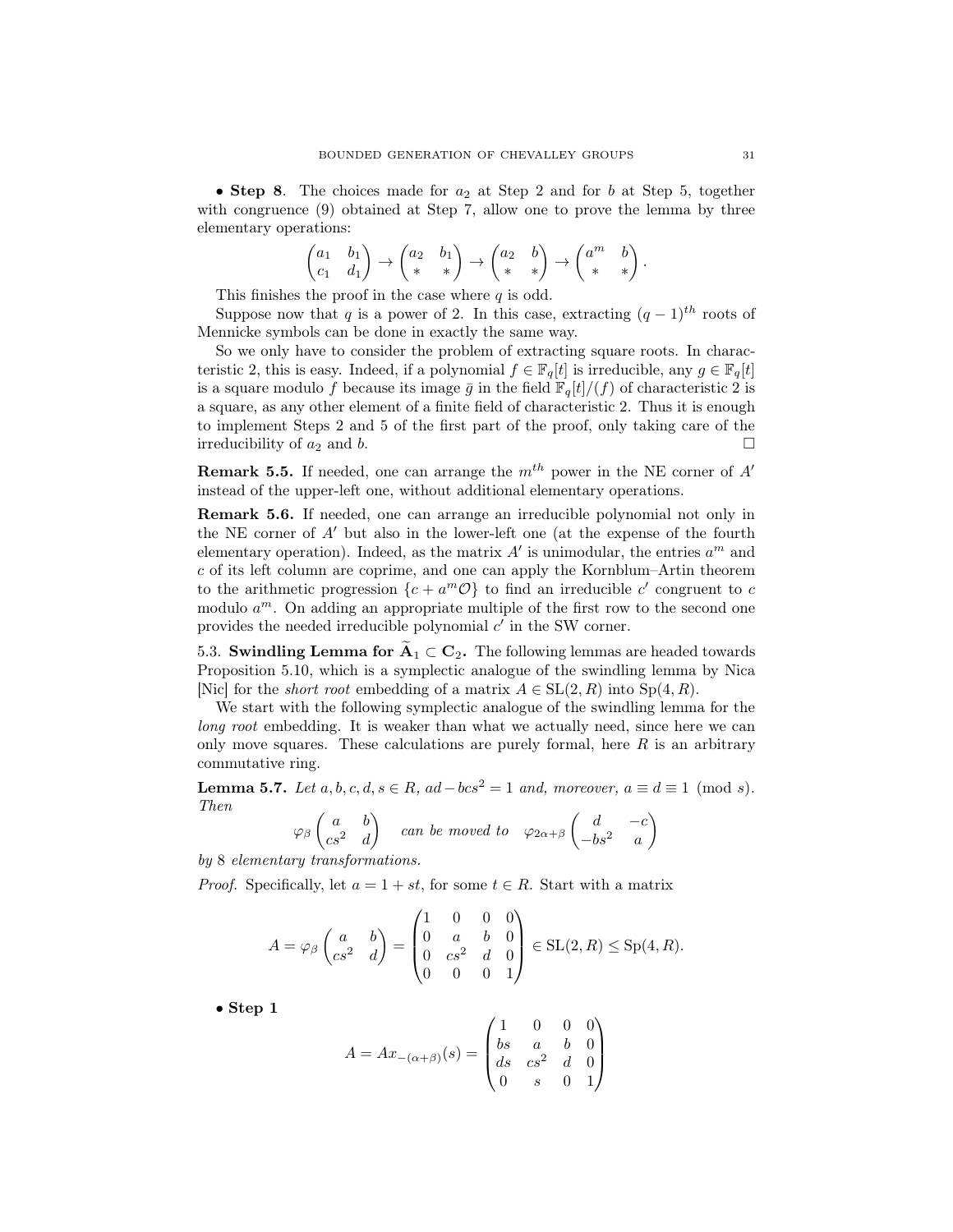• **Step 8**. The choices made for $a_2$ at Step 2 and for $b$ at Step 5, together with congruence (9) obtained at Step 7, allow one to prove the lemma by three elementary operations:

$$\begin{pmatrix} a_1 & b_1 \\ c_1 & d_1 \end{pmatrix} \to \begin{pmatrix} a_2 & b_1 \\ * & * \end{pmatrix} \to \begin{pmatrix} a_2 & b \\ * & * \end{pmatrix} \to \begin{pmatrix} a^m & b \\ * & * \end{pmatrix}.$$

This finishes the proof in the case where $q$ is odd.

Suppose now that $q$ is a power of 2. In this case, extracting $(q-1)^{th}$ roots of Mennicke symbols can be done in exactly the same way.

So we only have to consider the problem of extracting square roots. In characteristic 2, this is easy. Indeed, if a polynomial $f \in \mathbb{F}_q[t]$ is irreducible, any $g \in \mathbb{F}_q[t]$ is a square modulo $f$ because its image $\bar{g}$ in the field $\mathbb{F}_q[t]/(f)$ of characteristic 2 is a square, as any other element of a finite field of characteristic 2. Thus it is enough to implement Steps 2 and 5 of the first part of the proof, only taking care of the irreducibility of $a_2$ and $b$. □

**Remark 5.5.** If needed, one can arrange the $m^{th}$ power in the NE corner of $A'$ instead of the upper-left one, without additional elementary operations.

**Remark 5.6.** If needed, one can arrange an irreducible polynomial not only in the NE corner of $A'$ but also in the lower-left one (at the expense of the fourth elementary operation). Indeed, as the matrix $A'$ is unimodular, the entries $a^m$ and $c$ of its left column are coprime, and one can apply the Kornblum–Artin theorem to the arithmetic progression $\{c + a^m\mathcal{O}\}$ to find an irreducible $c'$ congruent to $c$ modulo $a^m$. On adding an appropriate multiple of the first row to the second one provides the needed irreducible polynomial $c'$ in the SW corner.

5.3. **Swindling Lemma for $\widetilde{\mathbf{A}}_1 \subset \mathbf{C}_2$.** The following lemmas are headed towards Proposition 5.10, which is a symplectic analogue of the swindling lemma by Nica [Nic] for the *short root* embedding of a matrix $A \in \mathrm{SL}(2, R)$ into $\mathrm{Sp}(4, R)$.

We start with the following symplectic analogue of the swindling lemma for the *long root* embedding. It is weaker than what we actually need, since here we can only move squares. These calculations are purely formal, here $R$ is an arbitrary commutative ring.

**Lemma 5.7.** *Let $a, b, c, d, s \in R$, $ad - bcs^2 = 1$ and, moreover, $a \equiv d \equiv 1 \pmod{s}$. Then*

$$\varphi_\beta \begin{pmatrix} a & b \\ cs^2 & d \end{pmatrix} \quad \text{can be moved to} \quad \varphi_{2\alpha+\beta} \begin{pmatrix} d & -c \\ -bs^2 & a \end{pmatrix}$$

*by 8 elementary transformations.*

*Proof.* Specifically, let $a = 1 + st$, for some $t \in R$. Start with a matrix

$$A = \varphi_\beta \begin{pmatrix} a & b \\ cs^2 & d \end{pmatrix} = \begin{pmatrix} 1 & 0 & 0 & 0 \\ 0 & a & b & 0 \\ 0 & cs^2 & d & 0 \\ 0 & 0 & 0 & 1 \end{pmatrix} \in \mathrm{SL}(2, R) \leq \mathrm{Sp}(4, R).$$

• **Step 1**

$$A = Ax_{-(\alpha+\beta)}(s) = \begin{pmatrix} 1 & 0 & 0 & 0 \\ bs & a & b & 0 \\ ds & cs^2 & d & 0 \\ 0 & s & 0 & 1 \end{pmatrix}$$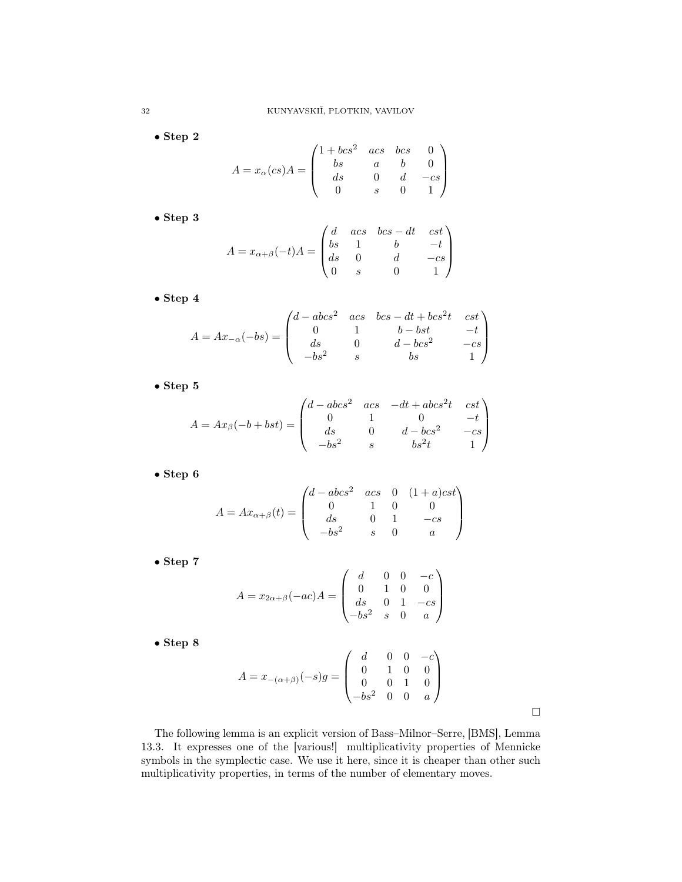- **Step 2**

$$A = x_{\alpha}(cs)A = \begin{pmatrix} 1+bcs^2 & acs & bcs & 0 \\ bs & a & b & 0 \\ ds & 0 & d & -cs \\ 0 & s & 0 & 1 \end{pmatrix}$$

- **Step 3**

$$A = x_{\alpha+\beta}(-t)A = \begin{pmatrix} d & acs & bcs-dt & cst \\ bs & 1 & b & -t \\ ds & 0 & d & -cs \\ 0 & s & 0 & 1 \end{pmatrix}$$

- **Step 4**

$$A = Ax_{-\alpha}(-bs) = \begin{pmatrix} d-abcs^2 & acs & bcs-dt+bcs^2t & cst \\ 0 & 1 & b-bst & -t \\ ds & 0 & d-bcs^2 & -cs \\ -bs^2 & s & bs & 1 \end{pmatrix}$$

- **Step 5**

$$A = Ax_{\beta}(-b+bst) = \begin{pmatrix} d-abcs^2 & acs & -dt+abcs^2t & cst \\ 0 & 1 & 0 & -t \\ ds & 0 & d-bcs^2 & -cs \\ -bs^2 & s & bs^2t & 1 \end{pmatrix}$$

- **Step 6**

$$A = Ax_{\alpha+\beta}(t) = \begin{pmatrix} d-abcs^2 & acs & 0 & (1+a)cst \\ 0 & 1 & 0 & 0 \\ ds & 0 & 1 & -cs \\ -bs^2 & s & 0 & a \end{pmatrix}$$

- **Step 7**

$$A = x_{2\alpha+\beta}(-ac)A = \begin{pmatrix} d & 0 & 0 & -c \\ 0 & 1 & 0 & 0 \\ ds & 0 & 1 & -cs \\ -bs^2 & s & 0 & a \end{pmatrix}$$

- **Step 8**

$$A = x_{-(\alpha+\beta)}(-s)g = \begin{pmatrix} d & 0 & 0 & -c \\ 0 & 1 & 0 & 0 \\ 0 & 0 & 1 & 0 \\ -bs^2 & 0 & 0 & a \end{pmatrix}$$

□

The following lemma is an explicit version of Bass–Milnor–Serre, [BMS], Lemma 13.3. It expresses one of the [various!] multiplicativity properties of Mennicke symbols in the symplectic case. We use it here, since it is cheaper than other such multiplicativity properties, in terms of the number of elementary moves.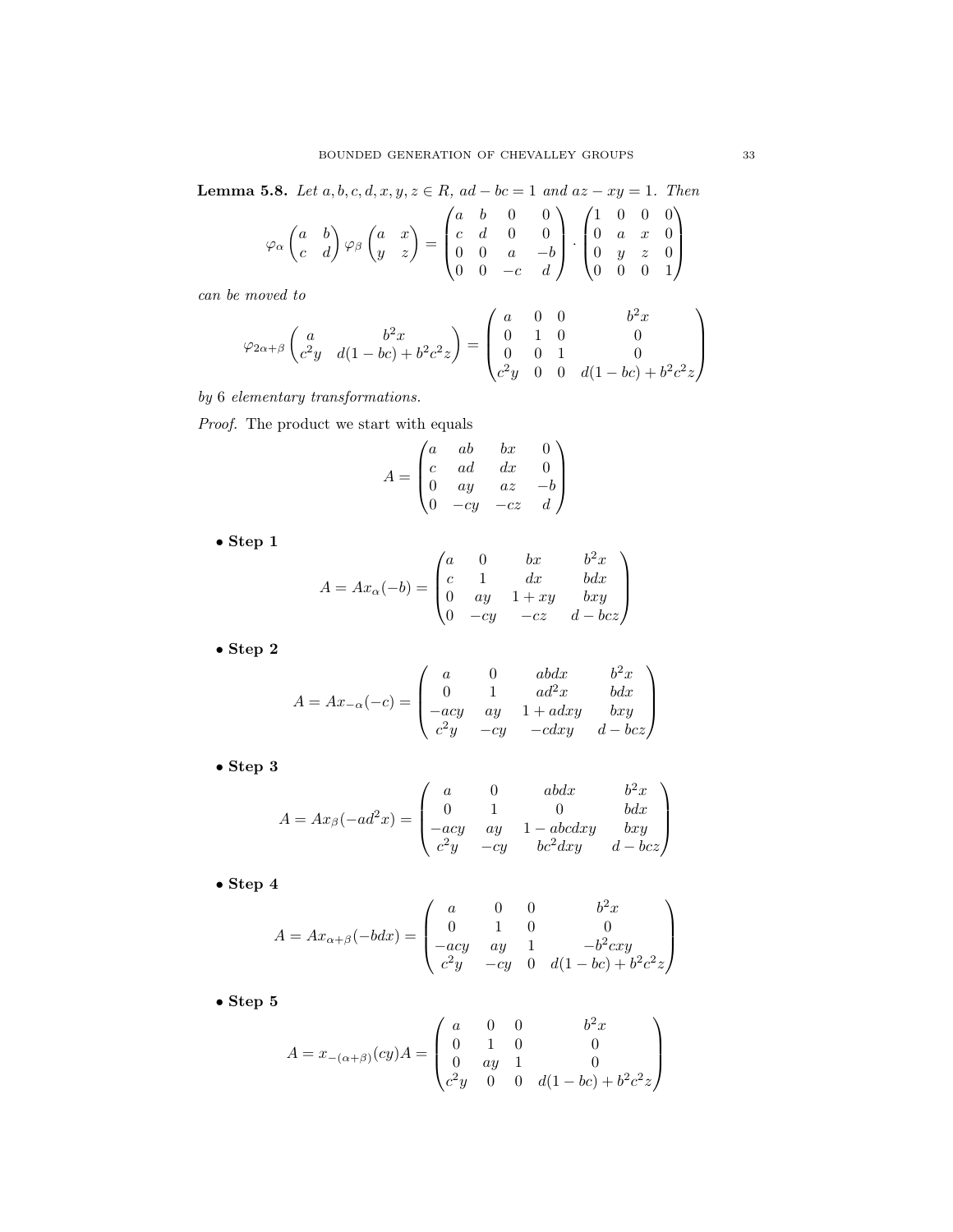**Lemma 5.8.** *Let $a, b, c, d, x, y, z \in R$, $ad - bc = 1$ and $az - xy = 1$. Then*

$$\varphi_\alpha \begin{pmatrix} a & b \\ c & d \end{pmatrix} \varphi_\beta \begin{pmatrix} a & x \\ y & z \end{pmatrix} = \begin{pmatrix} a & b & 0 & 0 \\ c & d & 0 & 0 \\ 0 & 0 & a & -b \\ 0 & 0 & -c & d \end{pmatrix} \cdot \begin{pmatrix} 1 & 0 & 0 & 0 \\ 0 & a & x & 0 \\ 0 & y & z & 0 \\ 0 & 0 & 0 & 1 \end{pmatrix}$$

*can be moved to*

$$\varphi_{2\alpha+\beta} \begin{pmatrix} a & b^2x \\ c^2y & d(1-bc) + b^2c^2z \end{pmatrix} = \begin{pmatrix} a & 0 & 0 & b^2x \\ 0 & 1 & 0 & 0 \\ 0 & 0 & 1 & 0 \\ c^2y & 0 & 0 & d(1-bc) + b^2c^2z \end{pmatrix}$$

*by 6 elementary transformations.*

*Proof.* The product we start with equals

$$A = \begin{pmatrix} a & ab & bx & 0 \\ c & ad & dx & 0 \\ 0 & ay & az & -b \\ 0 & -cy & -cz & d \end{pmatrix}$$

- **Step 1**

$$A = Ax_\alpha(-b) = \begin{pmatrix} a & 0 & bx & b^2x \\ c & 1 & dx & bdx \\ 0 & ay & 1+xy & bxy \\ 0 & -cy & -cz & d - bcz \end{pmatrix}$$

- **Step 2**

$$A = Ax_{-\alpha}(-c) = \begin{pmatrix} a & 0 & abdx & b^2x \\ 0 & 1 & ad^2x & bdx \\ -acy & ay & 1 + adxy & bxy \\ c^2y & -cy & -cdxy & d - bcz \end{pmatrix}$$

- **Step 3**

$$A = Ax_\beta(-ad^2x) = \begin{pmatrix} a & 0 & abdx & b^2x \\ 0 & 1 & 0 & bdx \\ -acy & ay & 1 - abcdxy & bxy \\ c^2y & -cy & bc^2dxy & d - bcz \end{pmatrix}$$

- **Step 4**

$$A = Ax_{\alpha+\beta}(-bdx) = \begin{pmatrix} a & 0 & 0 & b^2x \\ 0 & 1 & 0 & 0 \\ -acy & ay & 1 & -b^2cxy \\ c^2y & -cy & 0 & d(1-bc) + b^2c^2z \end{pmatrix}$$

- **Step 5**

$$A = x_{-(\alpha+\beta)}(cy)A = \begin{pmatrix} a & 0 & 0 & b^2x \\ 0 & 1 & 0 & 0 \\ 0 & ay & 1 & 0 \\ c^2y & 0 & 0 & d(1-bc) + b^2c^2z \end{pmatrix}$$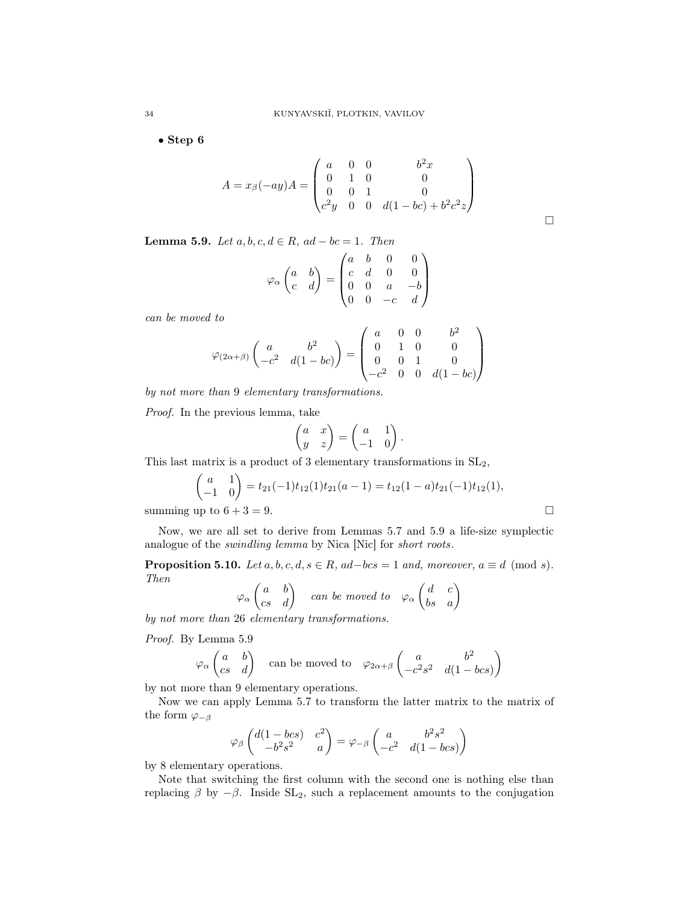- **Step 6**

$$A = x_\beta(-ay)A = \begin{pmatrix} a & 0 & 0 & b^2x \\ 0 & 1 & 0 & 0 \\ 0 & 0 & 1 & 0 \\ c^2y & 0 & 0 & d(1-bc)+b^2c^2z \end{pmatrix}$$

□

**Lemma 5.9.** *Let $a, b, c, d \in R$, $ad - bc = 1$. Then*

$$\varphi_\alpha \begin{pmatrix} a & b \\ c & d \end{pmatrix} = \begin{pmatrix} a & b & 0 & 0 \\ c & d & 0 & 0 \\ 0 & 0 & a & -b \\ 0 & 0 & -c & d \end{pmatrix}$$

*can be moved to*

$$\varphi_{(2\alpha+\beta)} \begin{pmatrix} a & b^2 \\ -c^2 & d(1-bc) \end{pmatrix} = \begin{pmatrix} a & 0 & 0 & b^2 \\ 0 & 1 & 0 & 0 \\ 0 & 0 & 1 & 0 \\ -c^2 & 0 & 0 & d(1-bc) \end{pmatrix}$$

*by not more than* 9 *elementary transformations.*

*Proof.* In the previous lemma, take

$$\begin{pmatrix} a & x \\ y & z \end{pmatrix} = \begin{pmatrix} a & 1 \\ -1 & 0 \end{pmatrix}.$$

This last matrix is a product of 3 elementary transformations in $\mathrm{SL}_2$,

$$\begin{pmatrix} a & 1 \\ -1 & 0 \end{pmatrix} = t_{21}(-1)t_{12}(1)t_{21}(a-1) = t_{12}(1-a)t_{21}(-1)t_{12}(1),$$

summing up to $6 + 3 = 9$. □

Now, we are all set to derive from Lemmas 5.7 and 5.9 a life-size symplectic analogue of the *swindling lemma* by Nica [Nic] for *short roots*.

**Proposition 5.10.** *Let $a, b, c, d, s \in R$, $ad - bcs = 1$ and, moreover, $a \equiv d \pmod s$. Then*

$$\varphi_\alpha \begin{pmatrix} a & b \\ cs & d \end{pmatrix} \quad \textit{can be moved to} \quad \varphi_\alpha \begin{pmatrix} d & c \\ bs & a \end{pmatrix}$$

*by not more than* 26 *elementary transformations.*

*Proof.* By Lemma 5.9

$$\varphi_\alpha \begin{pmatrix} a & b \\ cs & d \end{pmatrix} \quad \text{can be moved to} \quad \varphi_{2\alpha+\beta} \begin{pmatrix} a & b^2 \\ -c^2s^2 & d(1-bcs) \end{pmatrix}$$

by not more than 9 elementary operations.

Now we can apply Lemma 5.7 to transform the latter matrix to the matrix of the form $\varphi_{-\beta}$

$$\varphi_\beta \begin{pmatrix} d(1-bcs) & c^2 \\ -b^2s^2 & a \end{pmatrix} = \varphi_{-\beta} \begin{pmatrix} a & b^2s^2 \\ -c^2 & d(1-bcs) \end{pmatrix}$$

by 8 elementary operations.

Note that switching the first column with the second one is nothing else than replacing $\beta$ by $-\beta$. Inside $\mathrm{SL}_2$, such a replacement amounts to the conjugation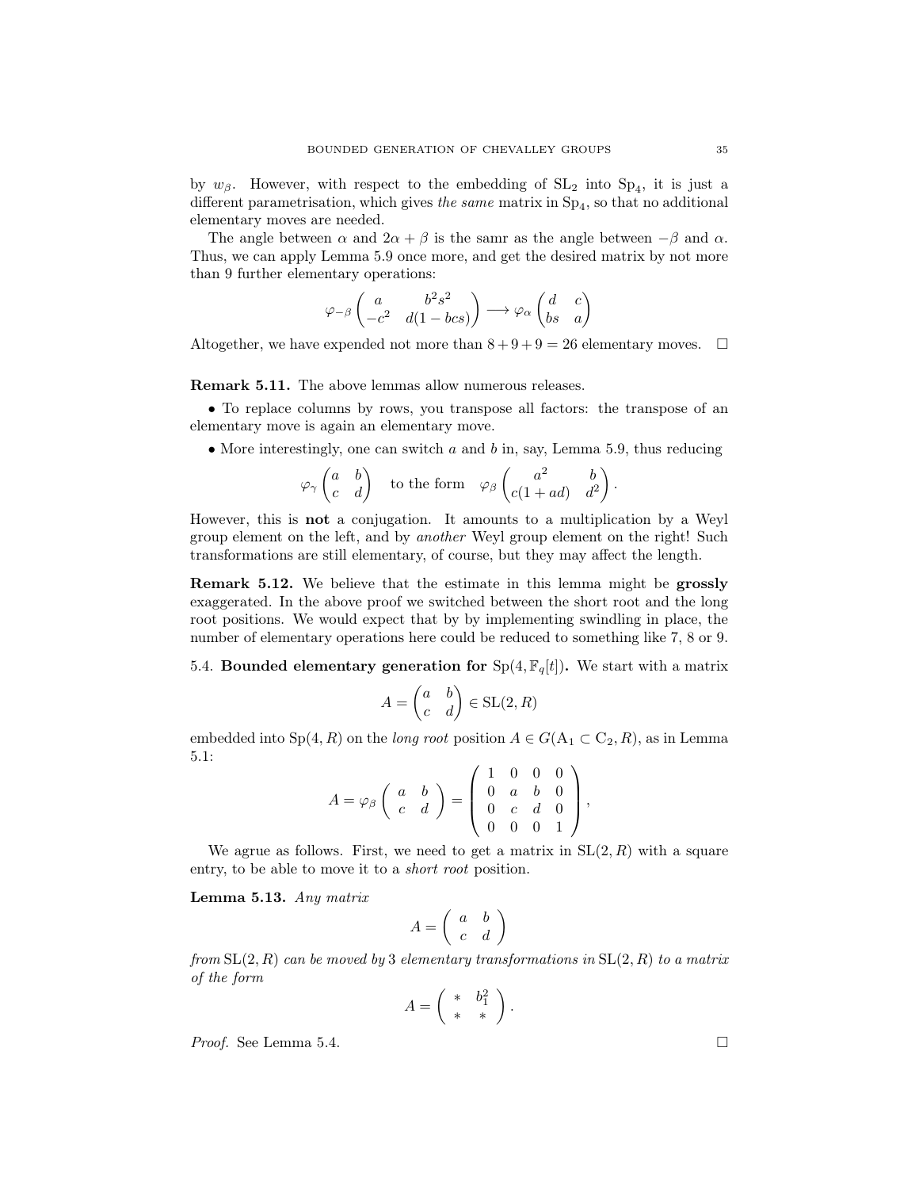by $w_\beta$. However, with respect to the embedding of $\mathrm{SL}_2$ into $\mathrm{Sp}_4$, it is just a different parametrisation, which gives *the same* matrix in $\mathrm{Sp}_4$, so that no additional elementary moves are needed.

The angle between $\alpha$ and $2\alpha+\beta$ is the samr as the angle between $-\beta$ and $\alpha$. Thus, we can apply Lemma 5.9 once more, and get the desired matrix by not more than 9 further elementary operations:

$$\varphi_{-\beta}\begin{pmatrix} a & b^2s^2 \\ -c^2 & d(1-bcs)\end{pmatrix} \longrightarrow \varphi_\alpha\begin{pmatrix} d & c \\ bs & a\end{pmatrix}$$

Altogether, we have expended not more than $8+9+9=26$ elementary moves. □

**Remark 5.11.** The above lemmas allow numerous releases.

- To replace columns by rows, you transpose all factors: the transpose of an elementary move is again an elementary move.
- More interestingly, one can switch $a$ and $b$ in, say, Lemma 5.9, thus reducing

$$\varphi_\gamma\begin{pmatrix} a & b \\ c & d\end{pmatrix} \quad \text{to the form} \quad \varphi_\beta\begin{pmatrix} a^2 & b \\ c(1+ad) & d^2\end{pmatrix}.$$

However, this is **not** a conjugation. It amounts to a multiplication by a Weyl group element on the left, and by *another* Weyl group element on the right! Such transformations are still elementary, of course, but they may affect the length.

**Remark 5.12.** We believe that the estimate in this lemma might be **grossly** exaggerated. In the above proof we switched between the short root and the long root positions. We would expect that by by implementing swindling in place, the number of elementary operations here could be reduced to something like 7, 8 or 9.

5.4. **Bounded elementary generation for $\mathrm{Sp}(4,\mathbb{F}_q[t])$.** We start with a matrix

$$A=\begin{pmatrix} a & b \\ c & d\end{pmatrix} \in \mathrm{SL}(2,R)$$

embedded into $\mathrm{Sp}(4,R)$ on the *long root* position $A\in G(\mathrm{A}_1\subset \mathrm{C}_2,R)$, as in Lemma 5.1:

$$A=\varphi_\beta\left(\begin{array}{cc} a & b \\ c & d\end{array}\right)=\left(\begin{array}{cccc} 1 & 0 & 0 & 0 \\ 0 & a & b & 0 \\ 0 & c & d & 0 \\ 0 & 0 & 0 & 1\end{array}\right),$$

We agrue as follows. First, we need to get a matrix in $\mathrm{SL}(2,R)$ with a square entry, to be able to move it to a *short root* position.

**Lemma 5.13.** *Any matrix*

$$A=\left(\begin{array}{cc} a & b \\ c & d\end{array}\right)$$

*from* $\mathrm{SL}(2,R)$ *can be moved by* 3 *elementary transformations in* $\mathrm{SL}(2,R)$ *to a matrix of the form*

$$A=\left(\begin{array}{cc} * & b_1^2 \\ * & *\end{array}\right).$$

*Proof.* See Lemma 5.4. □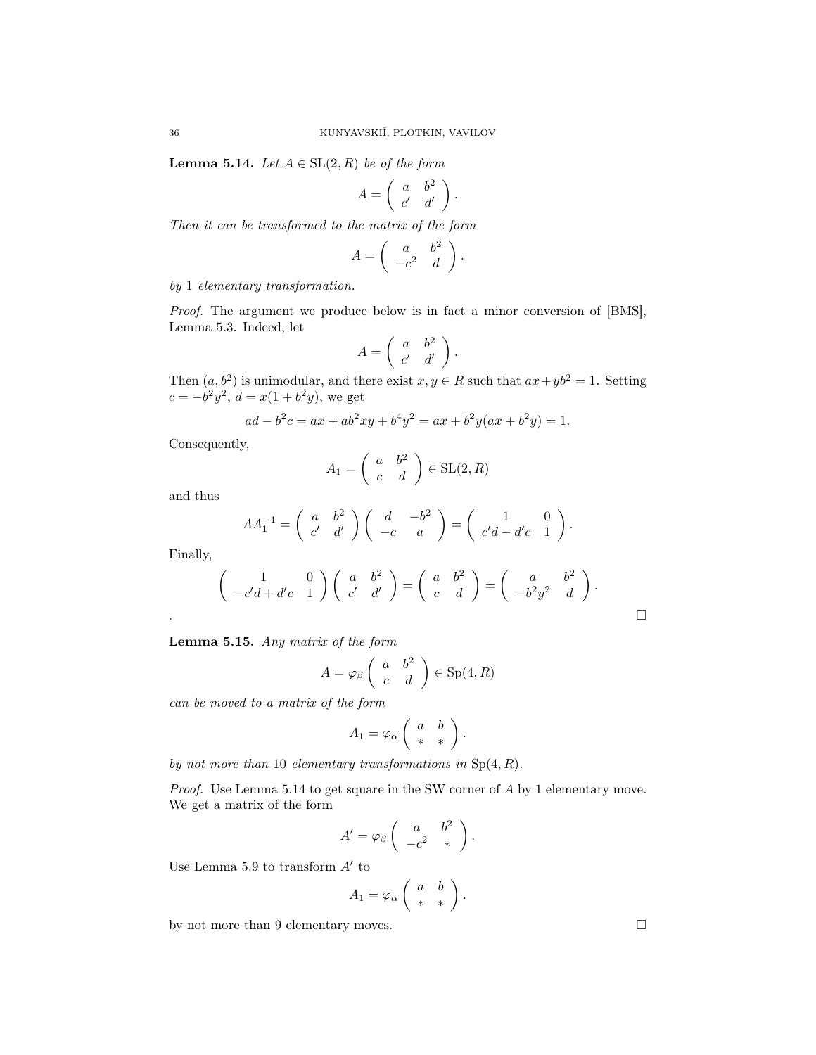**Lemma 5.14.** *Let $A \in \mathrm{SL}(2,R)$ be of the form*

$$A = \begin{pmatrix} a & b^2 \\ c' & d' \end{pmatrix}.$$

*Then it can be transformed to the matrix of the form*

$$A = \begin{pmatrix} a & b^2 \\ -c^2 & d \end{pmatrix}.$$

*by* 1 *elementary transformation.*

*Proof.* The argument we produce below is in fact a minor conversion of [BMS], Lemma 5.3. Indeed, let

$$A = \begin{pmatrix} a & b^2 \\ c' & d' \end{pmatrix}.$$

Then $(a, b^2)$ is unimodular, and there exist $x, y \in R$ such that $ax + yb^2 = 1$. Setting $c = -b^2y^2$, $d = x(1 + b^2y)$, we get

$$ad - b^2c = ax + ab^2xy + b^4y^2 = ax + b^2y(ax + b^2y) = 1.$$

Consequently,

$$A_1 = \begin{pmatrix} a & b^2 \\ c & d \end{pmatrix} \in \mathrm{SL}(2,R)$$

and thus

$$AA_1^{-1} = \begin{pmatrix} a & b^2 \\ c' & d' \end{pmatrix} \begin{pmatrix} d & -b^2 \\ -c & a \end{pmatrix} = \begin{pmatrix} 1 & 0 \\ c'd - d'c & 1 \end{pmatrix}.$$

Finally,

$$\begin{pmatrix} 1 & 0 \\ -c'd + d'c & 1 \end{pmatrix} \begin{pmatrix} a & b^2 \\ c' & d' \end{pmatrix} = \begin{pmatrix} a & b^2 \\ c & d \end{pmatrix} = \begin{pmatrix} a & b^2 \\ -b^2y^2 & d \end{pmatrix}.$$

. □

**Lemma 5.15.** *Any matrix of the form*

$$A = \varphi_\beta \begin{pmatrix} a & b^2 \\ c & d \end{pmatrix} \in \mathrm{Sp}(4,R)$$

*can be moved to a matrix of the form*

$$A_1 = \varphi_\alpha \begin{pmatrix} a & b \\ * & * \end{pmatrix}.$$

*by not more than* 10 *elementary transformations in* $\mathrm{Sp}(4,R)$.

*Proof.* Use Lemma 5.14 to get square in the SW corner of $A$ by 1 elementary move. We get a matrix of the form

$$A' = \varphi_\beta \begin{pmatrix} a & b^2 \\ -c^2 & * \end{pmatrix}.$$

Use Lemma 5.9 to transform $A'$ to

$$A_1 = \varphi_\alpha \begin{pmatrix} a & b \\ * & * \end{pmatrix}.$$

by not more than 9 elementary moves. □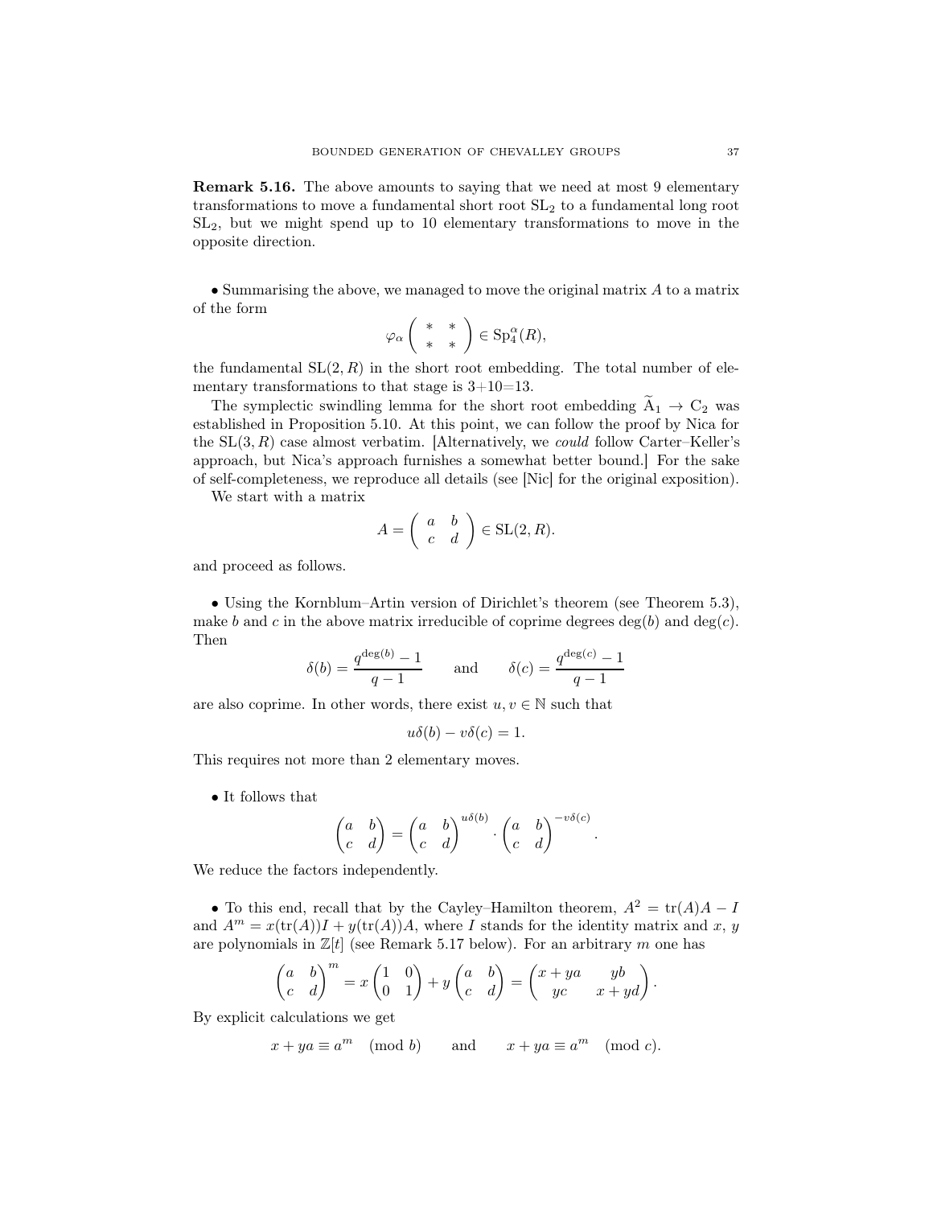**Remark 5.16.** The above amounts to saying that we need at most 9 elementary transformations to move a fundamental short root $\mathrm{SL}_2$ to a fundamental long root $\mathrm{SL}_2$, but we might spend up to 10 elementary transformations to move in the opposite direction.

• Summarising the above, we managed to move the original matrix $A$ to a matrix of the form

$$\varphi_\alpha \begin{pmatrix} * & * \\ * & * \end{pmatrix} \in \mathrm{Sp}_4^\alpha(R),$$

the fundamental $\mathrm{SL}(2,R)$ in the short root embedding. The total number of elementary transformations to that stage is 3+10=13.

The symplectic swindling lemma for the short root embedding $\widetilde{\mathrm{A}}_1 \to \mathrm{C}_2$ was established in Proposition 5.10. At this point, we can follow the proof by Nica for the $\mathrm{SL}(3,R)$ case almost verbatim. [Alternatively, we *could* follow Carter–Keller's approach, but Nica's approach furnishes a somewhat better bound.] For the sake of self-completeness, we reproduce all details (see [Nic] for the original exposition).

We start with a matrix

$$A = \begin{pmatrix} a & b \\ c & d \end{pmatrix} \in \mathrm{SL}(2,R).$$

and proceed as follows.

• Using the Kornblum–Artin version of Dirichlet's theorem (see Theorem 5.3), make $b$ and $c$ in the above matrix irreducible of coprime degrees $\deg(b)$ and $\deg(c)$. Then

$$\delta(b) = \frac{q^{\deg(b)}-1}{q-1} \qquad \text{and} \qquad \delta(c) = \frac{q^{\deg(c)}-1}{q-1}$$

are also coprime. In other words, there exist $u, v \in \mathbb{N}$ such that

$$u\delta(b) - v\delta(c) = 1.$$

This requires not more than 2 elementary moves.

• It follows that

$$\begin{pmatrix} a & b \\ c & d \end{pmatrix} = \begin{pmatrix} a & b \\ c & d \end{pmatrix}^{u\delta(b)} \cdot \begin{pmatrix} a & b \\ c & d \end{pmatrix}^{-v\delta(c)}.$$

We reduce the factors independently.

• To this end, recall that by the Cayley–Hamilton theorem, $A^2 = \mathrm{tr}(A)A - I$ and $A^m = x(\mathrm{tr}(A))I + y(\mathrm{tr}(A))A$, where $I$ stands for the identity matrix and $x$, $y$ are polynomials in $\mathbb{Z}[t]$ (see Remark 5.17 below). For an arbitrary $m$ one has

$$\begin{pmatrix} a & b \\ c & d \end{pmatrix}^m = x\begin{pmatrix} 1 & 0 \\ 0 & 1 \end{pmatrix} + y\begin{pmatrix} a & b \\ c & d \end{pmatrix} = \begin{pmatrix} x+ya & yb \\ yc & x+yd \end{pmatrix}.$$

By explicit calculations we get

$$x + ya \equiv a^m \pmod{b} \qquad \text{and} \qquad x + ya \equiv a^m \pmod{c}.$$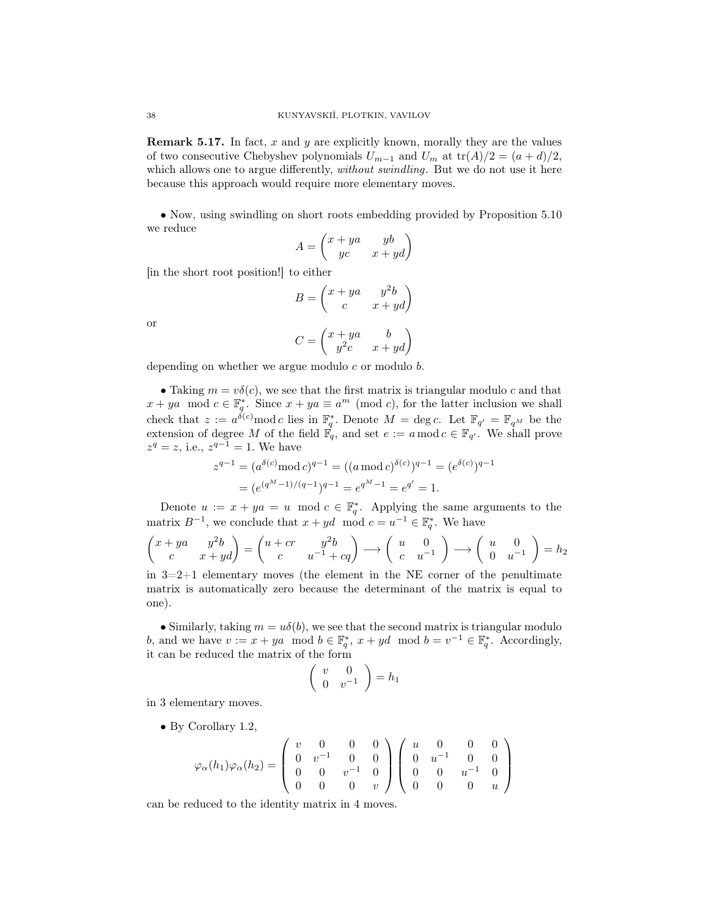**Remark 5.17.** In fact, $x$ and $y$ are explicitly known, morally they are the values of two consecutive Chebyshev polynomials $U_{m-1}$ and $U_m$ at $\mathrm{tr}(A)/2 = (a+d)/2$, which allows one to argue differently, *without swindling*. But we do not use it here because this approach would require more elementary moves.

• Now, using swindling on short roots embedding provided by Proposition 5.10 we reduce

$$A = \begin{pmatrix} x+ya & yb \\ yc & x+yd \end{pmatrix}$$

[in the short root position!] to either

$$B = \begin{pmatrix} x+ya & y^2b \\ c & x+yd \end{pmatrix}$$

or

$$C = \begin{pmatrix} x+ya & b \\ y^2c & x+yd \end{pmatrix}$$

depending on whether we argue modulo $c$ or modulo $b$.

• Taking $m = v\delta(c)$, we see that the first matrix is triangular modulo $c$ and that $x+ya \mod c \in \mathbb{F}_q^*$. Since $x+ya \equiv a^m \pmod{c}$, for the latter inclusion we shall check that $z := a^{\delta(c)} \mathrm{mod}\, c$ lies in $\mathbb{F}_q^*$. Denote $M = \deg c$. Let $\mathbb{F}_{q'} = \mathbb{F}_{q^M}$ be the extension of degree $M$ of the field $\mathbb{F}_q$, and set $e := a \bmod c \in \mathbb{F}_{q'}$. We shall prove $z^q = z$, i.e., $z^{q-1} = 1$. We have

$$\begin{aligned} z^{q-1} &= (a^{\delta(c)} \mathrm{mod}\, c)^{q-1} = ((a \bmod c)^{\delta(c)})^{q-1} = (e^{\delta(c)})^{q-1} \\ &= (e^{(q^M-1)/(q-1)})^{q-1} = e^{q^M-1} = e^{q'} = 1. \end{aligned}$$

Denote $u := x+ya = u \mod c \in \mathbb{F}_q^*$. Applying the same arguments to the matrix $B^{-1}$, we conclude that $x+yd \mod c = u^{-1} \in \mathbb{F}_q^*$. We have

$$\begin{pmatrix} x+ya & y^2b \\ c & x+yd \end{pmatrix} = \begin{pmatrix} u+cr & y^2b \\ c & u^{-1}+cq \end{pmatrix} \longrightarrow \begin{pmatrix} u & 0 \\ c & u^{-1} \end{pmatrix} \longrightarrow \begin{pmatrix} u & 0 \\ 0 & u^{-1} \end{pmatrix} = h_2$$

in 3=2+1 elementary moves (the element in the NE corner of the penultimate matrix is automatically zero because the determinant of the matrix is equal to one).

• Similarly, taking $m = u\delta(b)$, we see that the second matrix is triangular modulo $b$, and we have $v := x+ya \mod b \in \mathbb{F}_q^*$, $x+yd \mod b = v^{-1} \in \mathbb{F}_q^*$. Accordingly, it can be reduced the matrix of the form

$$\begin{pmatrix} v & 0 \\ 0 & v^{-1} \end{pmatrix} = h_1$$

in 3 elementary moves.

• By Corollary 1.2,

$$\varphi_\alpha(h_1)\varphi_\alpha(h_2) = \begin{pmatrix} v & 0 & 0 & 0 \\ 0 & v^{-1} & 0 & 0 \\ 0 & 0 & v^{-1} & 0 \\ 0 & 0 & 0 & v \end{pmatrix} \begin{pmatrix} u & 0 & 0 & 0 \\ 0 & u^{-1} & 0 & 0 \\ 0 & 0 & u^{-1} & 0 \\ 0 & 0 & 0 & u \end{pmatrix}$$

can be reduced to the identity matrix in 4 moves.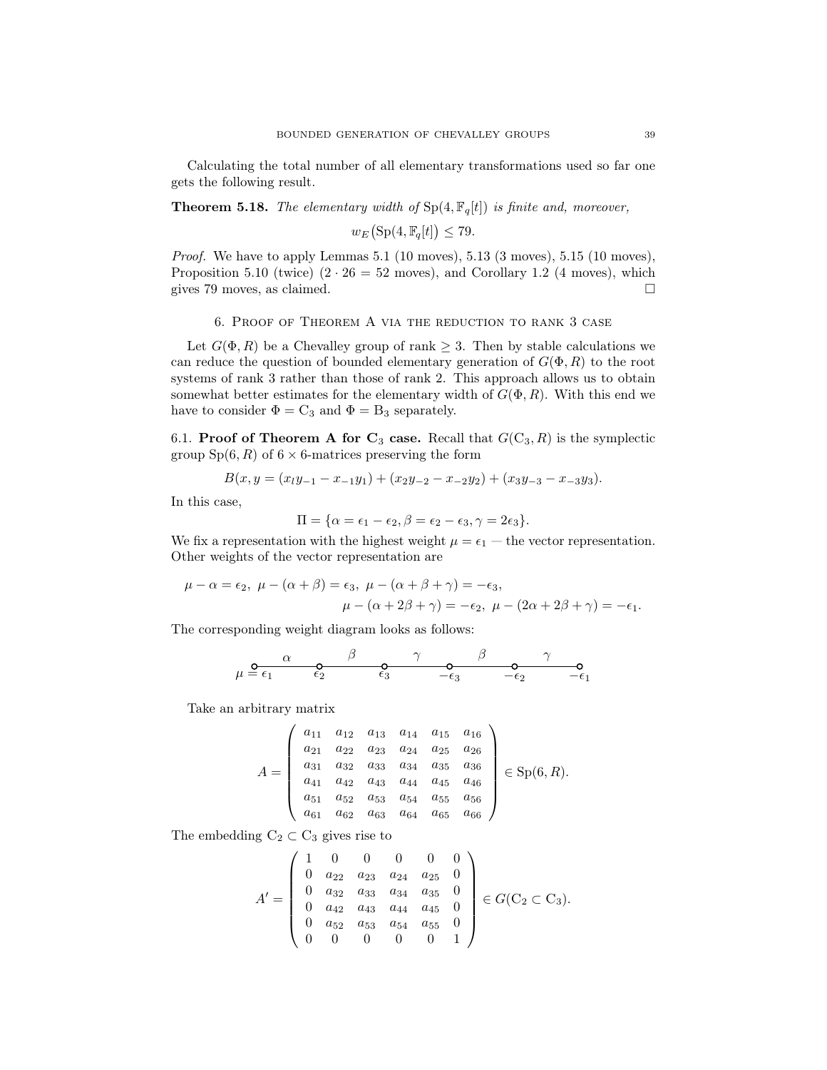Calculating the total number of all elementary transformations used so far one gets the following result.

**Theorem 5.18.** *The elementary width of* $\mathrm{Sp}(4, \mathbb{F}_q[t])$ *is finite and, moreover,*

$$w_E\big(\mathrm{Sp}(4, \mathbb{F}_q[t])\big) \leq 79.$$

*Proof.* We have to apply Lemmas 5.1 (10 moves), 5.13 (3 moves), 5.15 (10 moves), Proposition 5.10 (twice) ($2 \cdot 26 = 52$ moves), and Corollary 1.2 (4 moves), which gives 79 moves, as claimed. □

## 6. Proof of Theorem A via the reduction to rank 3 case

Let $G(\Phi, R)$ be a Chevalley group of rank $\geq 3$. Then by stable calculations we can reduce the question of bounded elementary generation of $G(\Phi, R)$ to the root systems of rank 3 rather than those of rank 2. This approach allows us to obtain somewhat better estimates for the elementary width of $G(\Phi, R)$. With this end we have to consider $\Phi = \mathrm{C}_3$ and $\Phi = \mathrm{B}_3$ separately.

6.1. **Proof of Theorem A for $\mathrm{C}_3$ case.** Recall that $G(\mathrm{C}_3, R)$ is the symplectic group $\mathrm{Sp}(6, R)$ of $6 \times 6$-matrices preserving the form

$$B(x, y = (x_l y_{-1} - x_{-1} y_1) + (x_2 y_{-2} - x_{-2} y_2) + (x_3 y_{-3} - x_{-3} y_3).$$

In this case,

$$\Pi = \{\alpha = \epsilon_1 - \epsilon_2, \beta = \epsilon_2 - \epsilon_3, \gamma = 2\epsilon_3\}.$$

We fix a representation with the highest weight $\mu = \epsilon_1$ — the vector representation. Other weights of the vector representation are

$$\mu - \alpha = \epsilon_2,\ \mu - (\alpha + \beta) = \epsilon_3,\ \mu - (\alpha + \beta + \gamma) = -\epsilon_3,$$
$$\mu - (\alpha + 2\beta + \gamma) = -\epsilon_2,\ \mu - (2\alpha + 2\beta + \gamma) = -\epsilon_1.$$

The corresponding weight diagram looks as follows:

$$\mu = \epsilon_1 \overset{\alpha}{\text{———}} \epsilon_2 \overset{\beta}{\text{———}} \epsilon_3 \overset{\gamma}{\text{———}} -\epsilon_3 \overset{\beta}{\text{———}} -\epsilon_2 \overset{\gamma}{\text{———}} -\epsilon_1$$

Take an arbitrary matrix

$$A = \begin{pmatrix} a_{11} & a_{12} & a_{13} & a_{14} & a_{15} & a_{16} \\ a_{21} & a_{22} & a_{23} & a_{24} & a_{25} & a_{26} \\ a_{31} & a_{32} & a_{33} & a_{34} & a_{35} & a_{36} \\ a_{41} & a_{42} & a_{43} & a_{44} & a_{45} & a_{46} \\ a_{51} & a_{52} & a_{53} & a_{54} & a_{55} & a_{56} \\ a_{61} & a_{62} & a_{63} & a_{64} & a_{65} & a_{66} \end{pmatrix} \in \mathrm{Sp}(6, R).$$

The embedding $\mathrm{C}_2 \subset \mathrm{C}_3$ gives rise to

$$A' = \begin{pmatrix} 1 & 0 & 0 & 0 & 0 & 0 \\ 0 & a_{22} & a_{23} & a_{24} & a_{25} & 0 \\ 0 & a_{32} & a_{33} & a_{34} & a_{35} & 0 \\ 0 & a_{42} & a_{43} & a_{44} & a_{45} & 0 \\ 0 & a_{52} & a_{53} & a_{54} & a_{55} & 0 \\ 0 & 0 & 0 & 0 & 0 & 1 \end{pmatrix} \in G(\mathrm{C}_2 \subset \mathrm{C}_3).$$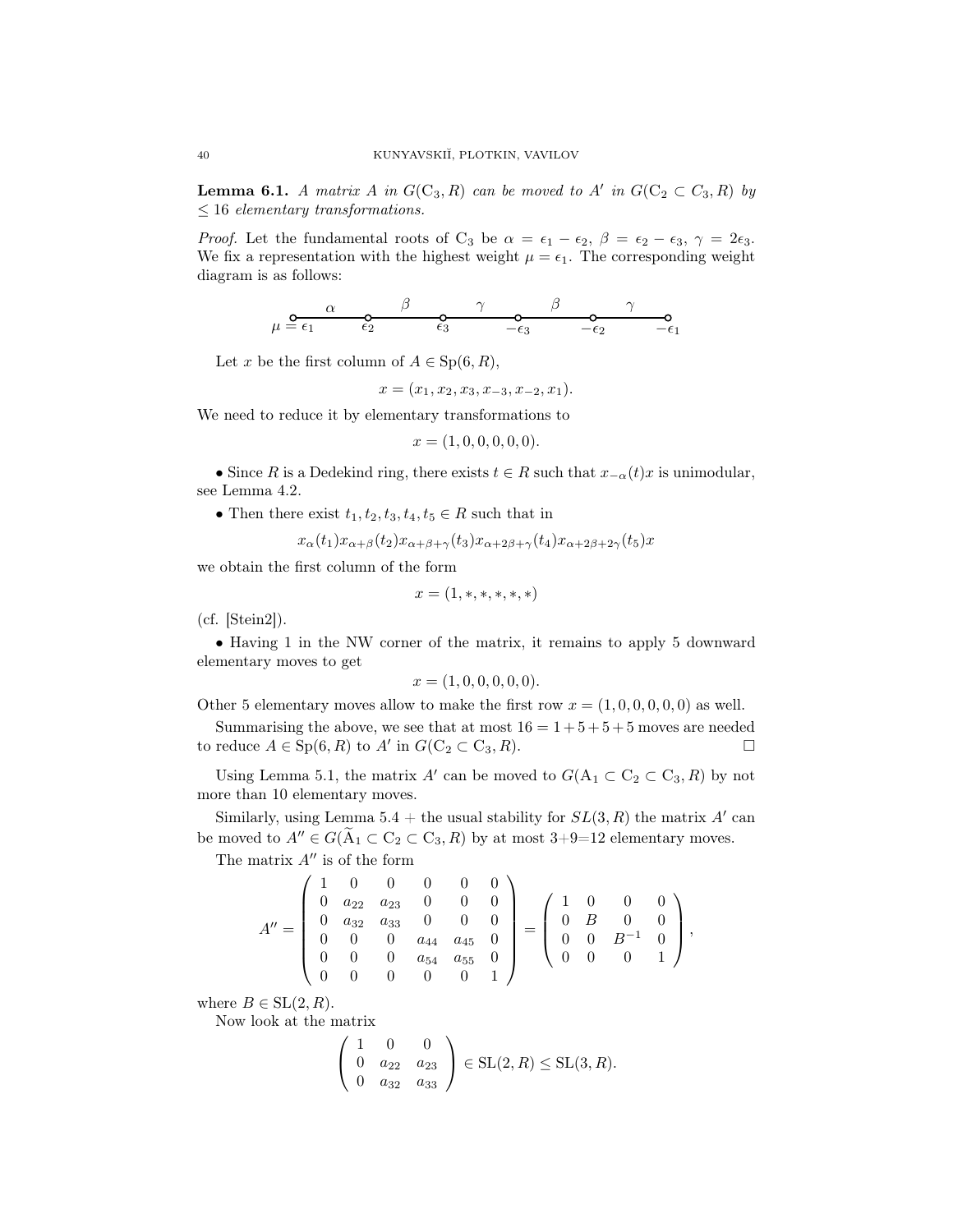**Lemma 6.1.** *A matrix $A$ in $G(\mathrm{C}_3, R)$ can be moved to $A'$ in $G(\mathrm{C}_2 \subset C_3, R)$ by $\leq 16$ elementary transformations.*

*Proof.* Let the fundamental roots of $\mathrm{C}_3$ be $\alpha = \epsilon_1 - \epsilon_2$, $\beta = \epsilon_2 - \epsilon_3$, $\gamma = 2\epsilon_3$. We fix a representation with the highest weight $\mu = \epsilon_1$. The corresponding weight diagram is as follows:

$$\mu = \epsilon_1 \overset{\alpha}{\text{———}} \epsilon_2 \overset{\beta}{\text{———}} \epsilon_3 \overset{\gamma}{\text{———}} -\epsilon_3 \overset{\beta}{\text{———}} -\epsilon_2 \overset{\gamma}{\text{———}} -\epsilon_1$$

Let $x$ be the first column of $A \in \mathrm{Sp}(6, R)$,

$$x = (x_1, x_2, x_3, x_{-3}, x_{-2}, x_1).$$

We need to reduce it by elementary transformations to

$$x = (1, 0, 0, 0, 0, 0).$$

• Since $R$ is a Dedekind ring, there exists $t \in R$ such that $x_{-\alpha}(t)x$ is unimodular, see Lemma 4.2.

• Then there exist $t_1, t_2, t_3, t_4, t_5 \in R$ such that in

$$x_\alpha(t_1)x_{\alpha+\beta}(t_2)x_{\alpha+\beta+\gamma}(t_3)x_{\alpha+2\beta+\gamma}(t_4)x_{\alpha+2\beta+2\gamma}(t_5)x$$

we obtain the first column of the form

$$x = (1, *, *, *, *, *)$$

(cf. [Stein2]).

• Having 1 in the NW corner of the matrix, it remains to apply 5 downward elementary moves to get

$$x = (1, 0, 0, 0, 0, 0).$$

Other 5 elementary moves allow to make the first row $x = (1, 0, 0, 0, 0, 0)$ as well.

Summarising the above, we see that at most $16 = 1 + 5 + 5 + 5$ moves are needed to reduce $A \in \mathrm{Sp}(6, R)$ to $A'$ in $G(\mathrm{C}_2 \subset \mathrm{C}_3, R)$. □

Using Lemma 5.1, the matrix $A'$ can be moved to $G(\mathrm{A}_1 \subset \mathrm{C}_2 \subset \mathrm{C}_3, R)$ by not more than 10 elementary moves.

Similarly, using Lemma 5.4 + the usual stability for $SL(3, R)$ the matrix $A'$ can be moved to $A'' \in G(\widetilde{\mathrm{A}}_1 \subset \mathrm{C}_2 \subset \mathrm{C}_3, R)$ by at most 3+9=12 elementary moves.

The matrix $A''$ is of the form

$$A'' = \begin{pmatrix} 1 & 0 & 0 & 0 & 0 & 0 \\ 0 & a_{22} & a_{23} & 0 & 0 & 0 \\ 0 & a_{32} & a_{33} & 0 & 0 & 0 \\ 0 & 0 & 0 & a_{44} & a_{45} & 0 \\ 0 & 0 & 0 & a_{54} & a_{55} & 0 \\ 0 & 0 & 0 & 0 & 0 & 1 \end{pmatrix} = \begin{pmatrix} 1 & 0 & 0 & 0 \\ 0 & B & 0 & 0 \\ 0 & 0 & B^{-1} & 0 \\ 0 & 0 & 0 & 1 \end{pmatrix},$$

where $B \in \mathrm{SL}(2, R)$.

Now look at the matrix

$$\begin{pmatrix} 1 & 0 & 0 \\ 0 & a_{22} & a_{23} \\ 0 & a_{32} & a_{33} \end{pmatrix} \in \mathrm{SL}(2, R) \leq \mathrm{SL}(3, R).$$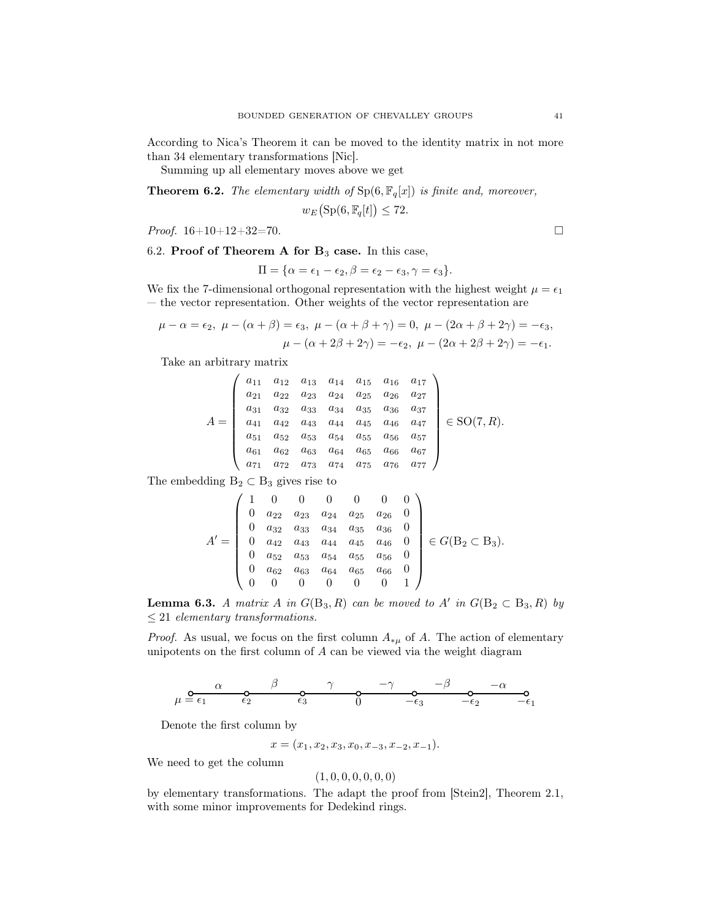According to Nica's Theorem it can be moved to the identity matrix in not more than 34 elementary transformations [Nic].

Summing up all elementary moves above we get

**Theorem 6.2.** *The elementary width of* $\mathrm{Sp}(6, \mathbb{F}_q[x])$ *is finite and, moreover,*

$$w_E\big(\mathrm{Sp}(6, \mathbb{F}_q[t]\big) \leq 72.$$

*Proof.* 16+10+12+32=70. $\square$

6.2. **Proof of Theorem A for $\mathrm{B}_3$ case.** In this case,

$$\Pi = \{\alpha = \epsilon_1 - \epsilon_2, \beta = \epsilon_2 - \epsilon_3, \gamma = \epsilon_3\}.$$

We fix the 7-dimensional orthogonal representation with the highest weight $\mu = \epsilon_1$ — the vector representation. Other weights of the vector representation are

$$\mu - \alpha = \epsilon_2,\ \mu - (\alpha+\beta) = \epsilon_3,\ \mu - (\alpha+\beta+\gamma) = 0,\ \mu - (2\alpha+\beta+2\gamma) = -\epsilon_3,$$
$$\mu - (\alpha+2\beta+2\gamma) = -\epsilon_2,\ \mu - (2\alpha+2\beta+2\gamma) = -\epsilon_1.$$

Take an arbitrary matrix

$$A = \begin{pmatrix} a_{11} & a_{12} & a_{13} & a_{14} & a_{15} & a_{16} & a_{17} \\ a_{21} & a_{22} & a_{23} & a_{24} & a_{25} & a_{26} & a_{27} \\ a_{31} & a_{32} & a_{33} & a_{34} & a_{35} & a_{36} & a_{37} \\ a_{41} & a_{42} & a_{43} & a_{44} & a_{45} & a_{46} & a_{47} \\ a_{51} & a_{52} & a_{53} & a_{54} & a_{55} & a_{56} & a_{57} \\ a_{61} & a_{62} & a_{63} & a_{64} & a_{65} & a_{66} & a_{67} \\ a_{71} & a_{72} & a_{73} & a_{74} & a_{75} & a_{76} & a_{77} \end{pmatrix} \in \mathrm{SO}(7, R).$$

The embedding $\mathrm{B}_2 \subset \mathrm{B}_3$ gives rise to

$$A' = \begin{pmatrix} 1 & 0 & 0 & 0 & 0 & 0 & 0 \\ 0 & a_{22} & a_{23} & a_{24} & a_{25} & a_{26} & 0 \\ 0 & a_{32} & a_{33} & a_{34} & a_{35} & a_{36} & 0 \\ 0 & a_{42} & a_{43} & a_{44} & a_{45} & a_{46} & 0 \\ 0 & a_{52} & a_{53} & a_{54} & a_{55} & a_{56} & 0 \\ 0 & a_{62} & a_{63} & a_{64} & a_{65} & a_{66} & 0 \\ 0 & 0 & 0 & 0 & 0 & 0 & 1 \end{pmatrix} \in G(\mathrm{B}_2 \subset \mathrm{B}_3).$$

**Lemma 6.3.** *A matrix $A$ in $G(\mathrm{B}_3, R)$ can be moved to $A'$ in $G(\mathrm{B}_2 \subset \mathrm{B}_3, R)$ by $\leq 21$ elementary transformations.*

*Proof.* As usual, we focus on the first column $A_{*\mu}$ of $A$. The action of elementary unipotents on the first column of $A$ can be viewed via the weight diagram

$$\mu = \epsilon_1 \xrightarrow{\ \alpha\ } \epsilon_2 \xrightarrow{\ \beta\ } \epsilon_3 \xrightarrow{\ \gamma\ } 0 \xrightarrow{\ -\gamma\ } -\epsilon_3 \xrightarrow{\ -\beta\ } -\epsilon_2 \xrightarrow{\ -\alpha\ } -\epsilon_1$$

Denote the first column by

$$x = (x_1, x_2, x_3, x_0, x_{-3}, x_{-2}, x_{-1}).$$

We need to get the column

$$(1, 0, 0, 0, 0, 0, 0)$$

by elementary transformations. The adapt the proof from [Stein2], Theorem 2.1, with some minor improvements for Dedekind rings.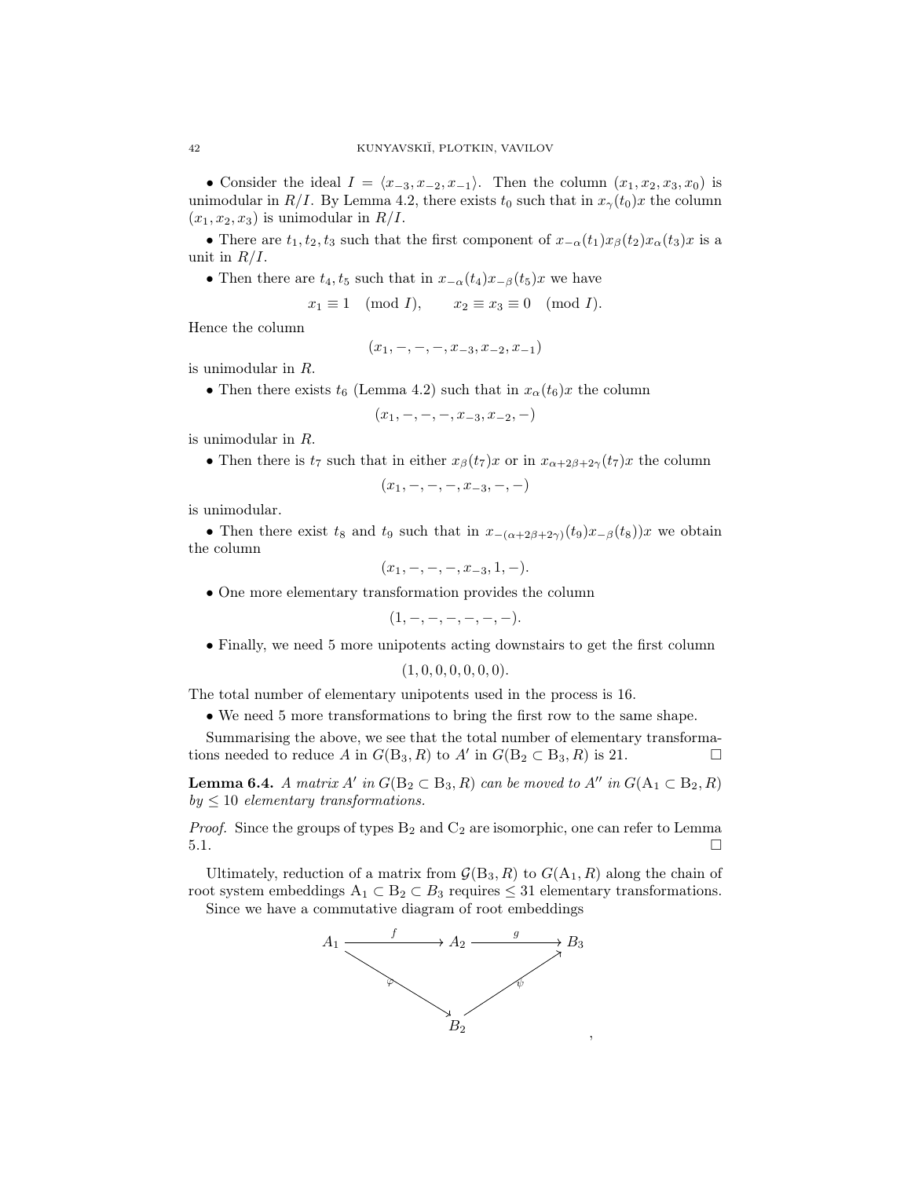• Consider the ideal $I = \langle x_{-3}, x_{-2}, x_{-1}\rangle$. Then the column $(x_1, x_2, x_3, x_0)$ is unimodular in $R/I$. By Lemma 4.2, there exists $t_0$ such that in $x_\gamma(t_0)x$ the column $(x_1, x_2, x_3)$ is unimodular in $R/I$.

• There are $t_1, t_2, t_3$ such that the first component of $x_{-\alpha}(t_1)x_\beta(t_2)x_\alpha(t_3)x$ is a unit in $R/I$.

• Then there are $t_4, t_5$ such that in $x_{-\alpha}(t_4)x_{-\beta}(t_5)x$ we have

$$x_1 \equiv 1 \pmod I, \qquad x_2 \equiv x_3 \equiv 0 \pmod I.$$

Hence the column

$$(x_1, -, -, -, x_{-3}, x_{-2}, x_{-1})$$

is unimodular in $R$.

• Then there exists $t_6$ (Lemma 4.2) such that in $x_\alpha(t_6)x$ the column

$$(x_1, -, -, -, x_{-3}, x_{-2}, -)$$

is unimodular in $R$.

• Then there is $t_7$ such that in either $x_\beta(t_7)x$ or in $x_{\alpha+2\beta+2\gamma}(t_7)x$ the column

$$(x_1, -, -, -, x_{-3}, -, -)$$

is unimodular.

• Then there exist $t_8$ and $t_9$ such that in $x_{-(\alpha+2\beta+2\gamma)}(t_9)x_{-\beta}(t_8))x$ we obtain the column

$$(x_1, -, -, -, x_{-3}, 1, -).$$

• One more elementary transformation provides the column

$$(1, -, -, -, -, -, -).$$

• Finally, we need 5 more unipotents acting downstairs to get the first column

$$(1, 0, 0, 0, 0, 0, 0).$$

The total number of elementary unipotents used in the process is 16.

• We need 5 more transformations to bring the first row to the same shape.

Summarising the above, we see that the total number of elementary transformations needed to reduce $A$ in $G(\mathrm{B}_3, R)$ to $A'$ in $G(\mathrm{B}_2 \subset \mathrm{B}_3, R)$ is 21. □

**Lemma 6.4.** *A matrix $A'$ in $G(\mathrm{B}_2 \subset \mathrm{B}_3, R)$ can be moved to $A''$ in $G(\mathrm{A}_1 \subset \mathrm{B}_2, R)$ by $\leq 10$ elementary transformations.*

*Proof.* Since the groups of types $\mathrm{B}_2$ and $\mathrm{C}_2$ are isomorphic, one can refer to Lemma 5.1. □

Ultimately, reduction of a matrix from $\mathcal{G}(\mathrm{B}_3, R)$ to $G(\mathrm{A}_1, R)$ along the chain of root system embeddings $\mathrm{A}_1 \subset \mathrm{B}_2 \subset B_3$ requires $\leq 31$ elementary transformations.

Since we have a commutative diagram of root embeddings

$$\begin{array}{ccccc} A_1 & \xrightarrow{f} & A_2 & \xrightarrow{g} & B_3 \\ & {\scriptstyle\varphi}\searrow & & \nearrow{\scriptstyle\psi} & \\ & & B_2 & & \end{array}$$

,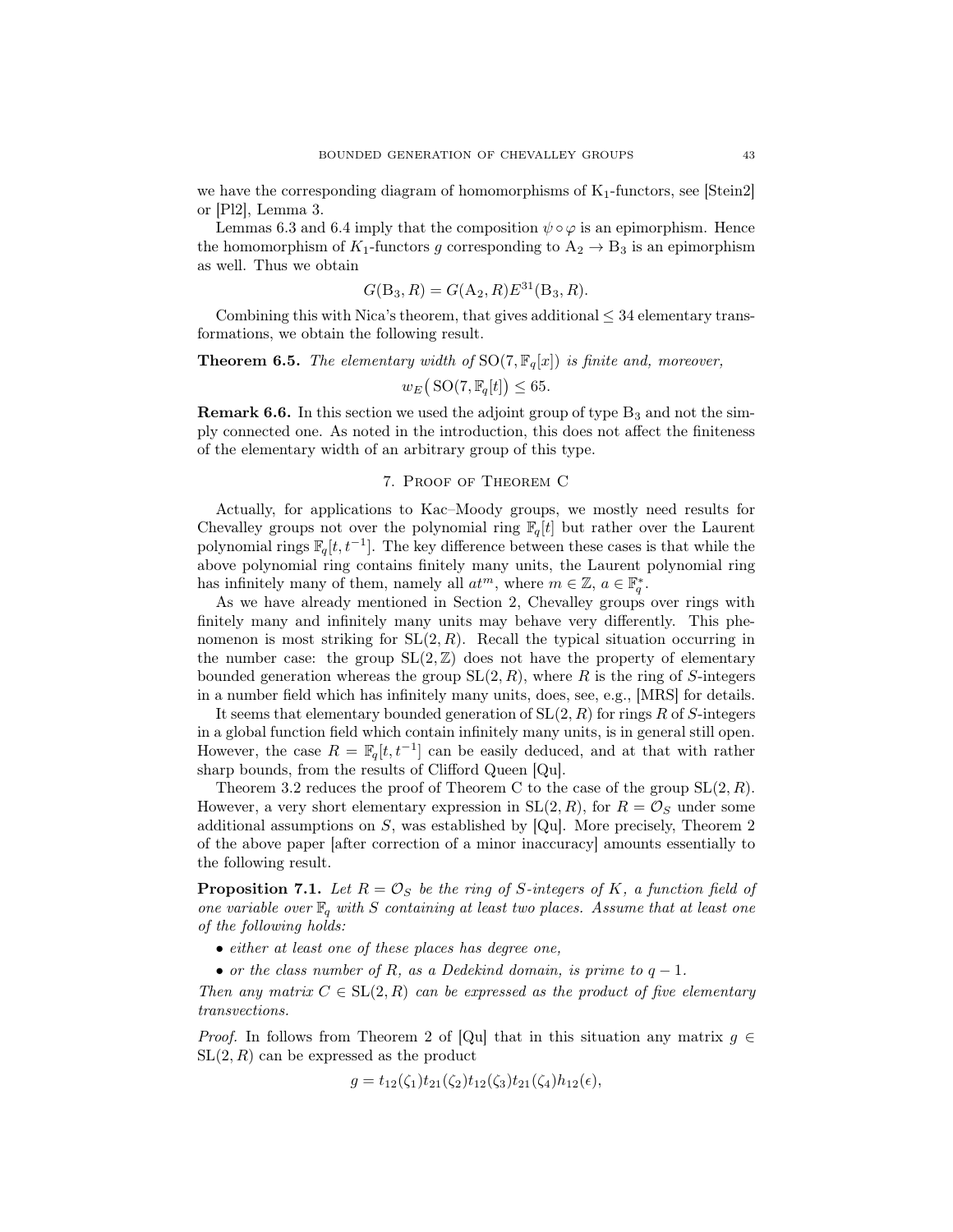we have the corresponding diagram of homomorphisms of $\mathrm{K}_1$-functors, see [Stein2] or [Pl2], Lemma 3.

Lemmas 6.3 and 6.4 imply that the composition $\psi \circ \varphi$ is an epimorphism. Hence the homomorphism of $K_1$-functors $g$ corresponding to $\mathrm{A}_2 \to \mathrm{B}_3$ is an epimorphism as well. Thus we obtain

$$G(\mathrm{B}_3, R) = G(\mathrm{A}_2, R) E^{31}(\mathrm{B}_3, R).$$

Combining this with Nica's theorem, that gives additional $\leq 34$ elementary transformations, we obtain the following result.

**Theorem 6.5.** *The elementary width of* $\mathrm{SO}(7, \mathbb{F}_q[x])$ *is finite and, moreover,*

$$w_E\big(\,\mathrm{SO}(7, \mathbb{F}_q[t]\big) \leq 65.$$

**Remark 6.6.** In this section we used the adjoint group of type $\mathrm{B}_3$ and not the simply connected one. As noted in the introduction, this does not affect the finiteness of the elementary width of an arbitrary group of this type.

## 7. Proof of Theorem C

Actually, for applications to Kac–Moody groups, we mostly need results for Chevalley groups not over the polynomial ring $\mathbb{F}_q[t]$ but rather over the Laurent polynomial rings $\mathbb{F}_q[t, t^{-1}]$. The key difference between these cases is that while the above polynomial ring contains finitely many units, the Laurent polynomial ring has infinitely many of them, namely all $at^m$, where $m \in \mathbb{Z}$, $a \in \mathbb{F}_q^*$.

As we have already mentioned in Section 2, Chevalley groups over rings with finitely many and infinitely many units may behave very differently. This phenomenon is most striking for $\mathrm{SL}(2, R)$. Recall the typical situation occurring in the number case: the group $\mathrm{SL}(2, \mathbb{Z})$ does not have the property of elementary bounded generation whereas the group $\mathrm{SL}(2, R)$, where $R$ is the ring of $S$-integers in a number field which has infinitely many units, does, see, e.g., [MRS] for details.

It seems that elementary bounded generation of $\mathrm{SL}(2, R)$ for rings $R$ of $S$-integers in a global function field which contain infinitely many units, is in general still open. However, the case $R = \mathbb{F}_q[t, t^{-1}]$ can be easily deduced, and at that with rather sharp bounds, from the results of Clifford Queen [Qu].

Theorem 3.2 reduces the proof of Theorem C to the case of the group $\mathrm{SL}(2, R)$. However, a very short elementary expression in $\mathrm{SL}(2, R)$, for $R = \mathcal{O}_S$ under some additional assumptions on $S$, was established by [Qu]. More precisely, Theorem 2 of the above paper [after correction of a minor inaccuracy] amounts essentially to the following result.

**Proposition 7.1.** *Let $R = \mathcal{O}_S$ be the ring of $S$-integers of $K$, a function field of one variable over $\mathbb{F}_q$ with $S$ containing at least two places. Assume that at least one of the following holds:*

- *either at least one of these places has degree one,*
- *or the class number of $R$, as a Dedekind domain, is prime to $q - 1$.*

*Then any matrix $C \in \mathrm{SL}(2, R)$ can be expressed as the product of five elementary transvections.*

*Proof.* In follows from Theorem 2 of [Qu] that in this situation any matrix $g \in \mathrm{SL}(2, R)$ can be expressed as the product

$$g = t_{12}(\zeta_1) t_{21}(\zeta_2) t_{12}(\zeta_3) t_{21}(\zeta_4) h_{12}(\epsilon),$$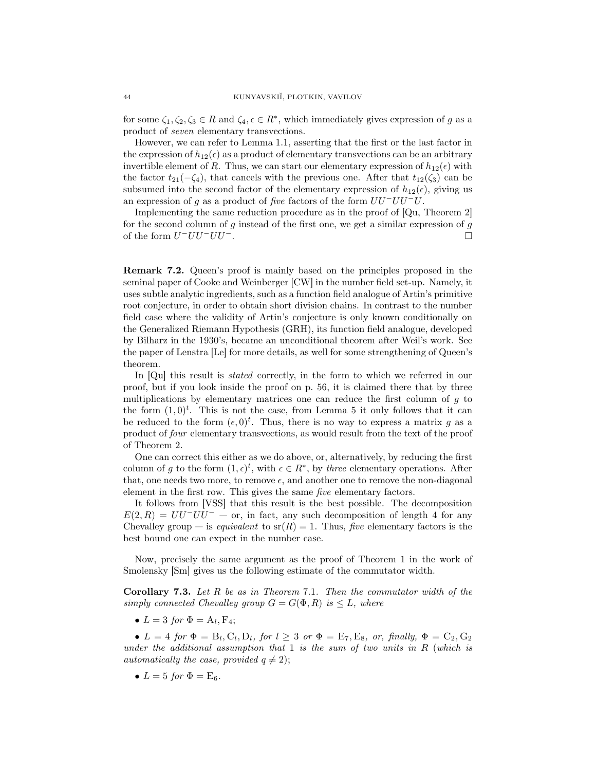for some $\zeta_1, \zeta_2, \zeta_3 \in R$ and $\zeta_4, \epsilon \in R^*$, which immediately gives expression of $g$ as a product of *seven* elementary transvections.

However, we can refer to Lemma 1.1, asserting that the first or the last factor in the expression of $h_{12}(\epsilon)$ as a product of elementary transvections can be an arbitrary invertible element of $R$. Thus, we can start our elementary expression of $h_{12}(\epsilon)$ with the factor $t_{21}(-\zeta_4)$, that cancels with the previous one. After that $t_{12}(\zeta_3)$ can be subsumed into the second factor of the elementary expression of $h_{12}(\epsilon)$, giving us an expression of $g$ as a product of *five* factors of the form $UU^-UU^-U$.

Implementing the same reduction procedure as in the proof of [Qu, Theorem 2] for the second column of $g$ instead of the first one, we get a similar expression of $g$ of the form $U^-UU^-UU^-$. □

**Remark 7.2.** Queen's proof is mainly based on the principles proposed in the seminal paper of Cooke and Weinberger [CW] in the number field set-up. Namely, it uses subtle analytic ingredients, such as a function field analogue of Artin's primitive root conjecture, in order to obtain short division chains. In contrast to the number field case where the validity of Artin's conjecture is only known conditionally on the Generalized Riemann Hypothesis (GRH), its function field analogue, developed by Bilharz in the 1930's, became an unconditional theorem after Weil's work. See the paper of Lenstra [Le] for more details, as well for some strengthening of Queen's theorem.

In [Qu] this result is *stated* correctly, in the form to which we referred in our proof, but if you look inside the proof on p. 56, it is claimed there that by three multiplications by elementary matrices one can reduce the first column of $g$ to the form $(1,0)^t$. This is not the case, from Lemma 5 it only follows that it can be reduced to the form $(\epsilon, 0)^t$. Thus, there is no way to express a matrix $g$ as a product of *four* elementary transvections, as would result from the text of the proof of Theorem 2.

One can correct this either as we do above, or, alternatively, by reducing the first column of $g$ to the form $(1,\epsilon)^t$, with $\epsilon \in R^*$, by *three* elementary operations. After that, one needs two more, to remove $\epsilon$, and another one to remove the non-diagonal element in the first row. This gives the same *five* elementary factors.

It follows from [VSS] that this result is the best possible. The decomposition $E(2,R) = UU^-UU^-$ — or, in fact, any such decomposition of length 4 for any Chevalley group — is *equivalent* to $\mathrm{sr}(R) = 1$. Thus, *five* elementary factors is the best bound one can expect in the number case.

Now, precisely the same argument as the proof of Theorem 1 in the work of Smolensky [Sm] gives us the following estimate of the commutator width.

**Corollary 7.3.** *Let $R$ be as in Theorem 7.1. Then the commutator width of the simply connected Chevalley group $G = G(\Phi, R)$ is $\leq L$, where*

- *$L = 3$ for $\Phi = \mathrm{A}_l, \mathrm{F}_4$;*
- *$L = 4$ for $\Phi = \mathrm{B}_l, \mathrm{C}_l, \mathrm{D}_l$, for $l \geq 3$ or $\Phi = \mathrm{E}_7, \mathrm{E}_8$, or, finally, $\Phi = \mathrm{C}_2, \mathrm{G}_2$ under the additional assumption that 1 is the sum of two units in $R$ (which is automatically the case, provided $q \neq 2$);*
- *$L = 5$ for $\Phi = \mathrm{E}_6$.*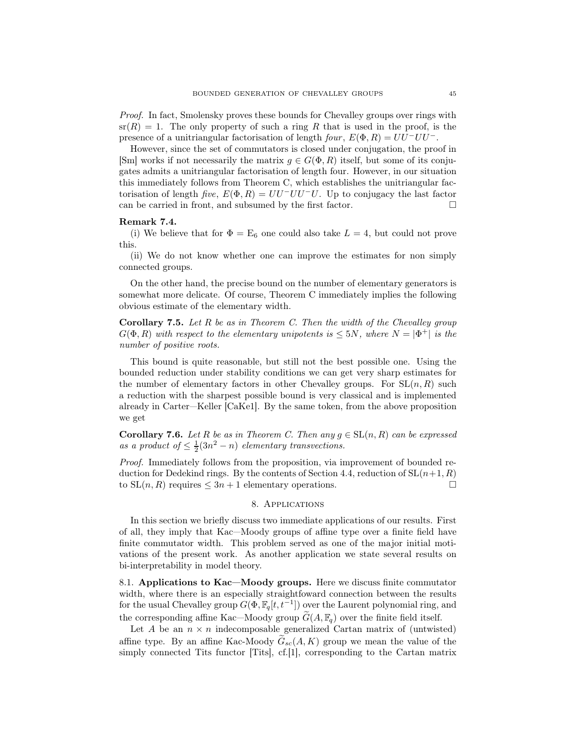*Proof.* In fact, Smolensky proves these bounds for Chevalley groups over rings with $\mathrm{sr}(R) = 1$. The only property of such a ring $R$ that is used in the proof, is the presence of a unitriangular factorisation of length *four*, $E(\Phi, R) = UU^-UU^-$.

However, since the set of commutators is closed under conjugation, the proof in [Sm] works if not necessarily the matrix $g \in G(\Phi, R)$ itself, but some of its conjugates admits a unitriangular factorisation of length four. However, in our situation this immediately follows from Theorem C, which establishes the unitriangular factorisation of length *five*, $E(\Phi, R) = UU^-UU^-U$. Up to conjugacy the last factor can be carried in front, and subsumed by the first factor. □

**Remark 7.4.**

(i) We believe that for $\Phi = \mathrm{E}_6$ one could also take $L = 4$, but could not prove this.

(ii) We do not know whether one can improve the estimates for non simply connected groups.

On the other hand, the precise bound on the number of elementary generators is somewhat more delicate. Of course, Theorem C immediately implies the following obvious estimate of the elementary width.

**Corollary 7.5.** *Let $R$ be as in Theorem C. Then the width of the Chevalley group $G(\Phi, R)$ with respect to the elementary unipotents is $\leq 5N$, where $N = |\Phi^+|$ is the number of positive roots.*

This bound is quite reasonable, but still not the best possible one. Using the bounded reduction under stability conditions we can get very sharp estimates for the number of elementary factors in other Chevalley groups. For $\mathrm{SL}(n, R)$ such a reduction with the sharpest possible bound is very classical and is implemented already in Carter—Keller [CaKe1]. By the same token, from the above proposition we get

**Corollary 7.6.** *Let $R$ be as in Theorem C. Then any $g \in \mathrm{SL}(n, R)$ can be expressed as a product of $\leq \frac{1}{2}(3n^2 - n)$ elementary transvections.*

*Proof.* Immediately follows from the proposition, via improvement of bounded reduction for Dedekind rings. By the contents of Section 4.4, reduction of $\mathrm{SL}(n+1, R)$ to $\mathrm{SL}(n, R)$ requires $\leq 3n + 1$ elementary operations. □

## 8. Applications

In this section we briefly discuss two immediate applications of our results. First of all, they imply that Kac—Moody groups of affine type over a finite field have finite commutator width. This problem served as one of the major initial motivations of the present work. As another application we state several results on bi-interpretability in model theory.

8.1. **Applications to Kac—Moody groups.** Here we discuss finite commutator width, where there is an especially straightfoward connection between the results for the usual Chevalley group $G(\Phi, \mathbb{F}_q[t, t^{-1}])$ over the Laurent polynomial ring, and the corresponding affine Kac—Moody group $\widetilde{G}(A, \mathbb{F}_q)$ over the finite field itself.

Let $A$ be an $n \times n$ indecomposable generalized Cartan matrix of (untwisted) affine type. By an affine Kac-Moody $\widetilde{G}_{sc}(A, K)$ group we mean the value of the simply connected Tits functor [Tits], cf.[1], corresponding to the Cartan matrix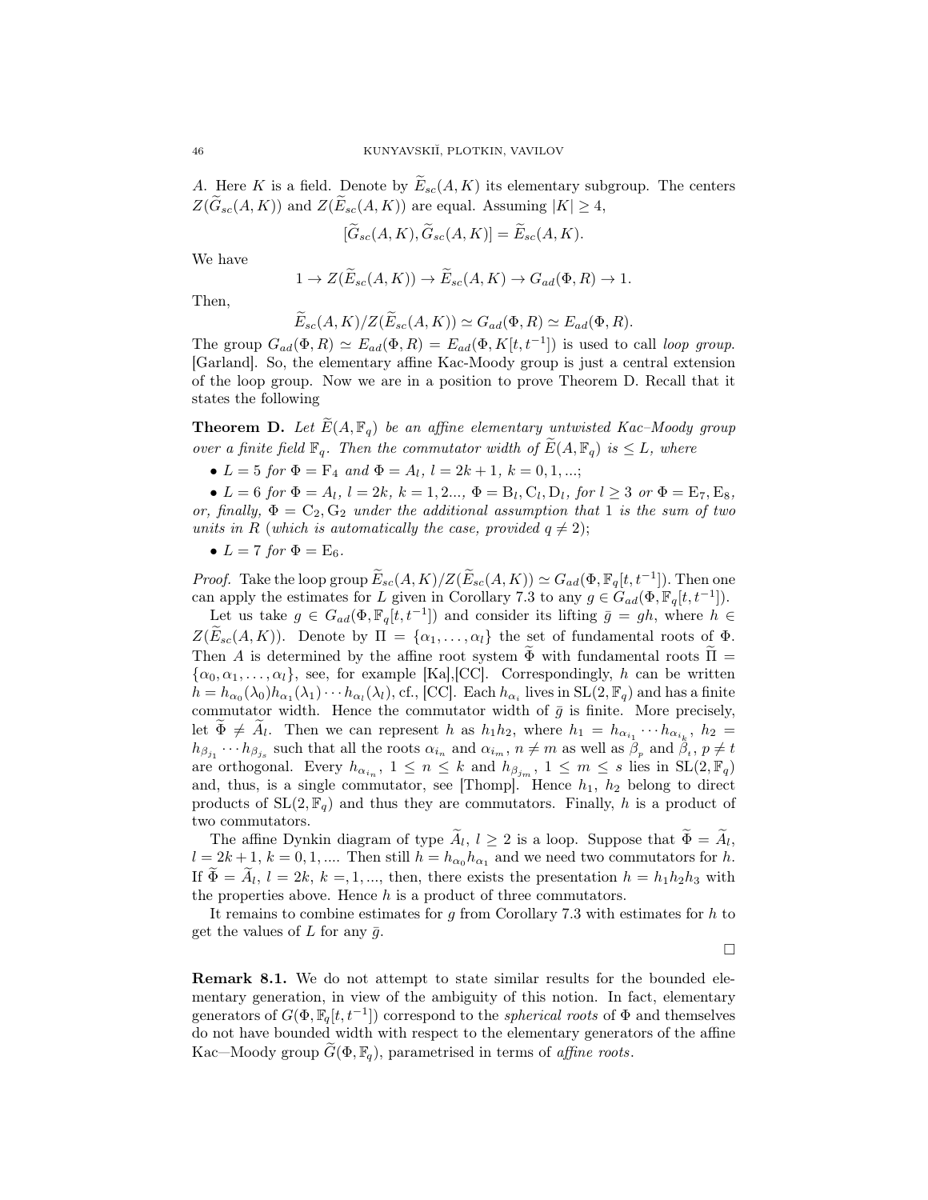$A$. Here $K$ is a field. Denote by $\widetilde{E}_{sc}(A,K)$ its elementary subgroup. The centers $Z(\widetilde{G}_{sc}(A,K))$ and $Z(\widetilde{E}_{sc}(A,K))$ are equal. Assuming $|K| \geq 4$,

$$[\widetilde{G}_{sc}(A,K), \widetilde{G}_{sc}(A,K)] = \widetilde{E}_{sc}(A,K).$$

We have

$$1 \to Z(\widetilde{E}_{sc}(A,K)) \to \widetilde{E}_{sc}(A,K) \to G_{ad}(\Phi,R) \to 1.$$

Then,

$$\widetilde{E}_{sc}(A,K)/Z(\widetilde{E}_{sc}(A,K)) \simeq G_{ad}(\Phi,R) \simeq E_{ad}(\Phi,R).$$

The group $G_{ad}(\Phi,R) \simeq E_{ad}(\Phi,R) = E_{ad}(\Phi,K[t,t^{-1}])$ is used to call *loop group.* [Garland]. So, the elementary affine Kac-Moody group is just a central extension of the loop group. Now we are in a position to prove Theorem D. Recall that it states the following

**Theorem D.** *Let $\widetilde{E}(A,\mathbb{F}_q)$ be an affine elementary untwisted Kac–Moody group over a finite field $\mathbb{F}_q$. Then the commutator width of $\widetilde{E}(A,\mathbb{F}_q)$ is $\leq L$, where*

- *$L = 5$ for $\Phi = \mathrm{F}_4$ and $\Phi = A_l$, $l = 2k+1$, $k = 0,1,...$;*
- *$L = 6$ for $\Phi = A_l$, $l = 2k$, $k = 1,2...$, $\Phi = \mathrm{B}_l, \mathrm{C}_l, \mathrm{D}_l$, for $l \geq 3$ or $\Phi = \mathrm{E}_7, \mathrm{E}_8$, or, finally, $\Phi = \mathrm{C}_2, \mathrm{G}_2$ under the additional assumption that $1$ is the sum of two units in $R$ (which is automatically the case, provided $q \neq 2$);*
- *$L = 7$ for $\Phi = \mathrm{E}_6$.*

*Proof.* Take the loop group $\widetilde{E}_{sc}(A,K)/Z(\widetilde{E}_{sc}(A,K)) \simeq G_{ad}(\Phi,\mathbb{F}_q[t,t^{-1}])$. Then one can apply the estimates for $L$ given in Corollary 7.3 to any $g \in G_{ad}(\Phi,\mathbb{F}_q[t,t^{-1}])$.

Let us take $g \in G_{ad}(\Phi,\mathbb{F}_q[t,t^{-1}])$ and consider its lifting $\bar{g} = gh$, where $h \in Z(\widetilde{E}_{sc}(A,K))$. Denote by $\Pi = \{\alpha_1,\ldots,\alpha_l\}$ the set of fundamental roots of $\Phi$. Then $A$ is determined by the affine root system $\widetilde{\Phi}$ with fundamental roots $\widetilde{\Pi} = \{\alpha_0,\alpha_1,\ldots,\alpha_l\}$, see, for example [Ka],[CC]. Correspondingly, $h$ can be written $h = h_{\alpha_0}(\lambda_0)h_{\alpha_1}(\lambda_1)\cdots h_{\alpha_l}(\lambda_l)$, cf., [CC]. Each $h_{\alpha_i}$ lives in $\mathrm{SL}(2,\mathbb{F}_q)$ and has a finite commutator width. Hence the commutator width of $\bar{g}$ is finite. More precisely, let $\widetilde{\Phi} \neq \widetilde{A}_l$. Then we can represent $h$ as $h_1h_2$, where $h_1 = h_{\alpha_{i_1}}\cdots h_{\alpha_{i_k}}$, $h_2 = h_{\beta_{j_1}}\cdots h_{\beta_{j_s}}$ such that all the roots $\alpha_{i_n}$ and $\alpha_{i_m}$, $n \neq m$ as well as $\beta_p$ and $\beta_t$, $p \neq t$ are orthogonal. Every $h_{\alpha_{i_n}}$, $1 \leq n \leq k$ and $h_{\beta_{j_m}}$, $1 \leq m \leq s$ lies in $\mathrm{SL}(2,\mathbb{F}_q)$ and, thus, is a single commutator, see [Thomp]. Hence $h_1$, $h_2$ belong to direct products of $\mathrm{SL}(2,\mathbb{F}_q)$ and thus they are commutators. Finally, $h$ is a product of two commutators.

The affine Dynkin diagram of type $\widetilde{A}_l$, $l \geq 2$ is a loop. Suppose that $\widetilde{\Phi} = \widetilde{A}_l$, $l = 2k+1$, $k = 0,1,....$ Then still $h = h_{\alpha_0}h_{\alpha_1}$ and we need two commutators for $h$. If $\widetilde{\Phi} = \widetilde{A}_l$, $l = 2k$, $k =,1,...$, then, there exists the presentation $h = h_1h_2h_3$ with the properties above. Hence $h$ is a product of three commutators.

It remains to combine estimates for $g$ from Corollary 7.3 with estimates for $h$ to get the values of $L$ for any $\bar{g}$. □

**Remark 8.1.** We do not attempt to state similar results for the bounded elementary generation, in view of the ambiguity of this notion. In fact, elementary generators of $G(\Phi,\mathbb{F}_q[t,t^{-1}])$ correspond to the *spherical roots* of $\Phi$ and themselves do not have bounded width with respect to the elementary generators of the affine Kac—Moody group $\widetilde{G}(\Phi,\mathbb{F}_q)$, parametrised in terms of *affine roots*.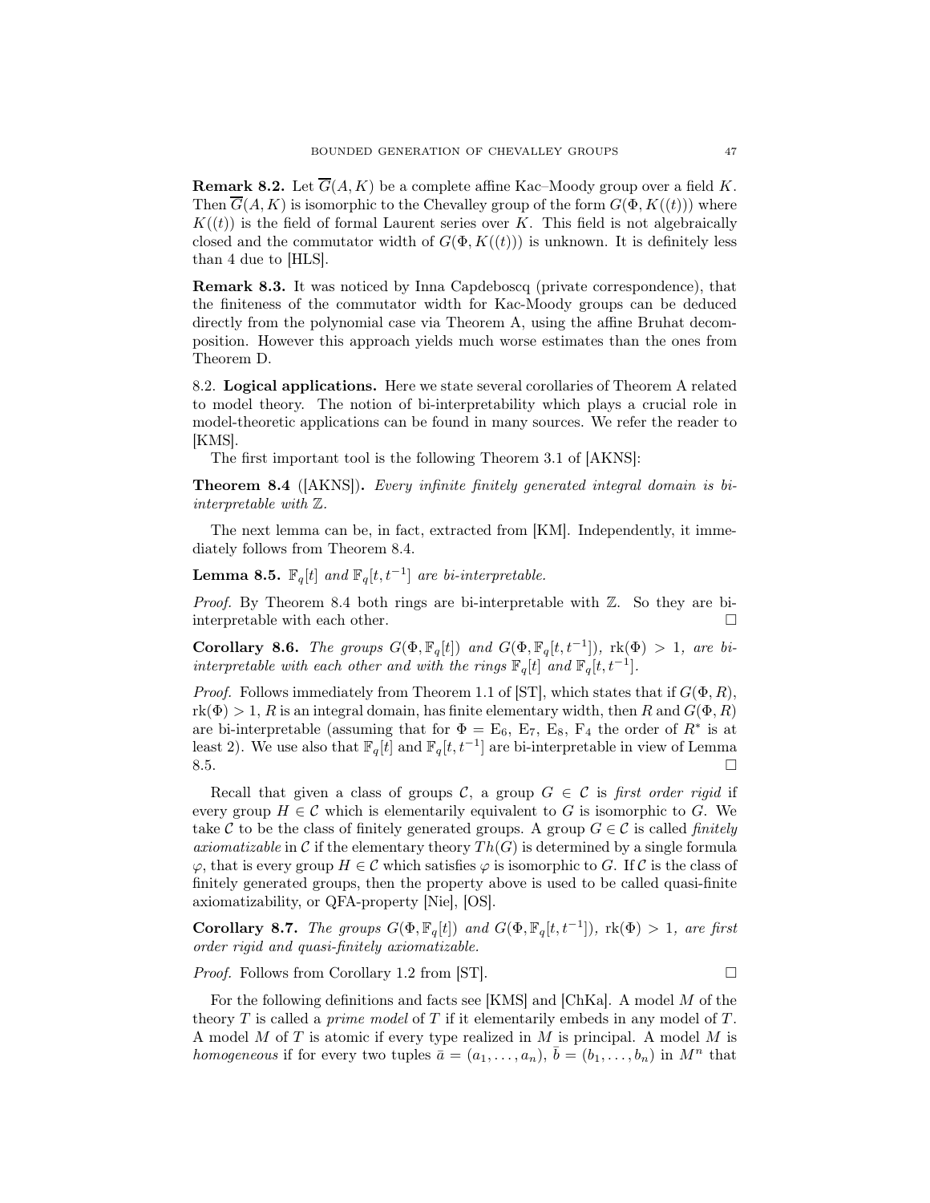**Remark 8.2.** Let $\overline{G}(A, K)$ be a complete affine Kac–Moody group over a field $K$. Then $\overline{G}(A, K)$ is isomorphic to the Chevalley group of the form $G(\Phi, K((t)))$ where $K((t))$ is the field of formal Laurent series over $K$. This field is not algebraically closed and the commutator width of $G(\Phi, K((t)))$ is unknown. It is definitely less than 4 due to [HLS].

**Remark 8.3.** It was noticed by Inna Capdeboscq (private correspondence), that the finiteness of the commutator width for Kac-Moody groups can be deduced directly from the polynomial case via Theorem A, using the affine Bruhat decomposition. However this approach yields much worse estimates than the ones from Theorem D.

## 8.2. Logical applications.

Here we state several corollaries of Theorem A related to model theory. The notion of bi-interpretability which plays a crucial role in model-theoretic applications can be found in many sources. We refer the reader to [KMS].

The first important tool is the following Theorem 3.1 of [AKNS]:

**Theorem 8.4** ([AKNS])**.** *Every infinite finitely generated integral domain is bi-interpretable with* $\mathbb{Z}$*.*

The next lemma can be, in fact, extracted from [KM]. Independently, it immediately follows from Theorem 8.4.

**Lemma 8.5.** $\mathbb{F}_q[t]$ *and* $\mathbb{F}_q[t, t^{-1}]$ *are bi-interpretable.*

*Proof.* By Theorem 8.4 both rings are bi-interpretable with $\mathbb{Z}$. So they are bi-interpretable with each other. □

**Corollary 8.6.** *The groups* $G(\Phi, \mathbb{F}_q[t])$ *and* $G(\Phi, \mathbb{F}_q[t, t^{-1}])$*,* $\mathrm{rk}(\Phi) > 1$*, are bi-interpretable with each other and with the rings* $\mathbb{F}_q[t]$ *and* $\mathbb{F}_q[t, t^{-1}]$*.*

*Proof.* Follows immediately from Theorem 1.1 of [ST], which states that if $G(\Phi, R)$, $\mathrm{rk}(\Phi) > 1$, $R$ is an integral domain, has finite elementary width, then $R$ and $G(\Phi, R)$ are bi-interpretable (assuming that for $\Phi = \mathrm{E}_6$, $\mathrm{E}_7$, $\mathrm{E}_8$, $\mathrm{F}_4$ the order of $R^*$ is at least 2). We use also that $\mathbb{F}_q[t]$ and $\mathbb{F}_q[t, t^{-1}]$ are bi-interpretable in view of Lemma 8.5. □

Recall that given a class of groups $\mathcal{C}$, a group $G \in \mathcal{C}$ is *first order rigid* if every group $H \in \mathcal{C}$ which is elementarily equivalent to $G$ is isomorphic to $G$. We take $\mathcal{C}$ to be the class of finitely generated groups. A group $G \in \mathcal{C}$ is called *finitely axiomatizable* in $\mathcal{C}$ if the elementary theory $Th(G)$ is determined by a single formula $\varphi$, that is every group $H \in \mathcal{C}$ which satisfies $\varphi$ is isomorphic to $G$. If $\mathcal{C}$ is the class of finitely generated groups, then the property above is used to be called quasi-finite axiomatizability, or QFA-property [Nie], [OS].

**Corollary 8.7.** *The groups* $G(\Phi, \mathbb{F}_q[t])$ *and* $G(\Phi, \mathbb{F}_q[t, t^{-1}])$*,* $\mathrm{rk}(\Phi) > 1$*, are first order rigid and quasi-finitely axiomatizable.*

*Proof.* Follows from Corollary 1.2 from [ST]. □

For the following definitions and facts see [KMS] and [ChKa]. A model $M$ of the theory $T$ is called a *prime model* of $T$ if it elementarily embeds in any model of $T$. A model $M$ of $T$ is atomic if every type realized in $M$ is principal. A model $M$ is *homogeneous* if for every two tuples $\bar{a} = (a_1, \ldots, a_n)$, $\bar{b} = (b_1, \ldots, b_n)$ in $M^n$ that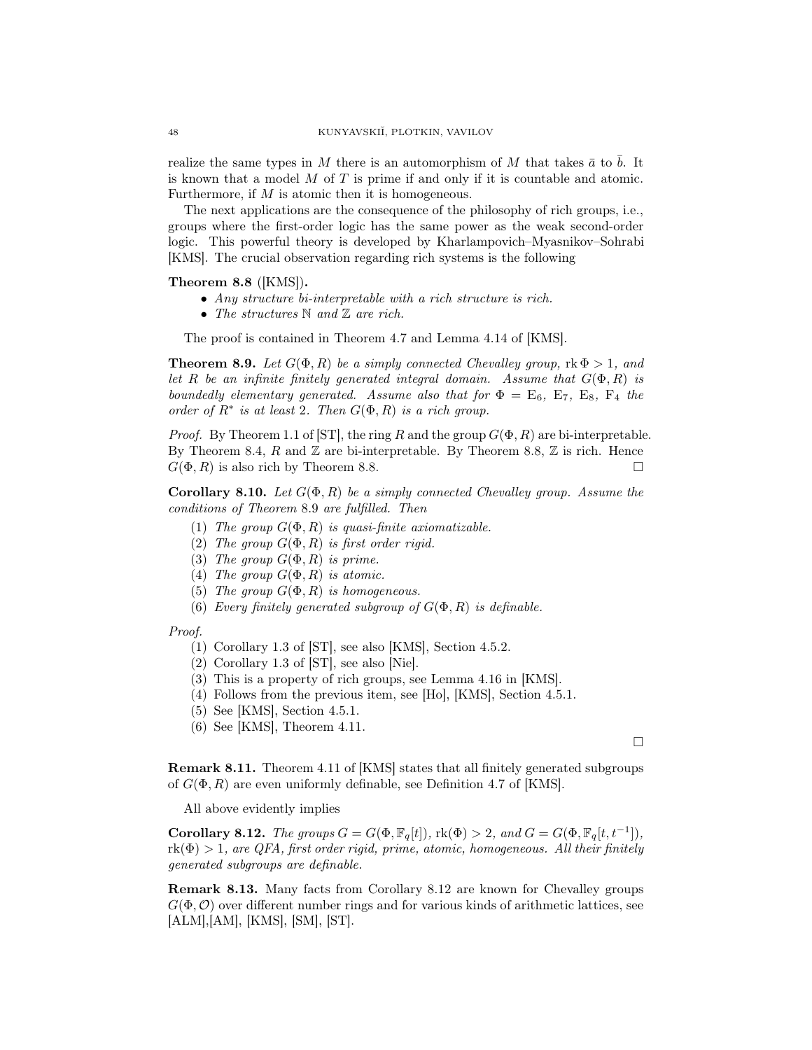realize the same types in $M$ there is an automorphism of $M$ that takes $\bar{a}$ to $\bar{b}$. It is known that a model $M$ of $T$ is prime if and only if it is countable and atomic. Furthermore, if $M$ is atomic then it is homogeneous.

The next applications are the consequence of the philosophy of rich groups, i.e., groups where the first-order logic has the same power as the weak second-order logic. This powerful theory is developed by Kharlampovich–Myasnikov–Sohrabi [KMS]. The crucial observation regarding rich systems is the following

**Theorem 8.8** ([KMS])**.**

- *Any structure bi-interpretable with a rich structure is rich.*
- *The structures $\mathbb{N}$ and $\mathbb{Z}$ are rich.*

The proof is contained in Theorem 4.7 and Lemma 4.14 of [KMS].

**Theorem 8.9.** *Let $G(\Phi, R)$ be a simply connected Chevalley group, $\operatorname{rk}\Phi > 1$, and let $R$ be an infinite finitely generated integral domain. Assume that $G(\Phi, R)$ is boundedly elementary generated. Assume also that for $\Phi = \mathrm{E}_6$, $\mathrm{E}_7$, $\mathrm{E}_8$, $\mathrm{F}_4$ the order of $R^*$ is at least 2. Then $G(\Phi, R)$ is a rich group.*

*Proof.* By Theorem 1.1 of [ST], the ring $R$ and the group $G(\Phi, R)$ are bi-interpretable. By Theorem 8.4, $R$ and $\mathbb{Z}$ are bi-interpretable. By Theorem 8.8, $\mathbb{Z}$ is rich. Hence $G(\Phi, R)$ is also rich by Theorem 8.8. □

**Corollary 8.10.** *Let $G(\Phi, R)$ be a simply connected Chevalley group. Assume the conditions of Theorem 8.9 are fulfilled. Then*

1. *The group $G(\Phi, R)$ is quasi-finite axiomatizable.*
2. *The group $G(\Phi, R)$ is first order rigid.*
3. *The group $G(\Phi, R)$ is prime.*
4. *The group $G(\Phi, R)$ is atomic.*
5. *The group $G(\Phi, R)$ is homogeneous.*
6. *Every finitely generated subgroup of $G(\Phi, R)$ is definable.*

*Proof.*

1. Corollary 1.3 of [ST], see also [KMS], Section 4.5.2.
2. Corollary 1.3 of [ST], see also [Nie].
3. This is a property of rich groups, see Lemma 4.16 in [KMS].
4. Follows from the previous item, see [Ho], [KMS], Section 4.5.1.
5. See [KMS], Section 4.5.1.
6. See [KMS], Theorem 4.11.

□

**Remark 8.11.** Theorem 4.11 of [KMS] states that all finitely generated subgroups of $G(\Phi, R)$ are even uniformly definable, see Definition 4.7 of [KMS].

All above evidently implies

**Corollary 8.12.** *The groups $G = G(\Phi, \mathbb{F}_q[t])$, $\operatorname{rk}(\Phi) > 2$, and $G = G(\Phi, \mathbb{F}_q[t, t^{-1}])$, $\operatorname{rk}(\Phi) > 1$, are QFA, first order rigid, prime, atomic, homogeneous. All their finitely generated subgroups are definable.*

**Remark 8.13.** Many facts from Corollary 8.12 are known for Chevalley groups $G(\Phi, \mathcal{O})$ over different number rings and for various kinds of arithmetic lattices, see [ALM],[AM], [KMS], [SM], [ST].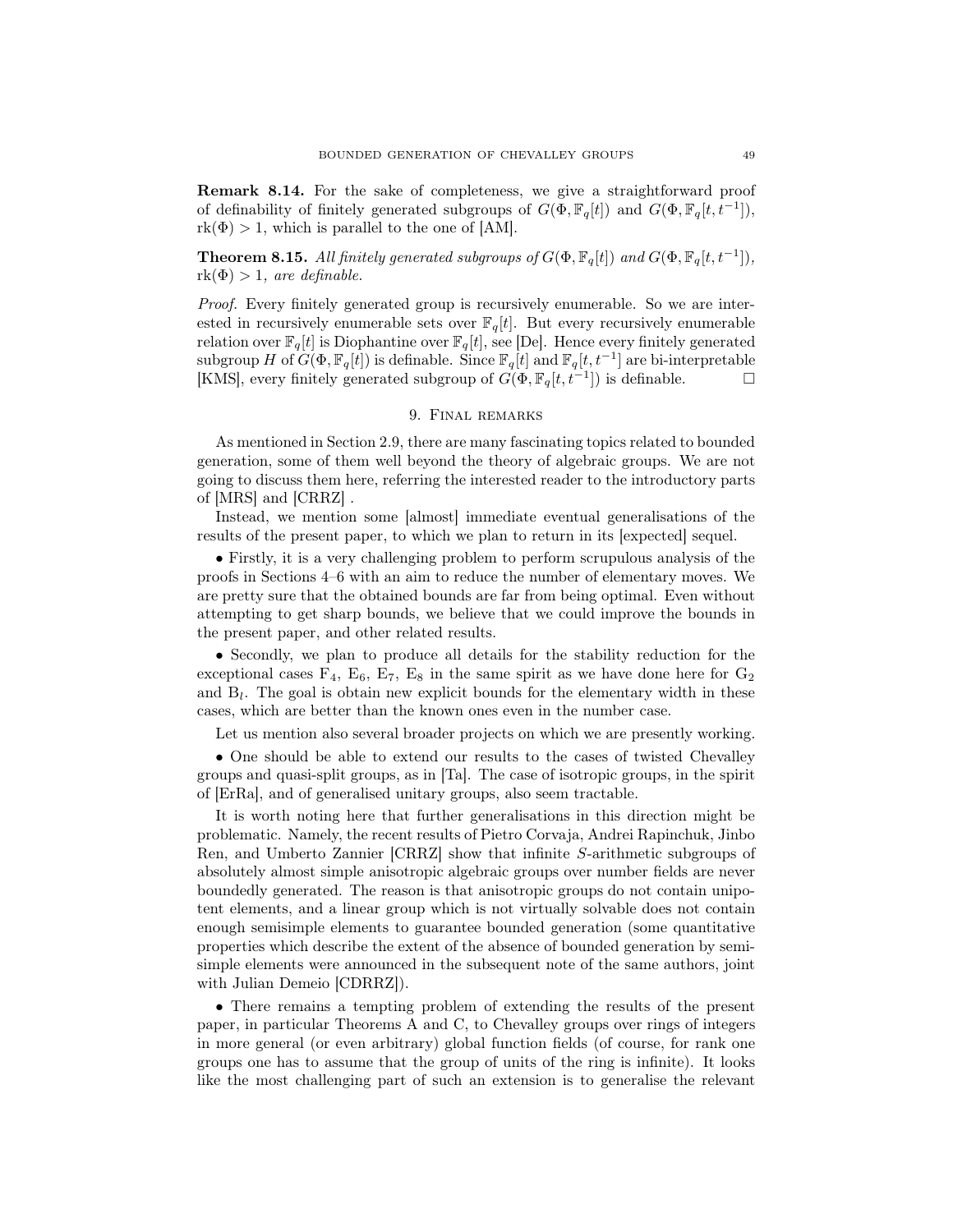**Remark 8.14.** For the sake of completeness, we give a straightforward proof of definability of finitely generated subgroups of $G(\Phi, \mathbb{F}_q[t])$ and $G(\Phi, \mathbb{F}_q[t, t^{-1}])$, $\mathrm{rk}(\Phi) > 1$, which is parallel to the one of [AM].

**Theorem 8.15.** *All finitely generated subgroups of $G(\Phi, \mathbb{F}_q[t])$ and $G(\Phi, \mathbb{F}_q[t, t^{-1}])$, $\mathrm{rk}(\Phi) > 1$, are definable.*

*Proof.* Every finitely generated group is recursively enumerable. So we are interested in recursively enumerable sets over $\mathbb{F}_q[t]$. But every recursively enumerable relation over $\mathbb{F}_q[t]$ is Diophantine over $\mathbb{F}_q[t]$, see [De]. Hence every finitely generated subgroup $H$ of $G(\Phi, \mathbb{F}_q[t])$ is definable. Since $\mathbb{F}_q[t]$ and $\mathbb{F}_q[t, t^{-1}]$ are bi-interpretable [KMS], every finitely generated subgroup of $G(\Phi, \mathbb{F}_q[t, t^{-1}])$ is definable. □

## 9. Final remarks

As mentioned in Section 2.9, there are many fascinating topics related to bounded generation, some of them well beyond the theory of algebraic groups. We are not going to discuss them here, referring the interested reader to the introductory parts of [MRS] and [CRRZ] .

Instead, we mention some [almost] immediate eventual generalisations of the results of the present paper, to which we plan to return in its [expected] sequel.

• Firstly, it is a very challenging problem to perform scrupulous analysis of the proofs in Sections 4–6 with an aim to reduce the number of elementary moves. We are pretty sure that the obtained bounds are far from being optimal. Even without attempting to get sharp bounds, we believe that we could improve the bounds in the present paper, and other related results.

• Secondly, we plan to produce all details for the stability reduction for the exceptional cases $\mathrm{F}_4$, $\mathrm{E}_6$, $\mathrm{E}_7$, $\mathrm{E}_8$ in the same spirit as we have done here for $\mathrm{G}_2$ and $\mathrm{B}_l$. The goal is obtain new explicit bounds for the elementary width in these cases, which are better than the known ones even in the number case.

Let us mention also several broader projects on which we are presently working.

• One should be able to extend our results to the cases of twisted Chevalley groups and quasi-split groups, as in [Ta]. The case of isotropic groups, in the spirit of [ErRa], and of generalised unitary groups, also seem tractable.

It is worth noting here that further generalisations in this direction might be problematic. Namely, the recent results of Pietro Corvaja, Andrei Rapinchuk, Jinbo Ren, and Umberto Zannier [CRRZ] show that infinite $S$-arithmetic subgroups of absolutely almost simple anisotropic algebraic groups over number fields are never boundedly generated. The reason is that anisotropic groups do not contain unipotent elements, and a linear group which is not virtually solvable does not contain enough semisimple elements to guarantee bounded generation (some quantitative properties which describe the extent of the absence of bounded generation by semisimple elements were announced in the subsequent note of the same authors, joint with Julian Demeio [CDRRZ]).

• There remains a tempting problem of extending the results of the present paper, in particular Theorems A and C, to Chevalley groups over rings of integers in more general (or even arbitrary) global function fields (of course, for rank one groups one has to assume that the group of units of the ring is infinite). It looks like the most challenging part of such an extension is to generalise the relevant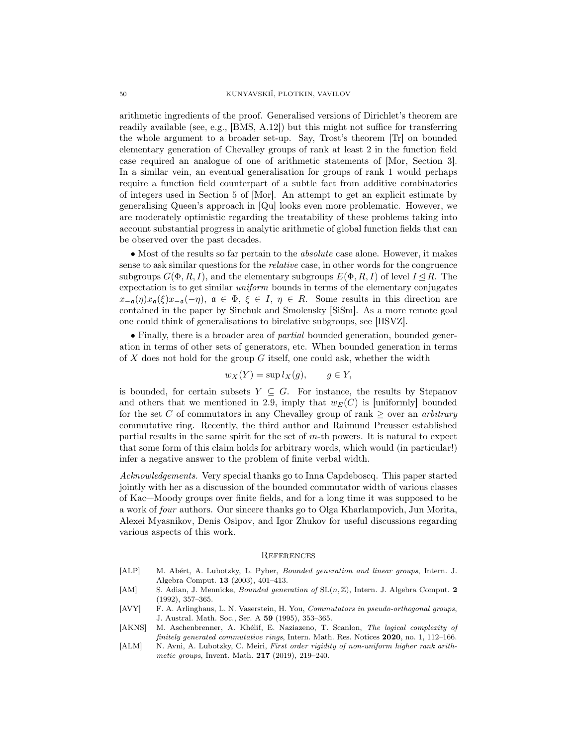arithmetic ingredients of the proof. Generalised versions of Dirichlet's theorem are readily available (see, e.g., [BMS, A.12]) but this might not suffice for transferring the whole argument to a broader set-up. Say, Trost's theorem [Tr] on bounded elementary generation of Chevalley groups of rank at least 2 in the function field case required an analogue of one of arithmetic statements of [Mor, Section 3]. In a similar vein, an eventual generalisation for groups of rank 1 would perhaps require a function field counterpart of a subtle fact from additive combinatorics of integers used in Section 5 of [Mor]. An attempt to get an explicit estimate by generalising Queen's approach in [Qu] looks even more problematic. However, we are moderately optimistic regarding the treatability of these problems taking into account substantial progress in analytic arithmetic of global function fields that can be observed over the past decades.

• Most of the results so far pertain to the *absolute* case alone. However, it makes sense to ask similar questions for the *relative* case, in other words for the congruence subgroups $G(\Phi, R, I)$, and the elementary subgroups $E(\Phi, R, I)$ of level $I \trianglelefteq R$. The expectation is to get similar *uniform* bounds in terms of the elementary conjugates $x_{-\mathfrak{a}}(\eta)x_{\mathfrak{a}}(\xi)x_{-\mathfrak{a}}(-\eta)$, $\mathfrak{a} \in \Phi$, $\xi \in I$, $\eta \in R$. Some results in this direction are contained in the paper by Sinchuk and Smolensky [SiSm]. As a more remote goal one could think of generalisations to birelative subgroups, see [HSVZ].

• Finally, there is a broader area of *partial* bounded generation, bounded generation in terms of other sets of generators, etc. When bounded generation in terms of $X$ does not hold for the group $G$ itself, one could ask, whether the width

$$w_X(Y) = \sup l_X(g), \qquad g \in Y,$$

is bounded, for certain subsets $Y \subseteq G$. For instance, the results by Stepanov and others that we mentioned in 2.9, imply that $w_E(C)$ is [uniformly] bounded for the set $C$ of commutators in any Chevalley group of rank $\geq$ over an *arbitrary* commutative ring. Recently, the third author and Raimund Preusser established partial results in the same spirit for the set of $m$-th powers. It is natural to expect that some form of this claim holds for arbitrary words, which would (in particular!) infer a negative answer to the problem of finite verbal width.

*Acknowledgements.* Very special thanks go to Inna Capdeboscq. This paper started jointly with her as a discussion of the bounded commutator width of various classes of Kac—Moody groups over finite fields, and for a long time it was supposed to be a work of *four* authors. Our sincere thanks go to Olga Kharlampovich, Jun Morita, Alexei Myasnikov, Denis Osipov, and Igor Zhukov for useful discussions regarding various aspects of this work.

## References

[ALP] M. Abért, A. Lubotzky, L. Pyber, *Bounded generation and linear groups*, Intern. J. Algebra Comput. **13** (2003), 401–413.

[AM] S. Adian, J. Mennicke, *Bounded generation of* $\mathrm{SL}(n,\mathbb{Z})$, Intern. J. Algebra Comput. **2** (1992), 357–365.

[AVY] F. A. Arlinghaus, L. N. Vaserstein, H. You, *Commutators in pseudo-orthogonal groups*, J. Austral. Math. Soc., Ser. A **59** (1995), 353–365.

[AKNS] M. Aschenbrenner, A. Khélif, E. Naziazeno, T. Scanlon, *The logical complexity of finitely generated commutative rings*, Intern. Math. Res. Notices **2020**, no. 1, 112–166.

[ALM] N. Avni, A. Lubotzky, C. Meiri, *First order rigidity of non-uniform higher rank arithmetic groups*, Invent. Math. **217** (2019), 219–240.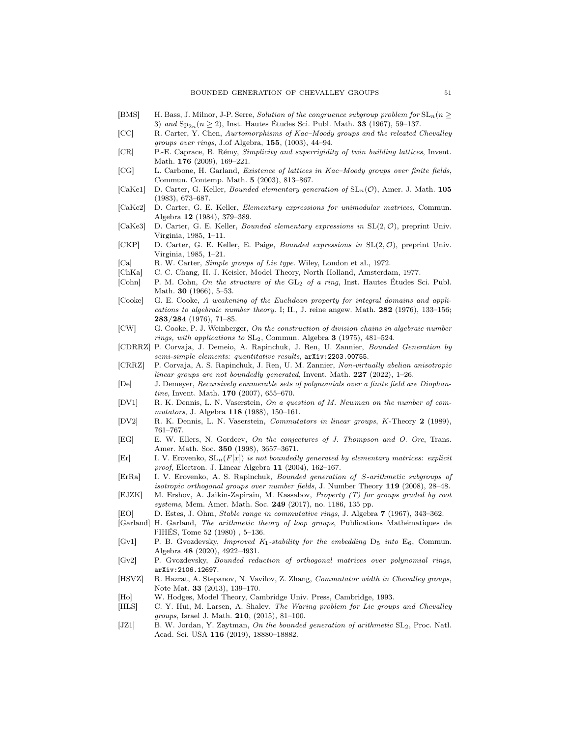[BMS] H. Bass, J. Milnor, J-P. Serre, *Solution of the congruence subgroup problem for* $\mathrm{SL}_n (n \geq 3)$ *and* $\mathrm{Sp}_{2n} (n \geq 2)$, Inst. Hautes Études Sci. Publ. Math. **33** (1967), 59–137.

[CC] R. Carter, Y. Chen, *Aurtomorphisms of Kac–Moody groups and the releated Chevalley groups over rings*, J.of Algebra, **155**, (1003), 44–94.

[CR] P.-E. Caprace, B. Rémy, *Simplicity and superrigidity of twin building lattices*, Invent. Math. **176** (2009), 169–221.

[CG] L. Carbone, H. Garland, *Existence of lattices in Kac–Moody groups over finite fields*, Commun. Contemp. Math. **5** (2003), 813–867.

[CaKe1] D. Carter, G. Keller, *Bounded elementary generation of* $\mathrm{SL}_n(\mathcal{O})$, Amer. J. Math. **105** (1983), 673–687.

[CaKe2] D. Carter, G. E. Keller, *Elementary expressions for unimodular matrices*, Commun. Algebra **12** (1984), 379–389.

[CaKe3] D. Carter, G. E. Keller, *Bounded elementary expressions in* $\mathrm{SL}(2, \mathcal{O})$, preprint Univ. Virginia, 1985, 1–11.

[CKP] D. Carter, G. E. Keller, E. Paige, *Bounded expressions in* $\mathrm{SL}(2, \mathcal{O})$, preprint Univ. Virginia, 1985, 1–21.

[Ca] R. W. Carter, *Simple groups of Lie type*. Wiley, London et al., 1972.

[ChKa] C. C. Chang, H. J. Keisler, Model Theory, North Holland, Amsterdam, 1977.

[Cohn] P. M. Cohn, *On the structure of the* $\mathrm{GL}_2$ *of a ring*, Inst. Hautes Études Sci. Publ. Math. **30** (1966), 5–53.

[Cooke] G. E. Cooke, *A weakening of the Euclidean property for integral domains and applications to algebraic number theory.* I; II., J. reine angew. Math. **282** (1976), 133–156; **283/284** (1976), 71–85.

[CW] G. Cooke, P. J. Weinberger, *On the construction of division chains in algebraic number rings, with applications to* $\mathrm{SL}_2$, Commun. Algebra **3** (1975), 481–524.

[CDRRZ] P. Corvaja, J. Demeio, A. Rapinchuk, J. Ren, U. Zannier, *Bounded Generation by semi-simple elements: quantitative results*, arXiv:2203.00755.

[CRRZ] P. Corvaja, A. S. Rapinchuk, J. Ren, U. M. Zannier, *Non-virtually abelian anisotropic linear groups are not boundedly generated*, Invent. Math. **227** (2022), 1–26.

[De] J. Demeyer, *Recursively enumerable sets of polynomials over a finite field are Diophantine*, Invent. Math. **170** (2007), 655–670.

[DV1] R. K. Dennis, L. N. Vaserstein, *On a question of M. Newman on the number of commutators*, J. Algebra **118** (1988), 150–161.

[DV2] R. K. Dennis, L. N. Vaserstein, *Commutators in linear groups*, K-Theory **2** (1989), 761–767.

[EG] E. W. Ellers, N. Gordeev, *On the conjectures of J. Thompson and O. Ore*, Trans. Amer. Math. Soc. **350** (1998), 3657–3671.

[Er] I. V. Erovenko, $\mathrm{SL}_n(F[x])$ *is not boundedly generated by elementary matrices: explicit proof*, Electron. J. Linear Algebra **11** (2004), 162–167.

[ErRa] I. V. Erovenko, A. S. Rapinchuk, *Bounded generation of S-arithmetic subgroups of isotropic orthogonal groups over number fields*, J. Number Theory **119** (2008), 28–48.

[EJZK] M. Ershov, A. Jaikin-Zapirain, M. Kassabov, *Property (T) for groups graded by root systems*, Mem. Amer. Math. Soc. **249** (2017), no. 1186, 135 pp.

[EO] D. Estes, J. Ohm, *Stable range in commutative rings*, J. Algebra **7** (1967), 343–362.

[Garland] H. Garland, *The arithmetic theory of loop groups*, Publications Mathématiques de l'IHÉS, Tome 52 (1980) , 5–136.

[Gv1] P. B. Gvozdevsky, *Improved* $K_1$*-stability for the embedding* $\mathrm{D}_5$ *into* $\mathrm{E}_6$, Commun. Algebra **48** (2020), 4922–4931.

[Gv2] P. Gvozdevsky, *Bounded reduction of orthogonal matrices over polynomial rings*, arXiv:2106.12697.

[HSVZ] R. Hazrat, A. Stepanov, N. Vavilov, Z. Zhang, *Commutator width in Chevalley groups*, Note Mat. **33** (2013), 139–170.

[Ho] W. Hodges, Model Theory, Cambridge Univ. Press, Cambridge, 1993.

[HLS] C. Y. Hui, M. Larsen, A. Shalev, *The Waring problem for Lie groups and Chevalley groups*, Israel J. Math. **210**, (2015), 81–100.

[JZ1] B. W. Jordan, Y. Zaytman, *On the bounded generation of arithmetic* $\mathrm{SL}_2$, Proc. Natl. Acad. Sci. USA **116** (2019), 18880–18882.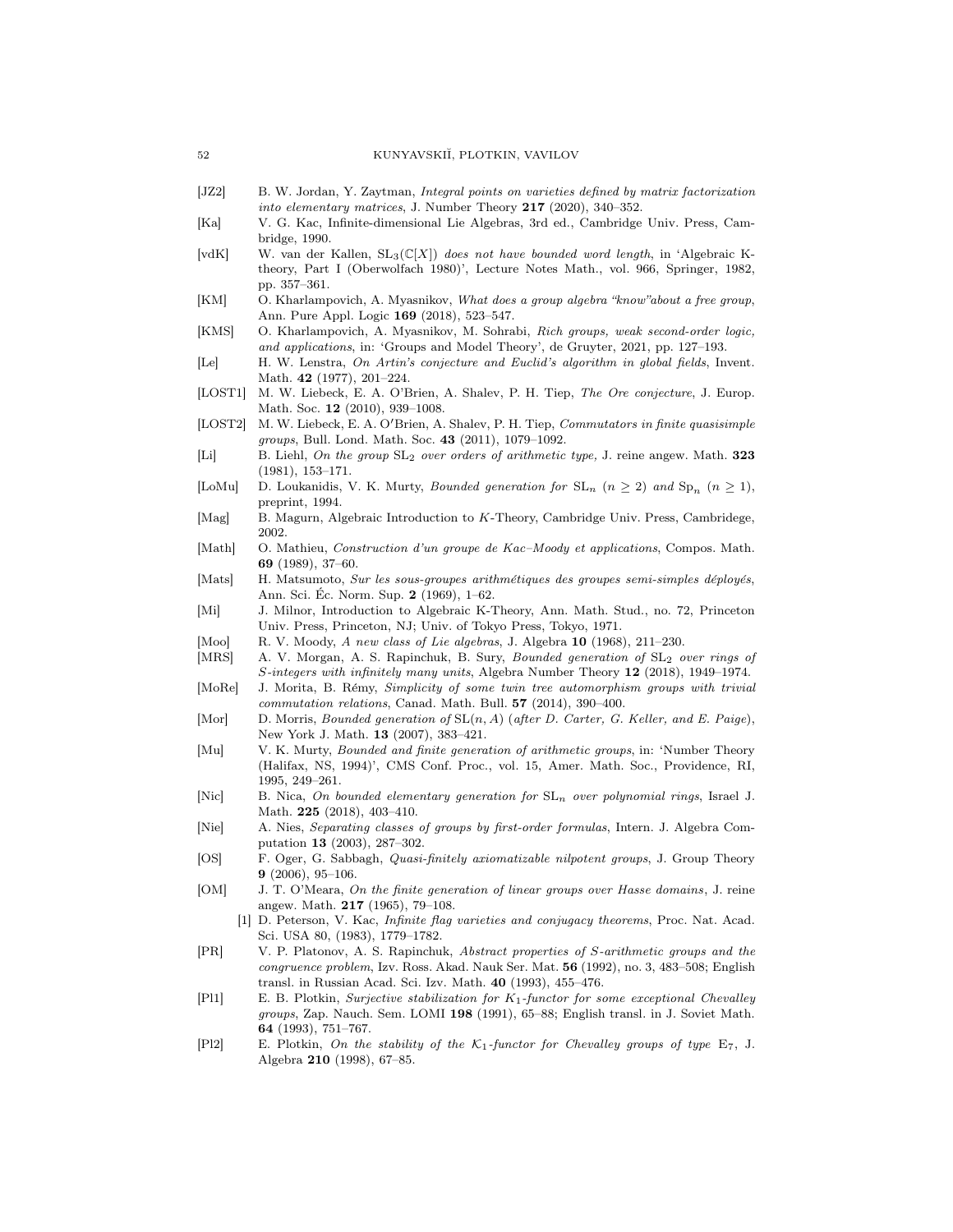[JZ2] B. W. Jordan, Y. Zaytman, *Integral points on varieties defined by matrix factorization into elementary matrices*, J. Number Theory **217** (2020), 340–352.

[Ka] V. G. Kac, Infinite-dimensional Lie Algebras, 3rd ed., Cambridge Univ. Press, Cambridge, 1990.

[vdK] W. van der Kallen, $\mathrm{SL}_3(\mathbb{C}[X])$ *does not have bounded word length*, in 'Algebraic K-theory, Part I (Oberwolfach 1980)', Lecture Notes Math., vol. 966, Springer, 1982, pp. 357–361.

[KM] O. Kharlampovich, A. Myasnikov, *What does a group algebra "know"about a free group*, Ann. Pure Appl. Logic **169** (2018), 523–547.

[KMS] O. Kharlampovich, A. Myasnikov, M. Sohrabi, *Rich groups, weak second-order logic, and applications*, in: 'Groups and Model Theory', de Gruyter, 2021, pp. 127–193.

[Le] H. W. Lenstra, *On Artin's conjecture and Euclid's algorithm in global fields*, Invent. Math. **42** (1977), 201–224.

[LOST1] M. W. Liebeck, E. A. O'Brien, A. Shalev, P. H. Tiep, *The Ore conjecture*, J. Europ. Math. Soc. **12** (2010), 939–1008.

[LOST2] M. W. Liebeck, E. A. O′Brien, A. Shalev, P. H. Tiep, *Commutators in finite quasisimple groups*, Bull. Lond. Math. Soc. **43** (2011), 1079–1092.

[Li] B. Liehl, *On the group* $\mathrm{SL}_2$ *over orders of arithmetic type,* J. reine angew. Math. **323** (1981), 153–171.

[LoMu] D. Loukanidis, V. K. Murty, *Bounded generation for* $\mathrm{SL}_n$ $(n \geq 2)$ *and* $\mathrm{Sp}_n$ $(n \geq 1)$, preprint, 1994.

[Mag] B. Magurn, Algebraic Introduction to $K$-Theory, Cambridge Univ. Press, Cambridege, 2002.

[Math] O. Mathieu, *Construction d'un groupe de Kac–Moody et applications*, Compos. Math. **69** (1989), 37–60.

[Mats] H. Matsumoto, *Sur les sous-groupes arithmétiques des groupes semi-simples déployés*, Ann. Sci. Éc. Norm. Sup. **2** (1969), 1–62.

[Mi] J. Milnor, Introduction to Algebraic K-Theory, Ann. Math. Stud., no. 72, Princeton Univ. Press, Princeton, NJ; Univ. of Tokyo Press, Tokyo, 1971.

[Moo] R. V. Moody, *A new class of Lie algebras*, J. Algebra **10** (1968), 211–230.

[MRS] A. V. Morgan, A. S. Rapinchuk, B. Sury, *Bounded generation of* $\mathrm{SL}_2$ *over rings of S-integers with infinitely many units*, Algebra Number Theory **12** (2018), 1949–1974.

[MoRe] J. Morita, B. Rémy, *Simplicity of some twin tree automorphism groups with trivial commutation relations*, Canad. Math. Bull. **57** (2014), 390–400.

[Mor] D. Morris, *Bounded generation of* $\mathrm{SL}(n, A)$ (*after D. Carter, G. Keller, and E. Paige*), New York J. Math. **13** (2007), 383–421.

[Mu] V. K. Murty, *Bounded and finite generation of arithmetic groups*, in: 'Number Theory (Halifax, NS, 1994)', CMS Conf. Proc., vol. 15, Amer. Math. Soc., Providence, RI, 1995, 249–261.

[Nic] B. Nica, *On bounded elementary generation for* $\mathrm{SL}_n$ *over polynomial rings*, Israel J. Math. **225** (2018), 403–410.

[Nie] A. Nies, *Separating classes of groups by first-order formulas*, Intern. J. Algebra Computation **13** (2003), 287–302.

[OS] F. Oger, G. Sabbagh, *Quasi-finitely axiomatizable nilpotent groups*, J. Group Theory **9** (2006), 95–106.

[OM] J. T. O'Meara, *On the finite generation of linear groups over Hasse domains*, J. reine angew. Math. **217** (1965), 79–108.

[1] D. Peterson, V. Kac, *Infinite flag varieties and conjugacy theorems*, Proc. Nat. Acad. Sci. USA 80, (1983), 1779–1782.

[PR] V. P. Platonov, A. S. Rapinchuk, *Abstract properties of S-arithmetic groups and the congruence problem*, Izv. Ross. Akad. Nauk Ser. Mat. **56** (1992), no. 3, 483–508; English transl. in Russian Acad. Sci. Izv. Math. **40** (1993), 455–476.

[Pl1] E. B. Plotkin, *Surjective stabilization for* $K_1$*-functor for some exceptional Chevalley groups*, Zap. Nauch. Sem. LOMI **198** (1991), 65–88; English transl. in J. Soviet Math. **64** (1993), 751–767.

[Pl2] E. Plotkin, *On the stability of the* $\mathcal{K}_1$*-functor for Chevalley groups of type* $\mathrm{E}_7$, J. Algebra **210** (1998), 67–85.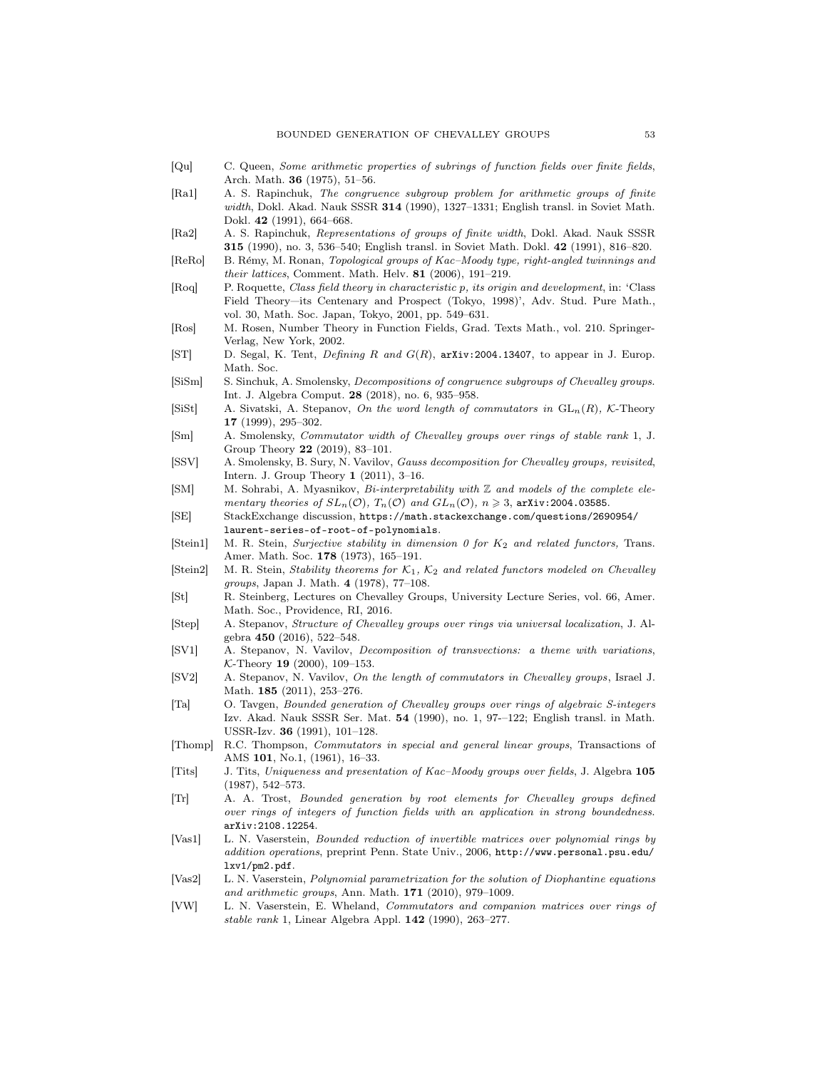[Qu] C. Queen, *Some arithmetic properties of subrings of function fields over finite fields*, Arch. Math. **36** (1975), 51–56.

[Ra1] A. S. Rapinchuk, *The congruence subgroup problem for arithmetic groups of finite width*, Dokl. Akad. Nauk SSSR **314** (1990), 1327–1331; English transl. in Soviet Math. Dokl. **42** (1991), 664–668.

[Ra2] A. S. Rapinchuk, *Representations of groups of finite width*, Dokl. Akad. Nauk SSSR **315** (1990), no. 3, 536–540; English transl. in Soviet Math. Dokl. **42** (1991), 816–820.

[ReRo] B. Rémy, M. Ronan, *Topological groups of Kac–Moody type, right-angled twinnings and their lattices*, Comment. Math. Helv. **81** (2006), 191–219.

[Roq] P. Roquette, *Class field theory in characteristic p, its origin and development*, in: 'Class Field Theory—its Centenary and Prospect (Tokyo, 1998)', Adv. Stud. Pure Math., vol. 30, Math. Soc. Japan, Tokyo, 2001, pp. 549–631.

[Ros] M. Rosen, Number Theory in Function Fields, Grad. Texts Math., vol. 210. Springer-Verlag, New York, 2002.

[ST] D. Segal, K. Tent, *Defining R and G(R)*, arXiv:2004.13407, to appear in J. Europ. Math. Soc.

[SiSm] S. Sinchuk, A. Smolensky, *Decompositions of congruence subgroups of Chevalley groups*. Int. J. Algebra Comput. **28** (2018), no. 6, 935–958.

[SiSt] A. Sivatski, A. Stepanov, *On the word length of commutators in* $\mathrm{GL}_n(R)$, $\mathcal{K}$-Theory **17** (1999), 295–302.

[Sm] A. Smolensky, *Commutator width of Chevalley groups over rings of stable rank* 1, J. Group Theory **22** (2019), 83–101.

[SSV] A. Smolensky, B. Sury, N. Vavilov, *Gauss decomposition for Chevalley groups, revisited*, Intern. J. Group Theory **1** (2011), 3–16.

[SM] M. Sohrabi, A. Myasnikov, *Bi-interpretability with* $\mathbb{Z}$ *and models of the complete elementary theories of* $SL_n(\mathcal{O})$, $T_n(\mathcal{O})$ *and* $GL_n(\mathcal{O})$, $n \geqslant 3$, arXiv:2004.03585.

[SE] StackExchange discussion, https://math.stackexchange.com/questions/2690954/laurent-series-of-root-of-polynomials.

[Stein1] M. R. Stein, *Surjective stability in dimension 0 for* $K_2$ *and related functors,* Trans. Amer. Math. Soc. **178** (1973), 165–191.

[Stein2] M. R. Stein, *Stability theorems for* $\mathcal{K}_1$, $\mathcal{K}_2$ *and related functors modeled on Chevalley groups*, Japan J. Math. **4** (1978), 77–108.

[St] R. Steinberg, Lectures on Chevalley Groups, University Lecture Series, vol. 66, Amer. Math. Soc., Providence, RI, 2016.

[Step] A. Stepanov, *Structure of Chevalley groups over rings via universal localization*, J. Algebra **450** (2016), 522–548.

[SV1] A. Stepanov, N. Vavilov, *Decomposition of transvections: a theme with variations*, $\mathcal{K}$-Theory **19** (2000), 109–153.

[SV2] A. Stepanov, N. Vavilov, *On the length of commutators in Chevalley groups*, Israel J. Math. **185** (2011), 253–276.

[Ta] O. Tavgen, *Bounded generation of Chevalley groups over rings of algebraic S-integers* Izv. Akad. Nauk SSSR Ser. Mat. **54** (1990), no. 1, 97-–122; English transl. in Math. USSR-Izv. **36** (1991), 101–128.

[Thomp] R.C. Thompson, *Commutators in special and general linear groups*, Transactions of AMS **101**, No.1, (1961), 16–33.

[Tits] J. Tits, *Uniqueness and presentation of Kac–Moody groups over fields*, J. Algebra **105** (1987), 542–573.

[Tr] A. A. Trost, *Bounded generation by root elements for Chevalley groups defined over rings of integers of function fields with an application in strong boundedness.* arXiv:2108.12254.

[Vas1] L. N. Vaserstein, *Bounded reduction of invertible matrices over polynomial rings by addition operations*, preprint Penn. State Univ., 2006, http://www.personal.psu.edu/lxv1/pm2.pdf.

[Vas2] L. N. Vaserstein, *Polynomial parametrization for the solution of Diophantine equations and arithmetic groups*, Ann. Math. **171** (2010), 979–1009.

[VW] L. N. Vaserstein, E. Wheland, *Commutators and companion matrices over rings of stable rank* 1, Linear Algebra Appl. **142** (1990), 263–277.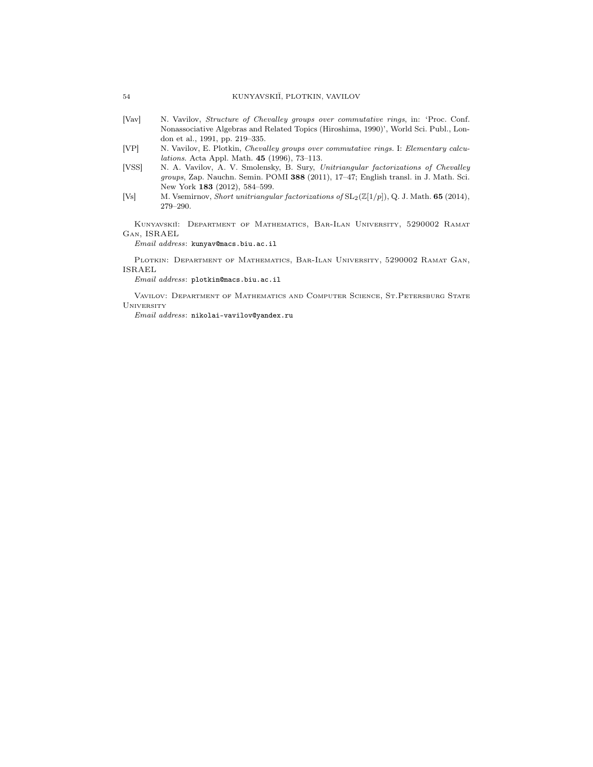[Vav] N. Vavilov, *Structure of Chevalley groups over commutative rings*, in: 'Proc. Conf. Nonassociative Algebras and Related Topics (Hiroshima, 1990)', World Sci. Publ., London et al., 1991, pp. 219–335.

[VP] N. Vavilov, E. Plotkin, *Chevalley groups over commutative rings.* I: *Elementary calculations*. Acta Appl. Math. **45** (1996), 73–113.

[VSS] N. A. Vavilov, A. V. Smolensky, B. Sury, *Unitriangular factorizations of Chevalley groups*, Zap. Nauchn. Semin. POMI **388** (2011), 17–47; English transl. in J. Math. Sci. New York **183** (2012), 584–599.

[Vs] M. Vsemirnov, *Short unitriangular factorizations of* $\mathrm{SL}_2(\mathbb{Z}[1/p])$, Q. J. Math. **65** (2014), 279–290.

Kunyavskiĭ: Department of Mathematics, Bar-Ilan University, 5290002 Ramat Gan, ISRAEL

*Email address*: kunyav@macs.biu.ac.il

Plotkin: Department of Mathematics, Bar-Ilan University, 5290002 Ramat Gan, ISRAEL

*Email address*: plotkin@macs.biu.ac.il

Vavilov: Department of Mathematics and Computer Science, St.Petersburg State University

*Email address*: nikolai-vavilov@yandex.ru